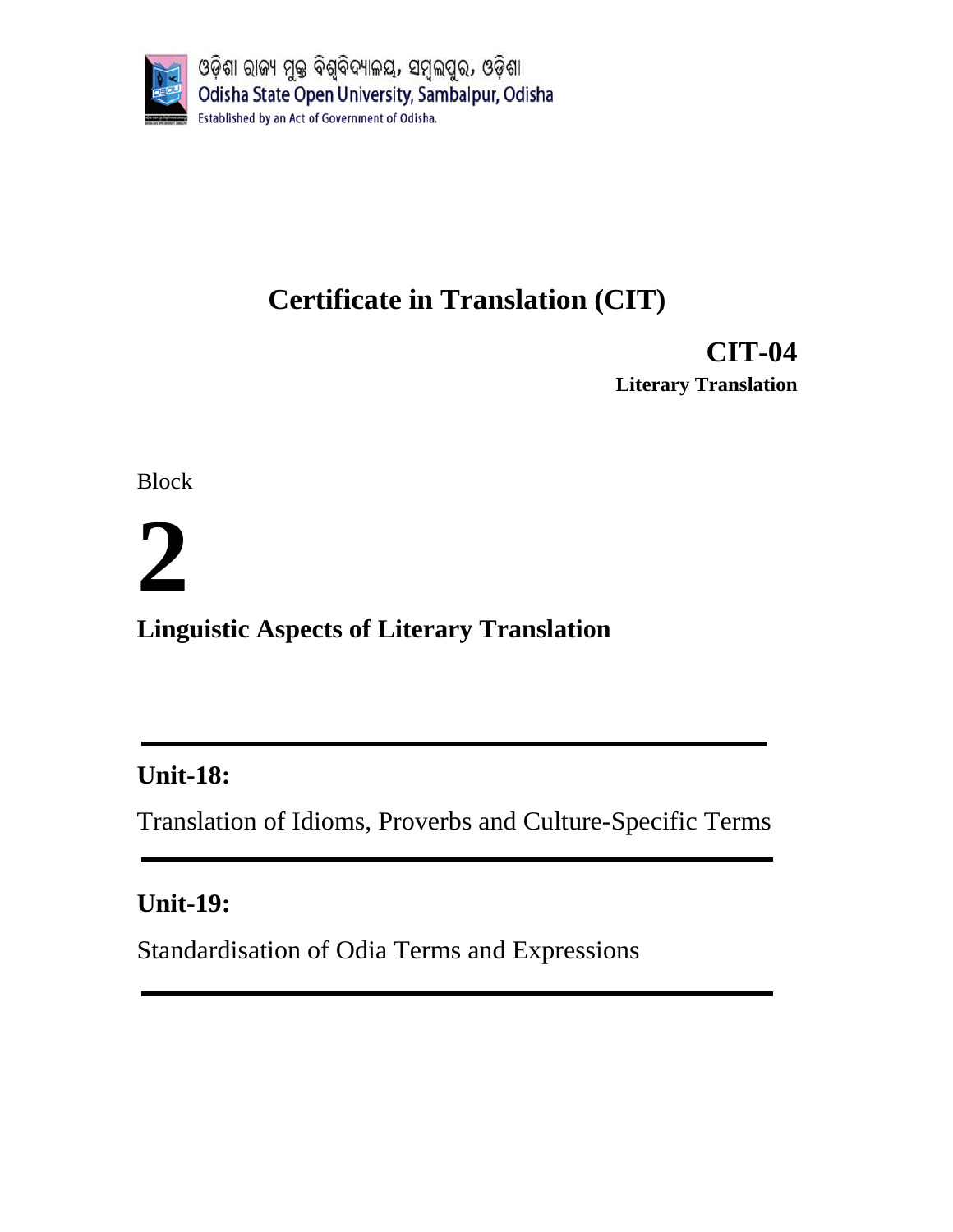ଓଡ଼ିଶା ରାଜ୍ୟ ମୁକ୍ତ ବିଶ୍ୱବିଦ୍ୟାଳୟ, ସମ୍ବଲପୁର, ଓଡ଼ିଶା

Odisha State Open University, Sambalpur, Odisha

Established by an Act of Government of Odisha.

# Certificate in Translation (CIT)

## CIT-04

**Literary Translation**

Block

# 2

## Linguistic Aspects of Literary Translation

---

**Unit-18:**

Translation of Idioms, Proverbs and Culture-Specific Terms

---

**Unit-19:**

Standardisation of Odia Terms and Expressions

---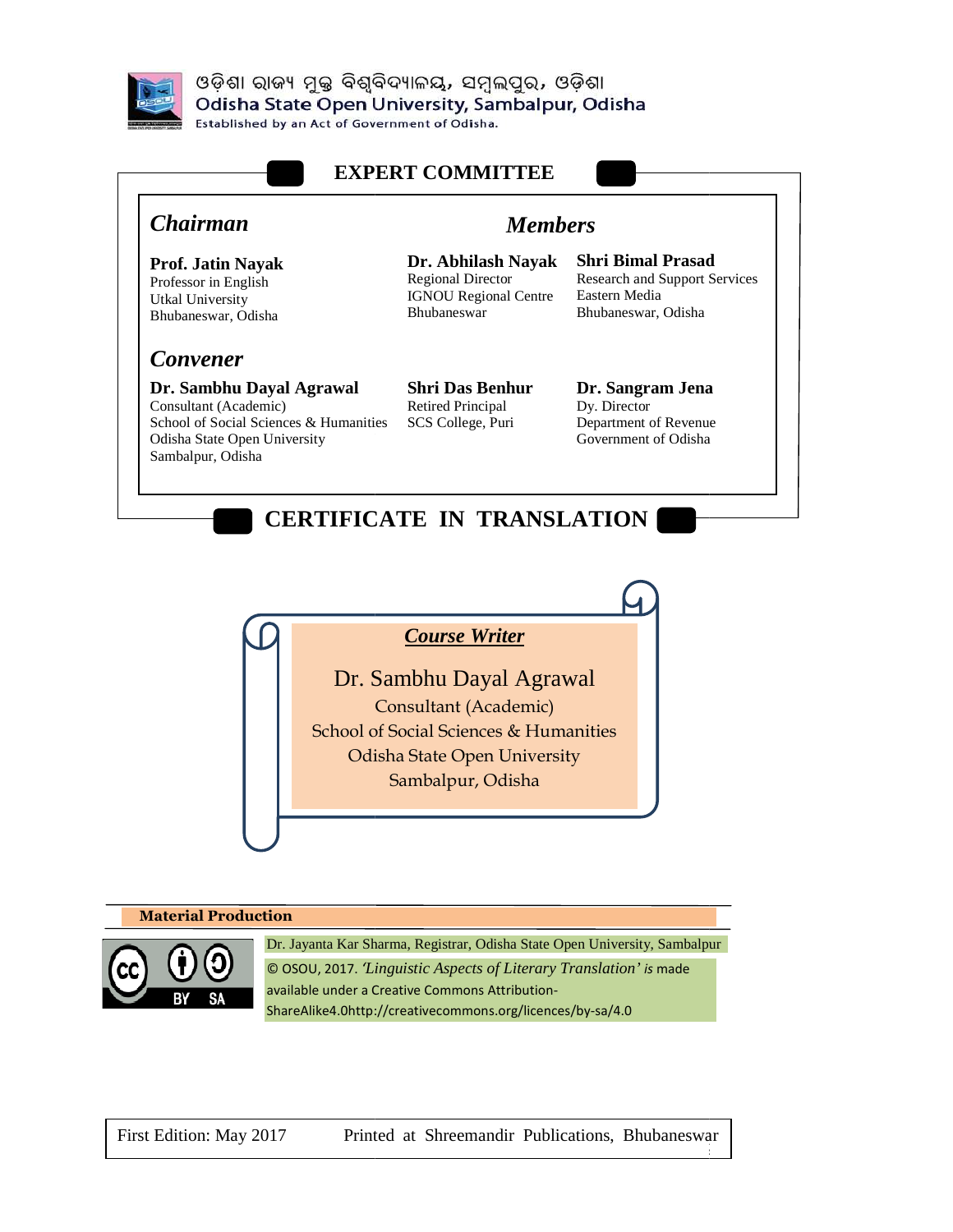ଓଡ଼ିଶା ରାଜ୍ୟ ମୁକ୍ତ ବିଶ୍ୱବିଦ୍ୟାଳୟ, ସମ୍ବଲପୁର, ଓଡ଼ିଶା
Odisha State Open University, Sambalpur, Odisha
Established by an Act of Government of Odisha.

## EXPERT COMMITTEE

### *Chairman*

**Prof. Jatin Nayak**
Professor in English
Utkal University
Bhubaneswar, Odisha

### *Convener*

**Dr. Sambhu Dayal Agrawal**
Consultant (Academic)
School of Social Sciences & Humanities
Odisha State Open University
Sambalpur, Odisha

### *Members*

**Dr. Abhilash Nayak**
Regional Director
IGNOU Regional Centre
Bhubaneswar

**Shri Bimal Prasad**
Research and Support Services
Eastern Media
Bhubaneswar, Odisha

**Shri Das Benhur**
Retired Principal
SCS College, Puri

**Dr. Sangram Jena**
Dy. Director
Department of Revenue
Government of Odisha

## CERTIFICATE IN TRANSLATION

***Course Writer***

Dr. Sambhu Dayal Agrawal
Consultant (Academic)
School of Social Sciences & Humanities
Odisha State Open University
Sambalpur, Odisha

**Material Production**

Dr. Jayanta Kar Sharma, Registrar, Odisha State Open University, Sambalpur

© OSOU, 2017. *'Linguistic Aspects of Literary Translation'* is made available under a Creative Commons Attribution-ShareAlike4.0http://creativecommons.org/licences/by-sa/4.0

First Edition: May 2017 Printed at Shreemandir Publications, Bhubaneswar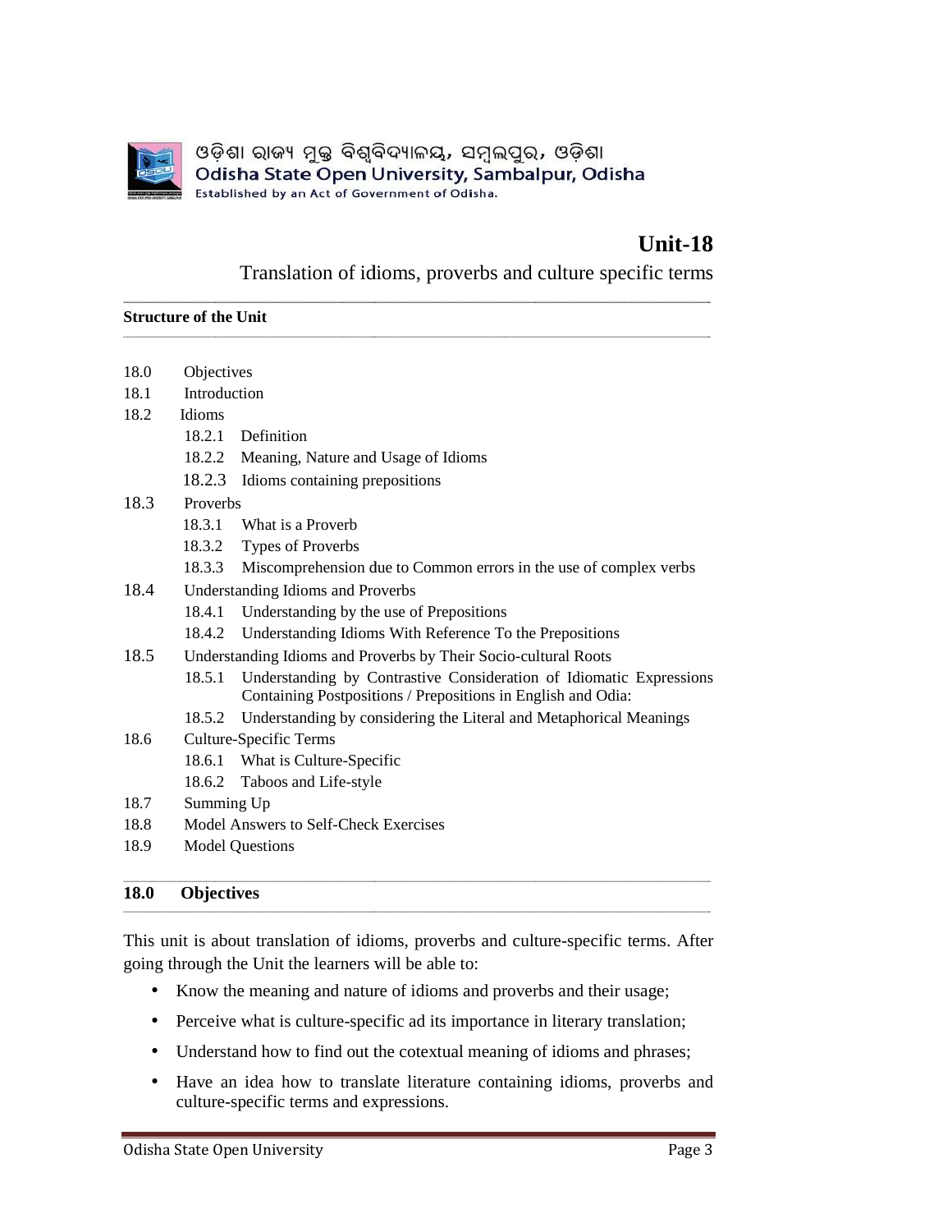ଓଡ଼ିଶା ରାଜ୍ୟ ମୁକ୍ତ ବିଶ୍ୱବିଦ୍ୟାଳୟ, ସମ୍ବଲପୁର, ଓଡ଼ିଶା
Odisha State Open University, Sambalpur, Odisha
Established by an Act of Government of Odisha.

# Unit-18

## Translation of idioms, proverbs and culture specific terms

**Structure of the Unit**

- 18.0 Objectives
- 18.1 Introduction
- 18.2 Idioms
  - 18.2.1 Definition
  - 18.2.2 Meaning, Nature and Usage of Idioms
  - 18.2.3 Idioms containing prepositions
- 18.3 Proverbs
  - 18.3.1 What is a Proverb
  - 18.3.2 Types of Proverbs
  - 18.3.3 Miscomprehension due to Common errors in the use of complex verbs
- 18.4 Understanding Idioms and Proverbs
  - 18.4.1 Understanding by the use of Prepositions
  - 18.4.2 Understanding Idioms With Reference To the Prepositions
- 18.5 Understanding Idioms and Proverbs by Their Socio-cultural Roots
  - 18.5.1 Understanding by Contrastive Consideration of Idiomatic Expressions Containing Postpositions / Prepositions in English and Odia:
  - 18.5.2 Understanding by considering the Literal and Metaphorical Meanings
- 18.6 Culture-Specific Terms
  - 18.6.1 What is Culture-Specific
  - 18.6.2 Taboos and Life-style
- 18.7 Summing Up
- 18.8 Model Answers to Self-Check Exercises
- 18.9 Model Questions

## 18.0 Objectives

This unit is about translation of idioms, proverbs and culture-specific terms. After going through the Unit the learners will be able to:

- Know the meaning and nature of idioms and proverbs and their usage;
- Perceive what is culture-specific ad its importance in literary translation;
- Understand how to find out the cotextual meaning of idioms and phrases;
- Have an idea how to translate literature containing idioms, proverbs and culture-specific terms and expressions.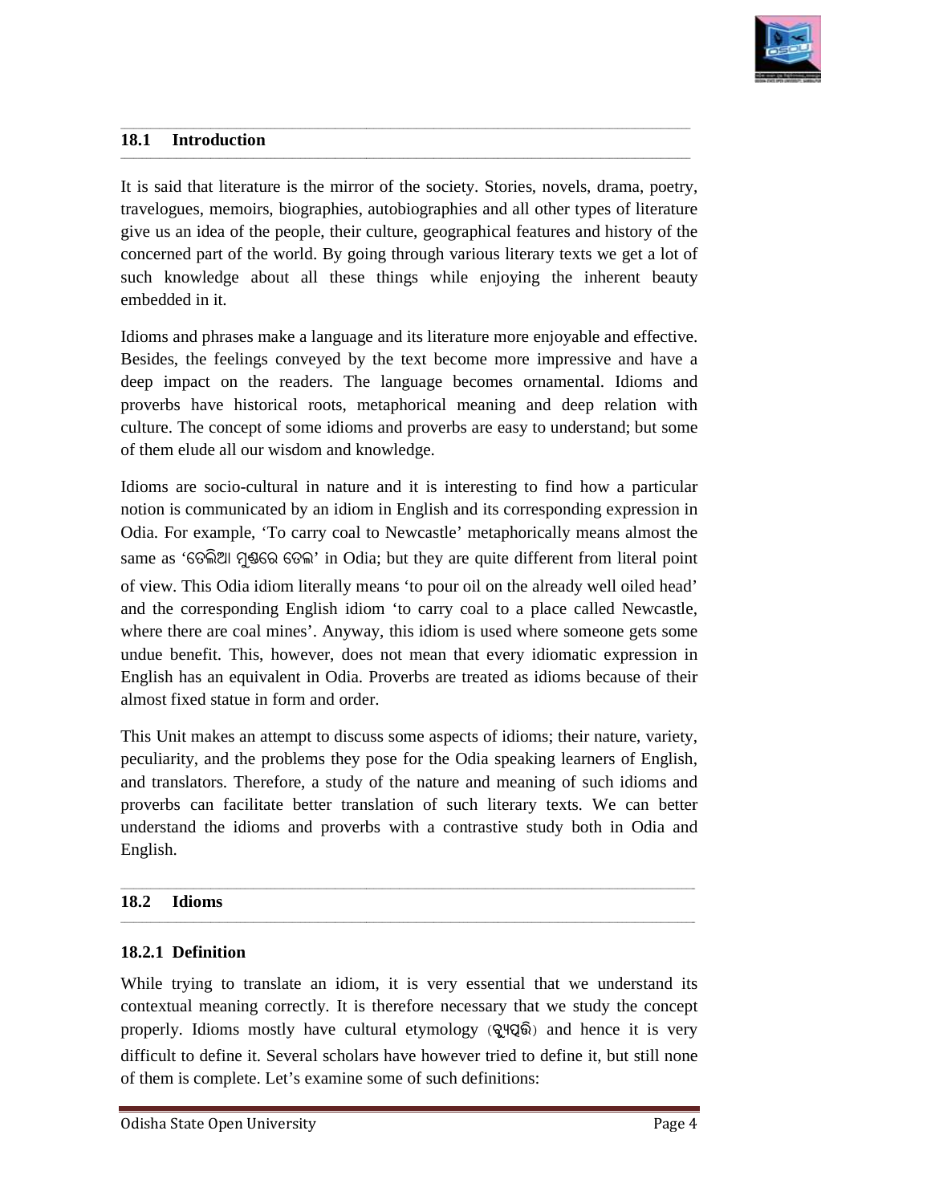## 18.1 Introduction

It is said that literature is the mirror of the society. Stories, novels, drama, poetry, travelogues, memoirs, biographies, autobiographies and all other types of literature give us an idea of the people, their culture, geographical features and history of the concerned part of the world. By going through various literary texts we get a lot of such knowledge about all these things while enjoying the inherent beauty embedded in it.

Idioms and phrases make a language and its literature more enjoyable and effective. Besides, the feelings conveyed by the text become more impressive and have a deep impact on the readers. The language becomes ornamental. Idioms and proverbs have historical roots, metaphorical meaning and deep relation with culture. The concept of some idioms and proverbs are easy to understand; but some of them elude all our wisdom and knowledge.

Idioms are socio-cultural in nature and it is interesting to find how a particular notion is communicated by an idiom in English and its corresponding expression in Odia. For example, 'To carry coal to Newcastle' metaphorically means almost the same as 'ତେଲିଆ ମୁଣ୍ଡରେ ତେଲ' in Odia; but they are quite different from literal point of view. This Odia idiom literally means 'to pour oil on the already well oiled head' and the corresponding English idiom 'to carry coal to a place called Newcastle, where there are coal mines'. Anyway, this idiom is used where someone gets some undue benefit. This, however, does not mean that every idiomatic expression in English has an equivalent in Odia. Proverbs are treated as idioms because of their almost fixed statue in form and order.

This Unit makes an attempt to discuss some aspects of idioms; their nature, variety, peculiarity, and the problems they pose for the Odia speaking learners of English, and translators. Therefore, a study of the nature and meaning of such idioms and proverbs can facilitate better translation of such literary texts. We can better understand the idioms and proverbs with a contrastive study both in Odia and English.

## 18.2 Idioms

### 18.2.1 Definition

While trying to translate an idiom, it is very essential that we understand its contextual meaning correctly. It is therefore necessary that we study the concept properly. Idioms mostly have cultural etymology (ବ୍ୟୁତ୍ପତ୍ତି) and hence it is very difficult to define it. Several scholars have however tried to define it, but still none of them is complete. Let's examine some of such definitions: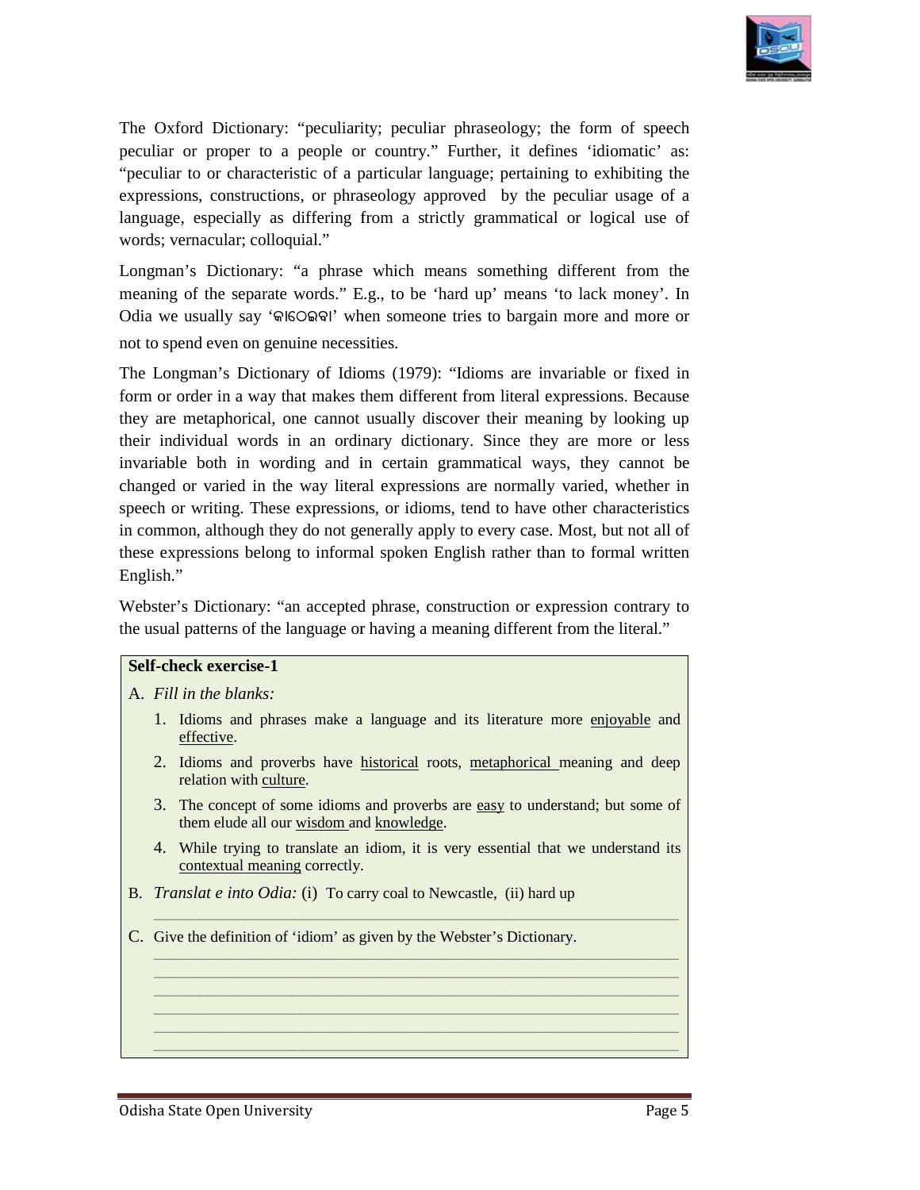The Oxford Dictionary: "peculiarity; peculiar phraseology; the form of speech peculiar or proper to a people or country." Further, it defines 'idiomatic' as: "peculiar to or characteristic of a particular language; pertaining to exhibiting the expressions, constructions, or phraseology approved by the peculiar usage of a language, especially as differing from a strictly grammatical or logical use of words; vernacular; colloquial."

Longman's Dictionary: "a phrase which means something different from the meaning of the separate words." E.g., to be 'hard up' means 'to lack money'. In Odia we usually say 'କାଠେଭିକା' when someone tries to bargain more and more or not to spend even on genuine necessities.

The Longman's Dictionary of Idioms (1979): "Idioms are invariable or fixed in form or order in a way that makes them different from literal expressions. Because they are metaphorical, one cannot usually discover their meaning by looking up their individual words in an ordinary dictionary. Since they are more or less invariable both in wording and in certain grammatical ways, they cannot be changed or varied in the way literal expressions are normally varied, whether in speech or writing. These expressions, or idioms, tend to have other characteristics in common, although they do not generally apply to every case. Most, but not all of these expressions belong to informal spoken English rather than to formal written English."

Webster's Dictionary: "an accepted phrase, construction or expression contrary to the usual patterns of the language or having a meaning different from the literal."

**Self-check exercise-1**

A. *Fill in the blanks:*

1. Idioms and phrases make a language and its literature more enjoyable and effective.
2. Idioms and proverbs have historical roots, metaphorical meaning and deep relation with culture.
3. The concept of some idioms and proverbs are easy to understand; but some of them elude all our wisdom and knowledge.
4. While trying to translate an idiom, it is very essential that we understand its contextual meaning correctly.

B. *Translat e into Odia:* (i) To carry coal to Newcastle, (ii) hard up

______________________________________________________________

C. Give the definition of 'idiom' as given by the Webster's Dictionary.

______________________________________________________________
______________________________________________________________
______________________________________________________________
______________________________________________________________
______________________________________________________________
______________________________________________________________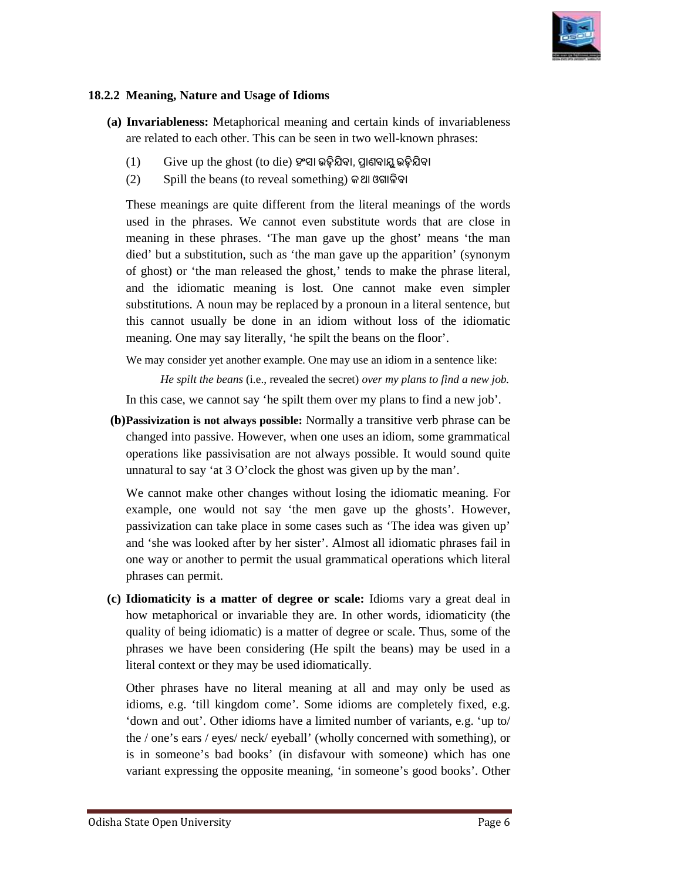### 18.2.2 Meaning, Nature and Usage of Idioms

**(a) Invariableness:** Metaphorical meaning and certain kinds of invariableness are related to each other. This can be seen in two well-known phrases:

(1) Give up the ghost (to die) ହଂସା ଉଡ଼ିଯିବା, ପ୍ରାଣବାୟୁ ଉଡ଼ିଯିବା

(2) Spill the beans (to reveal something) କଥା ଓଗାଳିବା

These meanings are quite different from the literal meanings of the words used in the phrases. We cannot even substitute words that are close in meaning in these phrases. 'The man gave up the ghost' means 'the man died' but a substitution, such as 'the man gave up the apparition' (synonym of ghost) or 'the man released the ghost,' tends to make the phrase literal, and the idiomatic meaning is lost. One cannot make even simpler substitutions. A noun may be replaced by a pronoun in a literal sentence, but this cannot usually be done in an idiom without loss of the idiomatic meaning. One may say literally, 'he spilt the beans on the floor'.

We may consider yet another example. One may use an idiom in a sentence like:

*He spilt the beans* (i.e., revealed the secret) *over my plans to find a new job.*

In this case, we cannot say 'he spilt them over my plans to find a new job'.

**(b) Passivization is not always possible:** Normally a transitive verb phrase can be changed into passive. However, when one uses an idiom, some grammatical operations like passivisation are not always possible. It would sound quite unnatural to say 'at 3 O'clock the ghost was given up by the man'.

We cannot make other changes without losing the idiomatic meaning. For example, one would not say 'the men gave up the ghosts'. However, passivization can take place in some cases such as 'The idea was given up' and 'she was looked after by her sister'. Almost all idiomatic phrases fail in one way or another to permit the usual grammatical operations which literal phrases can permit.

**(c) Idiomaticity is a matter of degree or scale:** Idioms vary a great deal in how metaphorical or invariable they are. In other words, idiomaticity (the quality of being idiomatic) is a matter of degree or scale. Thus, some of the phrases we have been considering (He spilt the beans) may be used in a literal context or they may be used idiomatically.

Other phrases have no literal meaning at all and may only be used as idioms, e.g. 'till kingdom come'. Some idioms are completely fixed, e.g. 'down and out'. Other idioms have a limited number of variants, e.g. 'up to/ the / one's ears / eyes/ neck/ eyeball' (wholly concerned with something), or is in someone's bad books' (in disfavour with someone) which has one variant expressing the opposite meaning, 'in someone's good books'. Other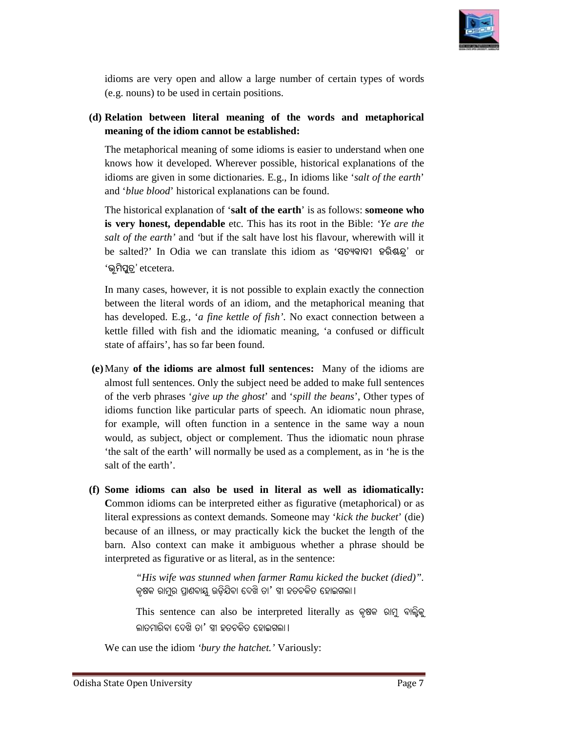idioms are very open and allow a large number of certain types of words (e.g. nouns) to be used in certain positions.

**(d) Relation between literal meaning of the words and metaphorical meaning of the idiom cannot be established:**

The metaphorical meaning of some idioms is easier to understand when one knows how it developed. Wherever possible, historical explanations of the idioms are given in some dictionaries. E.g., In idioms like '*salt of the earth*' and '*blue blood*' historical explanations can be found.

The historical explanation of '**salt of the earth**' is as follows: **someone who is very honest, dependable** etc. This has its root in the Bible: *'Ye are the salt of the earth'* and 'but if the salt have lost his flavour, wherewith will it be salted?' In Odia we can translate this idiom as 'ସତ୍ୟବାଦୀ ହରିଶ୍ଚନ୍ଦ୍ର' or 'ଭୂମିପୁତ୍ର' etcetera.

In many cases, however, it is not possible to explain exactly the connection between the literal words of an idiom, and the metaphorical meaning that has developed. E.g., '*a fine kettle of fish'*. No exact connection between a kettle filled with fish and the idiomatic meaning, 'a confused or difficult state of affairs', has so far been found.

**(e)** Many **of the idioms are almost full sentences:** Many of the idioms are almost full sentences. Only the subject need be added to make full sentences of the verb phrases '*give up the ghost*' and '*spill the beans*', Other types of idioms function like particular parts of speech. An idiomatic noun phrase, for example, will often function in a sentence in the same way a noun would, as subject, object or complement. Thus the idiomatic noun phrase 'the salt of the earth' will normally be used as a complement, as in 'he is the salt of the earth'.

**(f) Some idioms can also be used in literal as well as idiomatically: C**ommon idioms can be interpreted either as figurative (metaphorical) or as literal expressions as context demands. Someone may '*kick the bucket*' (die) because of an illness, or may practically kick the bucket the length of the barn. Also context can make it ambiguous whether a phrase should be interpreted as figurative or as literal, as in the sentence:

> *"His wife was stunned when farmer Ramu kicked the bucket (died)".* କୃଷକ ରାମୁର ପ୍ରାଣବାୟୁ ଉଡ଼ିଯିବା ଦେଖି ତା' ସ୍ତ୍ରୀ ହତଚକିତ ହୋଇଗଲା ।
>
> This sentence can also be interpreted literally as କୃଷକ ରାମୁ ବାଲ୍ଟିକୁ ଲାତମାରିବା ଦେଖି ତା' ସ୍ତ୍ରୀ ହତଚକିତ ହୋଇଗଲା ।

We can use the idiom *'bury the hatchet.'* Variously: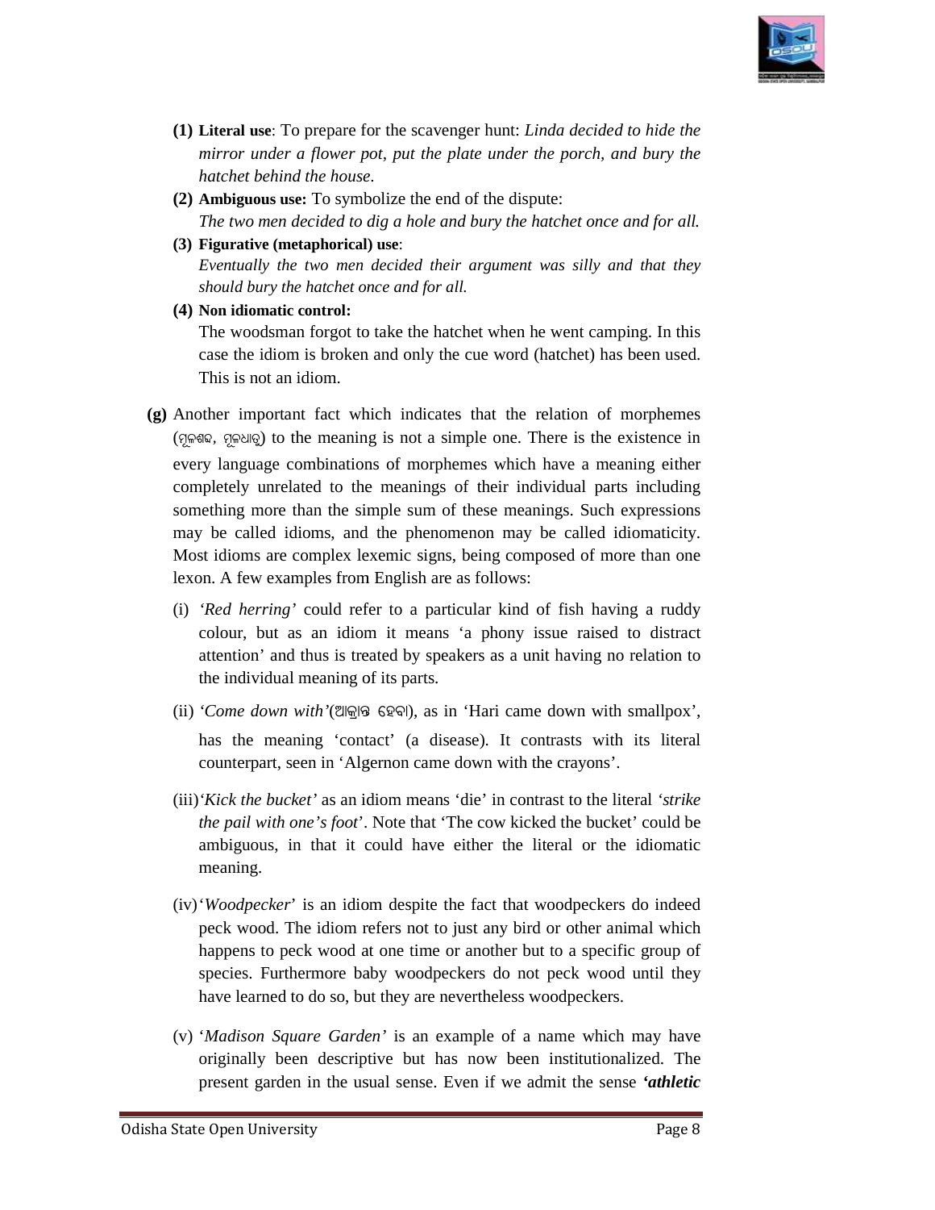**(1) Literal use**: To prepare for the scavenger hunt: *Linda decided to hide the mirror under a flower pot, put the plate under the porch, and bury the hatchet behind the house.*

**(2) Ambiguous use:** To symbolize the end of the dispute:
*The two men decided to dig a hole and bury the hatchet once and for all.*

**(3) Figurative (metaphorical) use**:
*Eventually the two men decided their argument was silly and that they should bury the hatchet once and for all.*

**(4) Non idiomatic control:**
The woodsman forgot to take the hatchet when he went camping. In this case the idiom is broken and only the cue word (hatchet) has been used. This is not an idiom.

**(g)** Another important fact which indicates that the relation of morphemes (ମୂଳଶବ୍ଦ, ମୂଳଧାତୁ) to the meaning is not a simple one. There is the existence in every language combinations of morphemes which have a meaning either completely unrelated to the meanings of their individual parts including something more than the simple sum of these meanings. Such expressions may be called idioms, and the phenomenon may be called idiomaticity. Most idioms are complex lexemic signs, being composed of more than one lexon. A few examples from English are as follows:

(i) *'Red herring'* could refer to a particular kind of fish having a ruddy colour, but as an idiom it means 'a phony issue raised to distract attention' and thus is treated by speakers as a unit having no relation to the individual meaning of its parts.

(ii) *'Come down with'*(ଆକ୍ରାନ୍ତ ହେବା), as in 'Hari came down with smallpox', has the meaning 'contact' (a disease). It contrasts with its literal counterpart, seen in 'Algernon came down with the crayons'.

(iii)*'Kick the bucket'* as an idiom means 'die' in contrast to the literal *'strike the pail with one's foot*'. Note that 'The cow kicked the bucket' could be ambiguous, in that it could have either the literal or the idiomatic meaning.

(iv)'*Woodpecker*' is an idiom despite the fact that woodpeckers do indeed peck wood. The idiom refers not to just any bird or other animal which happens to peck wood at one time or another but to a specific group of species. Furthermore baby woodpeckers do not peck wood until they have learned to do so, but they are nevertheless woodpeckers.

(v) '*Madison Square Garden'* is an example of a name which may have originally been descriptive but has now been institutionalized. The present garden in the usual sense. Even if we admit the sense ***'athletic***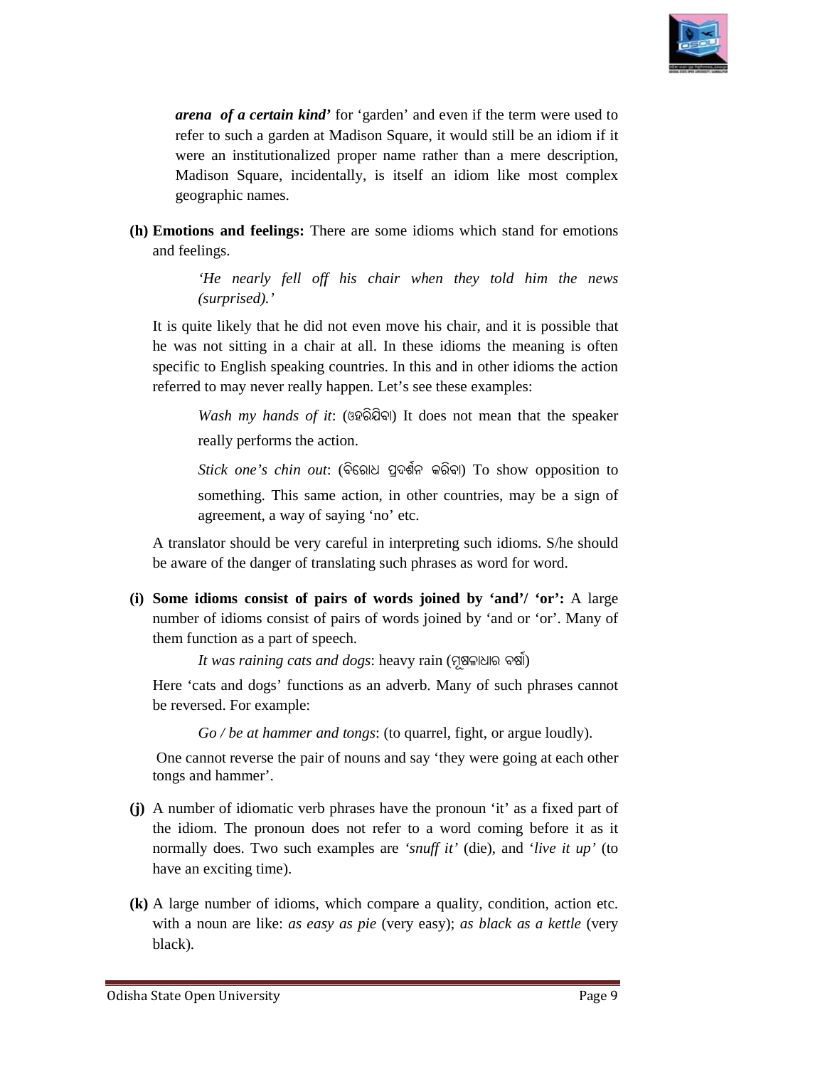***arena of a certain kind'*** for 'garden' and even if the term were used to refer to such a garden at Madison Square, it would still be an idiom if it were an institutionalized proper name rather than a mere description, Madison Square, incidentally, is itself an idiom like most complex geographic names.

**(h) Emotions and feelings:** There are some idioms which stand for emotions and feelings.

> *'He nearly fell off his chair when they told him the news (surprised).'*

It is quite likely that he did not even move his chair, and it is possible that he was not sitting in a chair at all. In these idioms the meaning is often specific to English speaking countries. In this and in other idioms the action referred to may never really happen. Let's see these examples:

> *Wash my hands of it*: (ଓହରିଯିବା) It does not mean that the speaker really performs the action.
>
> *Stick one's chin out*: (ବିରୋଧ ପ୍ରଦର୍ଶନ କରିବା) To show opposition to something. This same action, in other countries, may be a sign of agreement, a way of saying 'no' etc.

A translator should be very careful in interpreting such idioms. S/he should be aware of the danger of translating such phrases as word for word.

**(i) Some idioms consist of pairs of words joined by 'and'/ 'or':** A large number of idioms consist of pairs of words joined by 'and or 'or'. Many of them function as a part of speech.

> *It was raining cats and dogs*: heavy rain (ମୁଷଳାଧାର ବର୍ଷା)

Here 'cats and dogs' functions as an adverb. Many of such phrases cannot be reversed. For example:

> *Go / be at hammer and tongs*: (to quarrel, fight, or argue loudly).

One cannot reverse the pair of nouns and say 'they were going at each other tongs and hammer'.

**(j)** A number of idiomatic verb phrases have the pronoun 'it' as a fixed part of the idiom. The pronoun does not refer to a word coming before it as it normally does. Two such examples are *'snuff it'* (die), and '*live it up'* (to have an exciting time).

**(k)** A large number of idioms, which compare a quality, condition, action etc. with a noun are like: *as easy as pie* (very easy); *as black as a kettle* (very black).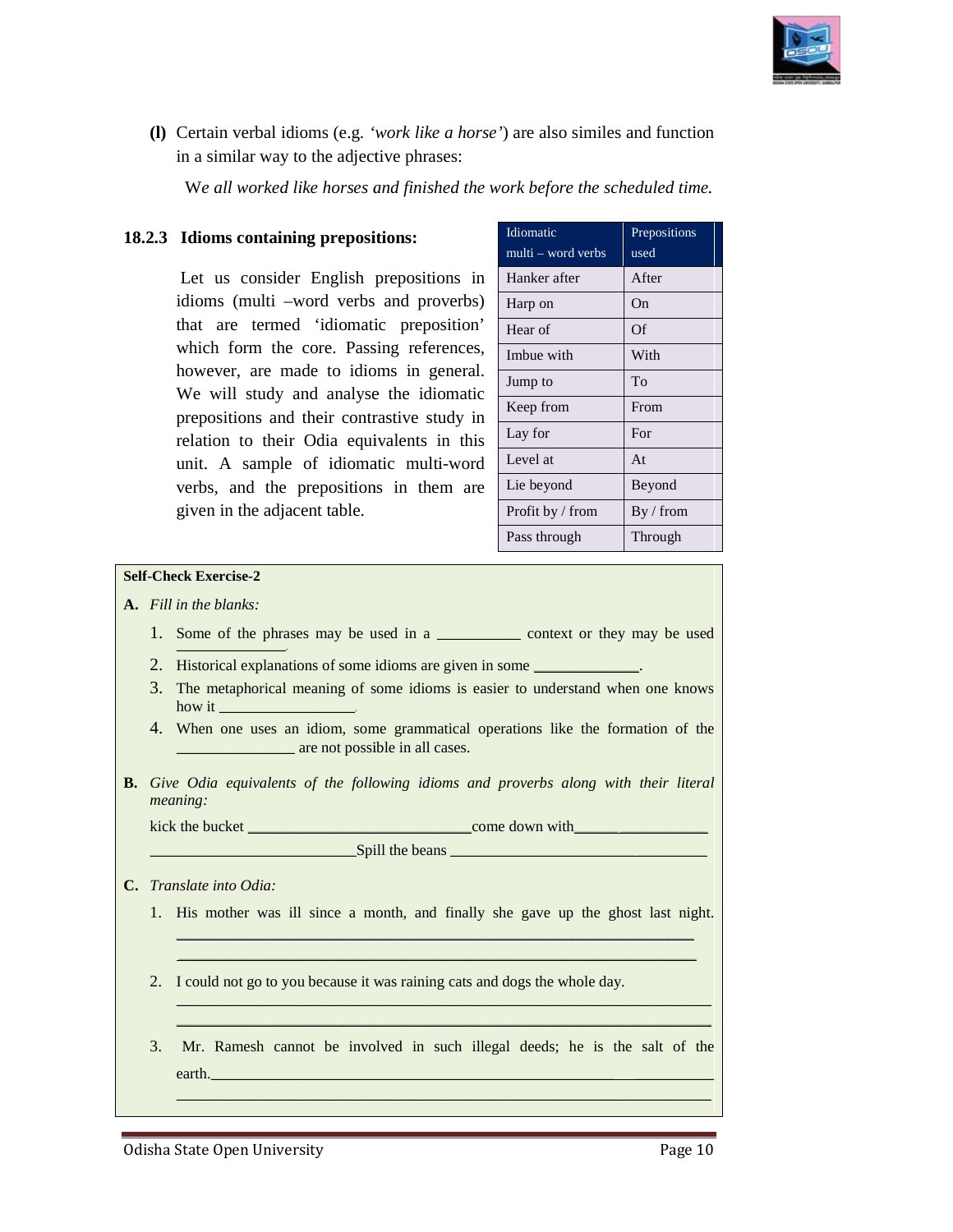**(l)** Certain verbal idioms (e.g. *'work like a horse'*) are also similes and function in a similar way to the adjective phrases:

*We all worked like horses and finished the work before the scheduled time.*

### 18.2.3 Idioms containing prepositions:

Let us consider English prepositions in idioms (multi –word verbs and proverbs) that are termed 'idiomatic preposition' which form the core. Passing references, however, are made to idioms in general. We will study and analyse the idiomatic prepositions and their contrastive study in relation to their Odia equivalents in this unit. A sample of idiomatic multi-word verbs, and the prepositions in them are given in the adjacent table.

| Idiomatic multi – word verbs | Prepositions used |
|---|---|
| Hanker after | After |
| Harp on | On |
| Hear of | Of |
| Imbue with | With |
| Jump to | To |
| Keep from | From |
| Lay for | For |
| Level at | At |
| Lie beyond | Beyond |
| Profit by / from | By / from |
| Pass through | Through |

**Self-Check Exercise-2**

**A.** *Fill in the blanks:*

1. Some of the phrases may be used in a __________ context or they may be used ______________.
2. Historical explanations of some idioms are given in some _____________.
3. The metaphorical meaning of some idioms is easier to understand when one knows how it ________________.
4. When one uses an idiom, some grammatical operations like the formation of the ______________ are not possible in all cases.

**B.** *Give Odia equivalents of the following idioms and proverbs along with their literal meaning:*

kick the bucket ____________________________come down with_________________

_________________________Spill the beans _________________________________

**C.** *Translate into Odia:*

1. His mother was ill since a month, and finally she gave up the ghost last night. ________________________________________________________________
________________________________________________________________
2. I could not go to you because it was raining cats and dogs the whole day. ________________________________________________________________
________________________________________________________________
3. Mr. Ramesh cannot be involved in such illegal deeds; he is the salt of the earth.________________________________________________________________
________________________________________________________________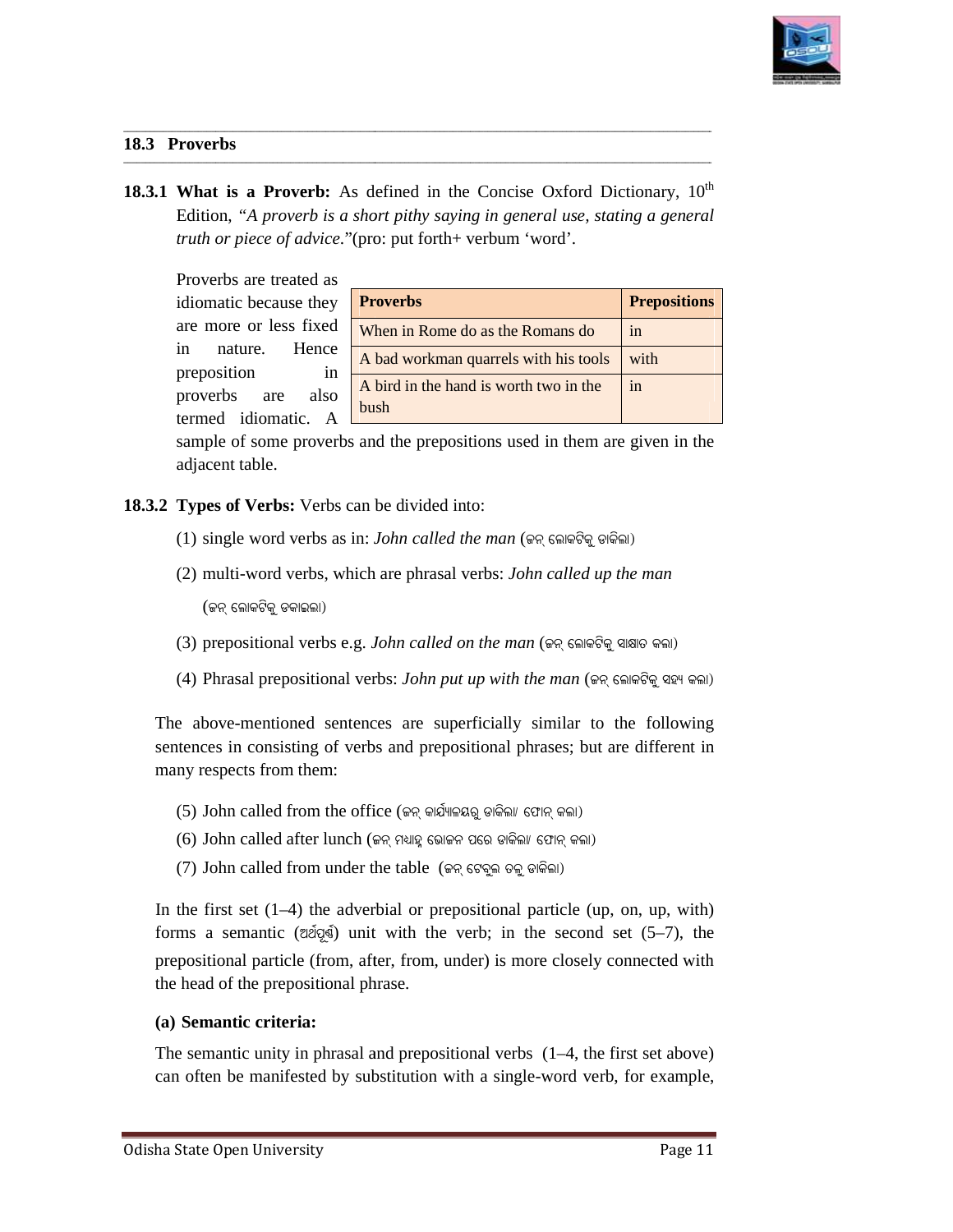## 18.3 Proverbs

**18.3.1 What is a Proverb:** As defined in the Concise Oxford Dictionary, 10th Edition, *"A proverb is a short pithy saying in general use, stating a general truth or piece of advice.*"(pro: put forth+ verbum 'word'.

Proverbs are treated as idiomatic because they are more or less fixed in nature. Hence preposition in proverbs are also termed idiomatic. A sample of some proverbs and the prepositions used in them are given in the adjacent table.

| Proverbs | Prepositions |
|---|---|
| When in Rome do as the Romans do | in |
| A bad workman quarrels with his tools | with |
| A bird in the hand is worth two in the bush | in |

**18.3.2 Types of Verbs:** Verbs can be divided into:

(1) single word verbs as in: *John called the man* (ଜନ୍ ଲୋକଟିକୁ ଡାକିଲା)

(2) multi-word verbs, which are phrasal verbs: *John called up the man* (ଜନ୍ ଲୋକଟିକୁ ଡକାଇଲା)

(3) prepositional verbs e.g. *John called on the man* (ଜନ୍ ଲୋକଟିକୁ ସାକ୍ଷାତ କଲା)

(4) Phrasal prepositional verbs: *John put up with the man* (ଜନ୍ ଲୋକଟିକୁ ସହ୍ୟ କଲା)

The above-mentioned sentences are superficially similar to the following sentences in consisting of verbs and prepositional phrases; but are different in many respects from them:

(5) John called from the office (ଜନ୍ କାର୍ଯ୍ୟାଳୟରୁ ଡାକିଲା/ ଫୋନ୍ କଲା)

(6) John called after lunch (ଜନ୍ ମଧ୍ୟାହ୍ନ ଭୋଜନ ପରେ ଡାକିଲା/ ଫୋନ୍ କଲା)

(7) John called from under the table (ଜନ୍ ଟେବୁଲ ତଳୁ ଡାକିଲା)

In the first set (1–4) the adverbial or prepositional particle (up, on, up, with) forms a semantic (ଅର୍ଥପୂର୍ଣ୍ଣ) unit with the verb; in the second set (5–7), the prepositional particle (from, after, from, under) is more closely connected with the head of the prepositional phrase.

**(a) Semantic criteria:**

The semantic unity in phrasal and prepositional verbs (1–4, the first set above) can often be manifested by substitution with a single-word verb, for example,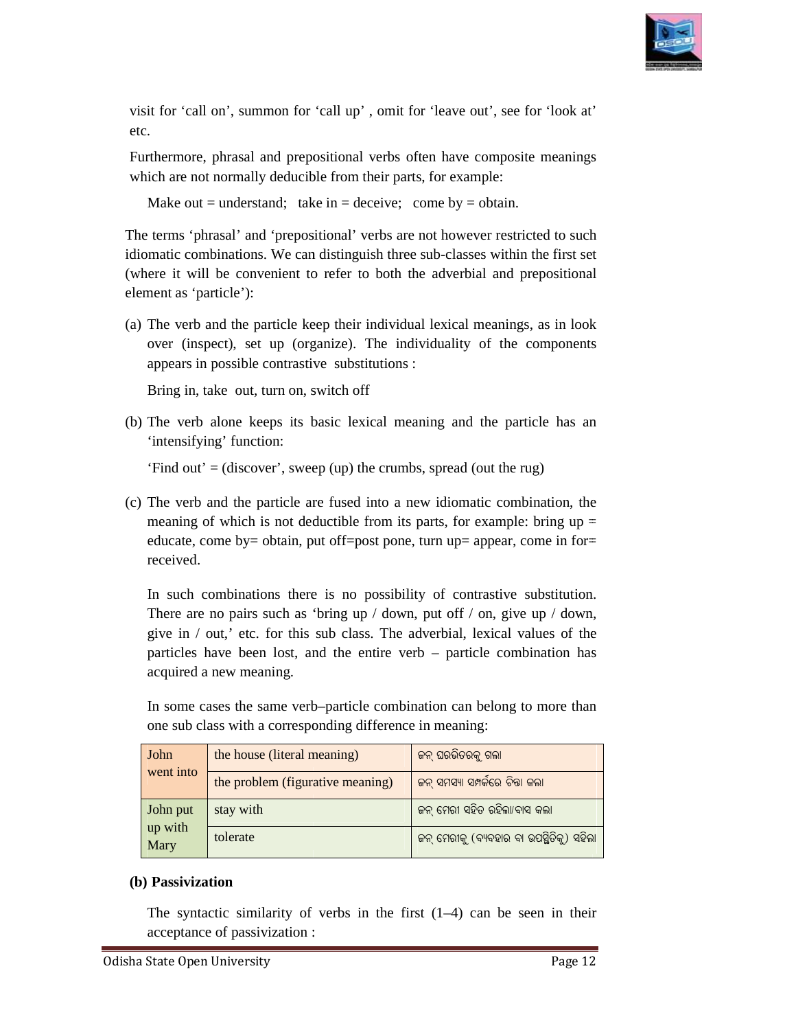visit for 'call on', summon for 'call up' , omit for 'leave out', see for 'look at' etc.

Furthermore, phrasal and prepositional verbs often have composite meanings which are not normally deducible from their parts, for example:

Make out = understand;   take in = deceive;   come by = obtain.

The terms 'phrasal' and 'prepositional' verbs are not however restricted to such idiomatic combinations. We can distinguish three sub-classes within the first set (where it will be convenient to refer to both the adverbial and prepositional element as 'particle'):

(a) The verb and the particle keep their individual lexical meanings, as in look over (inspect), set up (organize). The individuality of the components appears in possible contrastive substitutions :

Bring in, take out, turn on, switch off

(b) The verb alone keeps its basic lexical meaning and the particle has an 'intensifying' function:

'Find out' = (discover', sweep (up) the crumbs, spread (out the rug)

(c) The verb and the particle are fused into a new idiomatic combination, the meaning of which is not deductible from its parts, for example: bring up = educate, come by= obtain, put off=post pone, turn up= appear, come in for= received.

In such combinations there is no possibility of contrastive substitution. There are no pairs such as 'bring up / down, put off / on, give up / down, give in / out,' etc. for this sub class. The adverbial, lexical values of the particles have been lost, and the entire verb – particle combination has acquired a new meaning.

In some cases the same verb–particle combination can belong to more than one sub class with a corresponding difference in meaning:

| | | |
|---|---|---|
| John went into | the house (literal meaning) | ଜନ୍ ଘରଭିତରକୁ ଗଲା |
| | the problem (figurative meaning) | ଜନ୍ ସମସ୍ୟା ସମ୍ପର୍କରେ ଚିନ୍ତା କଲା |
| John put up with Mary | stay with | ଜନ୍ ମେରୀ ସହିତ ରହିଲା/ବାସ କଲା |
| | tolerate | ଜନ୍ ମେରୀକୁ (ବ୍ୟବହାର ବା ଉପସ୍ଥିତିକୁ) ସହିଲା |

**(b) Passivization**

The syntactic similarity of verbs in the first (1–4) can be seen in their acceptance of passivization :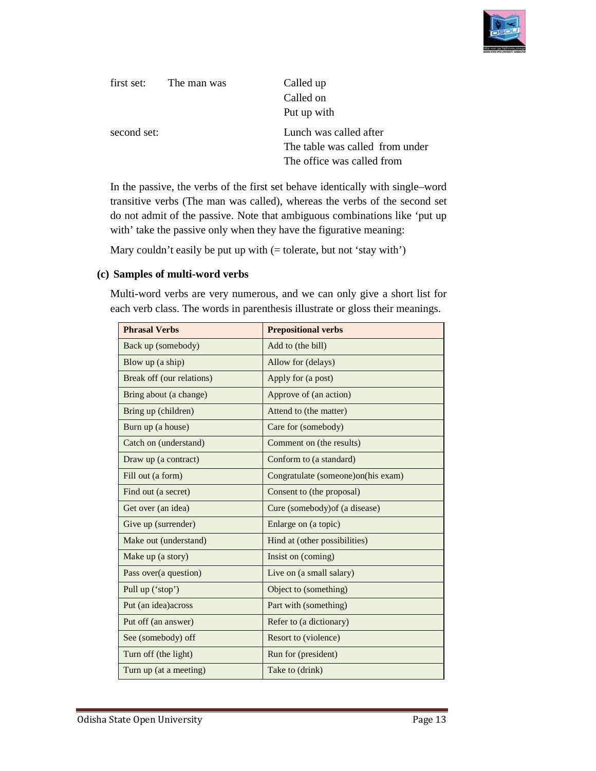first set: The man was Called up
Called on
Put up with

second set: Lunch was called after
The table was called from under
The office was called from

In the passive, the verbs of the first set behave identically with single–word transitive verbs (The man was called), whereas the verbs of the second set do not admit of the passive. Note that ambiguous combinations like 'put up with' take the passive only when they have the figurative meaning:

Mary couldn't easily be put up with (= tolerate, but not 'stay with')

**(c) Samples of multi-word verbs**

Multi-word verbs are very numerous, and we can only give a short list for each verb class. The words in parenthesis illustrate or gloss their meanings.

| **Phrasal Verbs** | **Prepositional verbs** |
|---|---|
| Back up (somebody) | Add to (the bill) |
| Blow up (a ship) | Allow for (delays) |
| Break off (our relations) | Apply for (a post) |
| Bring about (a change) | Approve of (an action) |
| Bring up (children) | Attend to (the matter) |
| Burn up (a house) | Care for (somebody) |
| Catch on (understand) | Comment on (the results) |
| Draw up (a contract) | Conform to (a standard) |
| Fill out (a form) | Congratulate (someone)on(his exam) |
| Find out (a secret) | Consent to (the proposal) |
| Get over (an idea) | Cure (somebody)of (a disease) |
| Give up (surrender) | Enlarge on (a topic) |
| Make out (understand) | Hind at (other possibilities) |
| Make up (a story) | Insist on (coming) |
| Pass over(a question) | Live on (a small salary) |
| Pull up ('stop') | Object to (something) |
| Put (an idea)across | Part with (something) |
| Put off (an answer) | Refer to (a dictionary) |
| See (somebody) off | Resort to (violence) |
| Turn off (the light) | Run for (president) |
| Turn up (at a meeting) | Take to (drink) |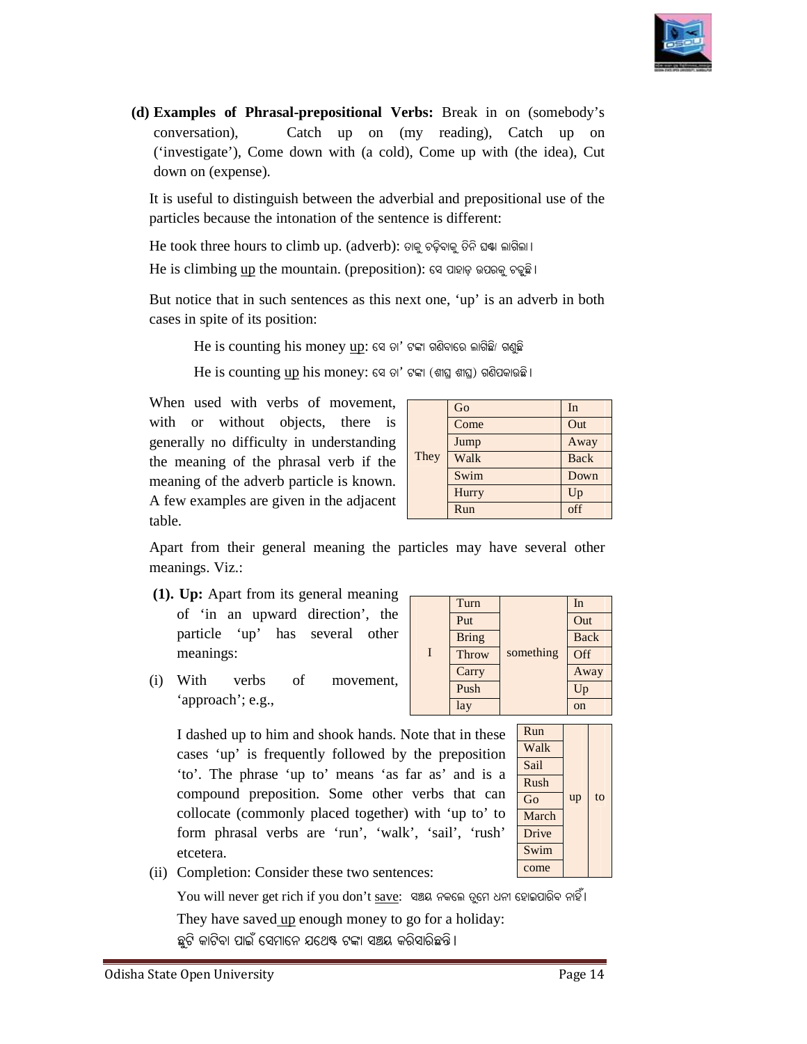**(d) Examples of Phrasal-prepositional Verbs:** Break in on (somebody's conversation), Catch up on (my reading), Catch up on ('investigate'), Come down with (a cold), Come up with (the idea), Cut down on (expense).

It is useful to distinguish between the adverbial and prepositional use of the particles because the intonation of the sentence is different:

He took three hours to climb up. (adverb): ତାକୁ ଚଢ଼ିବାକୁ ତିନି ଘଣ୍ଟା ଲାଗିଲା ।

He is climbing up the mountain. (preposition): ସେ ପାହାଡ଼ ଉପରକୁ ଚଢୁଛି ।

But notice that in such sentences as this next one, 'up' is an adverb in both cases in spite of its position:

He is counting his money up: ସେ ତା' ଟଙ୍କା ଗଣିବାରେ ଲାଗିଛି/ ଗଣୁଛି

He is counting up his money: ସେ ତା' ଟଙ୍କା (ଶୀଘ୍ର ଶୀଘ୍ର) ଗଣିପକାଉଛି ।

When used with verbs of movement, with or without objects, there is generally no difficulty in understanding the meaning of the phrasal verb if the meaning of the adverb particle is known. A few examples are given in the adjacent table.

| | | |
|---|---|---|
| They | Go | In |
| | Come | Out |
| | Jump | Away |
| | Walk | Back |
| | Swim | Down |
| | Hurry | Up |
| | Run | off |

Apart from their general meaning the particles may have several other meanings. Viz.:

**(1). Up:** Apart from its general meaning of 'in an upward direction', the particle 'up' has several other meanings:

| | | | |
|---|---|---|---|
| I | Turn | something | In |
| | Put | | Out |
| | Bring | | Back |
| | Throw | | Off |
| | Carry | | Away |
| | Push | | Up |
| | lay | | on |

(i) With verbs of movement, 'approach'; e.g.,

I dashed up to him and shook hands. Note that in these cases 'up' is frequently followed by the preposition 'to'. The phrase 'up to' means 'as far as' and is a compound preposition. Some other verbs that can collocate (commonly placed together) with 'up to' to form phrasal verbs are 'run', 'walk', 'sail', 'rush' etcetera.

| | | |
|---|---|---|
| Run | up | to |
| Walk | | |
| Sail | | |
| Rush | | |
| Go | | |
| March | | |
| Drive | | |
| Swim | | |
| come | | |

(ii) Completion: Consider these two sentences:

You will never get rich if you don't save: ସଞ୍ଚୟ ନକଲେ ତୁମେ ଧନୀ ହୋଇପାରିବ ନାହିଁ।

They have saved up enough money to go for a holiday:
ଛୁଟି କାଟିବା ପାଇଁ ସେମାନେ ଯଥେଷ୍ଟ ଟଙ୍କା ସଞ୍ଚୟ କରିସାରିଛନ୍ତି ।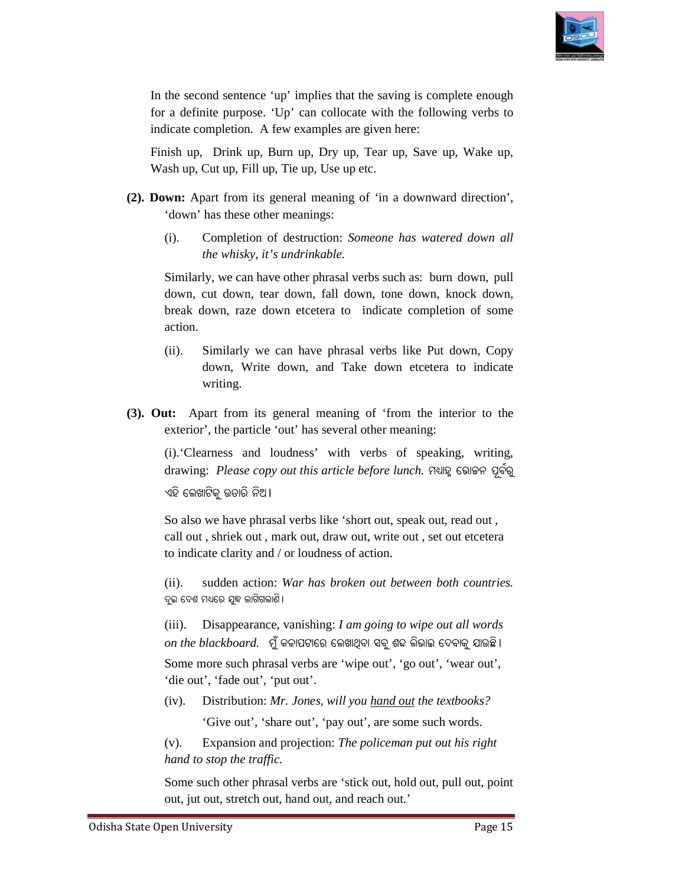In the second sentence 'up' implies that the saving is complete enough for a definite purpose. 'Up' can collocate with the following verbs to indicate completion. A few examples are given here:

Finish up, Drink up, Burn up, Dry up, Tear up, Save up, Wake up, Wash up, Cut up, Fill up, Tie up, Use up etc.

**(2). Down:** Apart from its general meaning of 'in a downward direction', 'down' has these other meanings:

(i). Completion of destruction: *Someone has watered down all the whisky, it's undrinkable.*

Similarly, we can have other phrasal verbs such as: burn down, pull down, cut down, tear down, fall down, tone down, knock down, break down, raze down etcetera to indicate completion of some action.

(ii). Similarly we can have phrasal verbs like Put down, Copy down, Write down, and Take down etcetera to indicate writing.

**(3). Out:** Apart from its general meaning of 'from the interior to the exterior', the particle 'out' has several other meaning:

(i). 'Clearness and loudness' with verbs of speaking, writing, drawing: *Please copy out this article before lunch.* ମଧ୍ୟାହ୍ନ ଭୋଜନ ପୂର୍ବରୁ ଏହି ଲେଖାଟିକୁ ଉତାରି ନିଅ।

So also we have phrasal verbs like 'short out, speak out, read out , call out , shriek out , mark out, draw out, write out , set out etcetera to indicate clarity and / or loudness of action.

(ii). sudden action: *War has broken out between both countries.* ଦୁଇ ଦେଶ ମଧ୍ୟରେ ଯୁଦ୍ଧ ଲାଗିଗଲାଣି।

(iii). Disappearance, vanishing: *I am going to wipe out all words on the blackboard.* ମୁଁ କଳାପଟାରେ ଲେଖାଥିବା ସବୁ ଶବ୍ଦ ଲିଭାଇ ଦେବାକୁ ଯାଉଛି।

Some more such phrasal verbs are 'wipe out', 'go out', 'wear out', 'die out', 'fade out', 'put out'.

(iv). Distribution: *Mr. Jones, will you hand out the textbooks?*

'Give out', 'share out', 'pay out', are some such words.

(v). Expansion and projection: *The policeman put out his right hand to stop the traffic.*

Some such other phrasal verbs are 'stick out, hold out, pull out, point out, jut out, stretch out, hand out, and reach out.'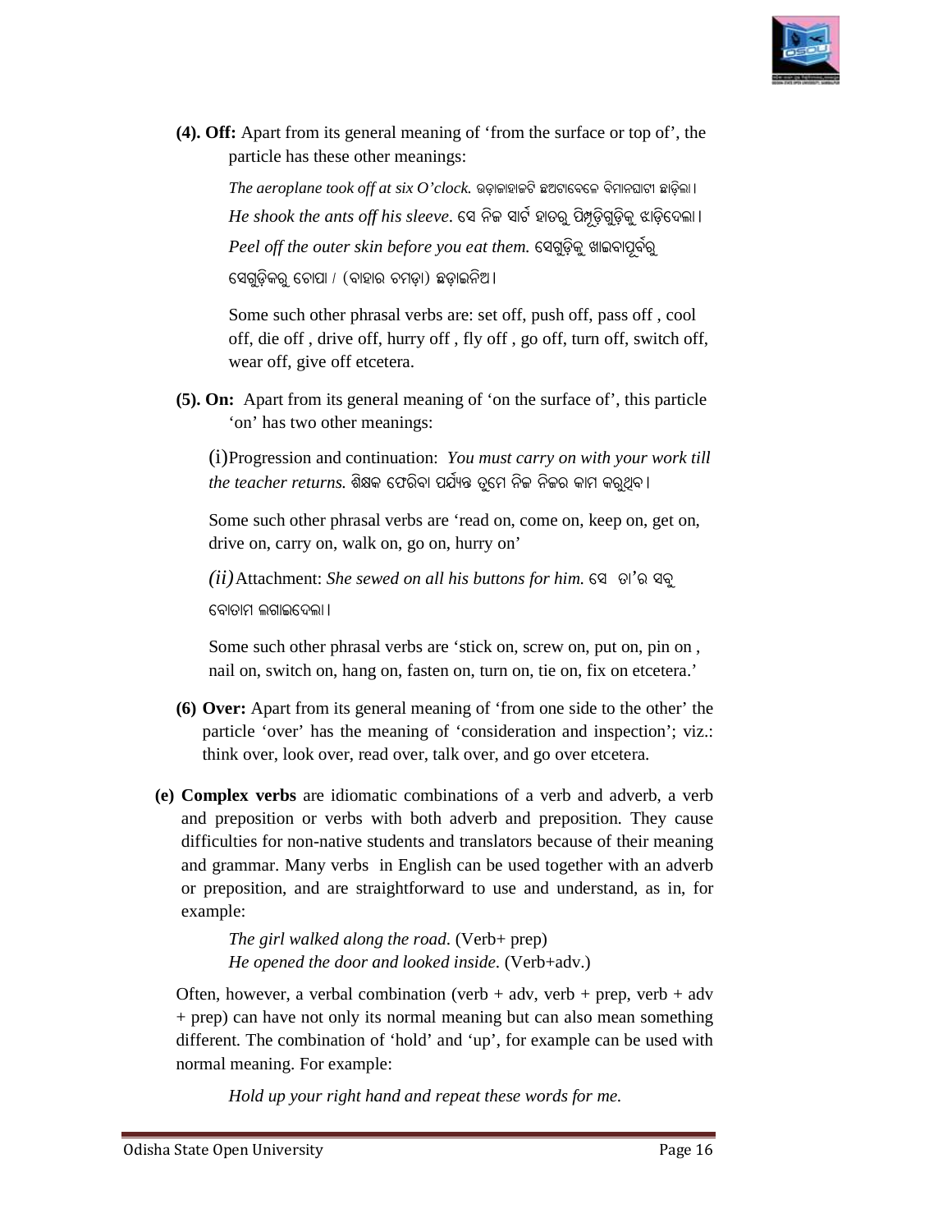**(4). Off:** Apart from its general meaning of 'from the surface or top of', the particle has these other meanings:

*The aeroplane took off at six O'clock.* ଉଡ଼ାଜାହାଜଟି ଛଅଟାବେଳେ ବିମାନଘାଟୀ ଛାଡ଼ିଲା।

*He shook the ants off his sleeve.* ସେ ନିଜ ସାର୍ଟ ହାତରୁ ପିମ୍ପୁଡ଼ିଗୁଡ଼ିକୁ ଝାଡ଼ିଦେଲା।

*Peel off the outer skin before you eat them.* ସେଗୁଡ଼ିକୁ ଖାଇବାପୂର୍ବରୁ ସେଗୁଡ଼ିକରୁ ଚୋପା / (ବାହାର ଚମଡ଼ା) ଛଡ଼ାଇନିଅ।

Some such other phrasal verbs are: set off, push off, pass off , cool off, die off , drive off, hurry off , fly off , go off, turn off, switch off, wear off, give off etcetera.

**(5). On:** Apart from its general meaning of 'on the surface of', this particle 'on' has two other meanings:

(i)Progression and continuation: *You must carry on with your work till the teacher returns.* ଶିକ୍ଷକ ଫେରିବା ପର୍ଯ୍ୟନ୍ତ ତୁମେ ନିଜ ନିଜର କାମ କରୁଥିବ।

Some such other phrasal verbs are 'read on, come on, keep on, get on, drive on, carry on, walk on, go on, hurry on'

*(ii)*Attachment: *She sewed on all his buttons for him.* ସେ ତା'ର ସବୁ ବୋତାମ ଲଗାଇଦେଲା।

Some such other phrasal verbs are 'stick on, screw on, put on, pin on , nail on, switch on, hang on, fasten on, turn on, tie on, fix on etcetera.'

**(6) Over:** Apart from its general meaning of 'from one side to the other' the particle 'over' has the meaning of 'consideration and inspection'; viz.: think over, look over, read over, talk over, and go over etcetera.

**(e) Complex verbs** are idiomatic combinations of a verb and adverb, a verb and preposition or verbs with both adverb and preposition. They cause difficulties for non-native students and translators because of their meaning and grammar. Many verbs in English can be used together with an adverb or preposition, and are straightforward to use and understand, as in, for example:

*The girl walked along the road.* (Verb+ prep)
*He opened the door and looked inside.* (Verb+adv.)

Often, however, a verbal combination (verb + adv, verb + prep, verb + adv + prep) can have not only its normal meaning but can also mean something different. The combination of 'hold' and 'up', for example can be used with normal meaning. For example:

*Hold up your right hand and repeat these words for me.*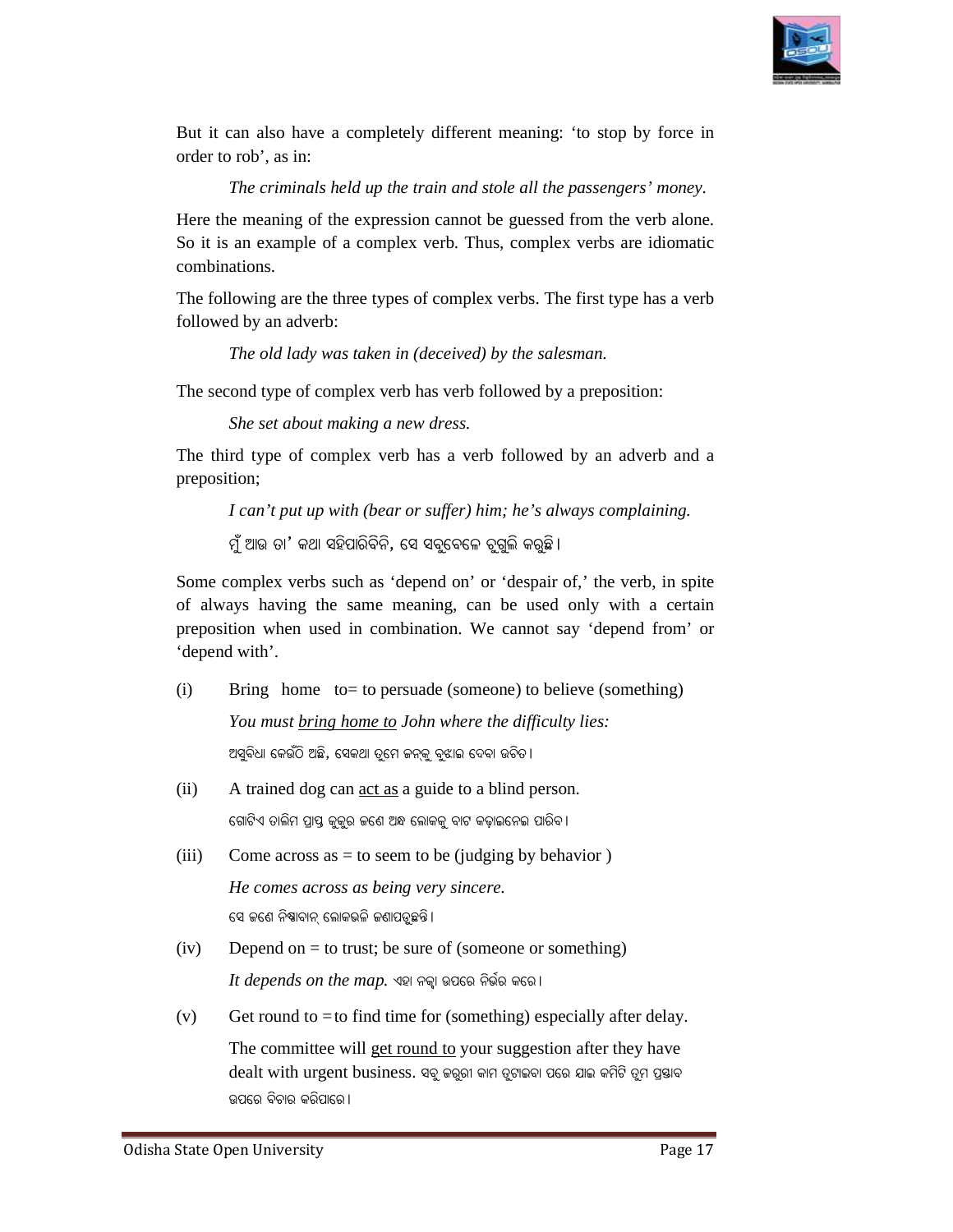But it can also have a completely different meaning: 'to stop by force in order to rob', as in:

*The criminals held up the train and stole all the passengers' money.*

Here the meaning of the expression cannot be guessed from the verb alone. So it is an example of a complex verb. Thus, complex verbs are idiomatic combinations.

The following are the three types of complex verbs. The first type has a verb followed by an adverb:

*The old lady was taken in (deceived) by the salesman.*

The second type of complex verb has verb followed by a preposition:

*She set about making a new dress.*

The third type of complex verb has a verb followed by an adverb and a preposition;

*I can't put up with (bear or suffer) him; he's always complaining.*

ମୁଁ ଆଉ ତା' କଥା ସହିପାରିବିନି, ସେ ସବୁବେଳେ ଚୁଗୁଲି କରୁଛି ।

Some complex verbs such as 'depend on' or 'despair of,' the verb, in spite of always having the same meaning, can be used only with a certain preposition when used in combination. We cannot say 'depend from' or 'depend with'.

(i) Bring home to= to persuade (someone) to believe (something)

*You must bring home to John where the difficulty lies:*

ଅସୁବିଧା କେଉଁଠି ଅଛି, ସେକଥା ତୁମେ ଜନ୍‌କୁ ବୁଝାଇ ଦେବା ଉଚିତ ।

(ii) A trained dog can act as a guide to a blind person.

ଗୋଟିଏ ତାଲିମ ପ୍ରାପ୍ତ କୁକୁର ଜଣେ ଅନ୍ଧ ଲୋକକୁ ବାଟ କଢ଼ାଇନେଇ ପାରିବ ।

(iii) Come across as = to seem to be (judging by behavior )

*He comes across as being very sincere.*

ସେ ଜଣେ ନିଷ୍ଠାବାନ୍ ଲୋକଭଳି ଜଣାପଡୁଛନ୍ତି ।

(iv) Depend on = to trust; be sure of (someone or something)

*It depends on the map.* ଏହା ନକ୍ସା ଉପରେ ନିର୍ଭର କରେ ।

(v) Get round to = to find time for (something) especially after delay.

The committee will get round to your suggestion after they have dealt with urgent business. ସବୁ ଜରୁରୀ କାମ ତୁଟାଇବା ପରେ ଯାଇ କମିଟି ତୁମ ପ୍ରସ୍ତାବ ଉପରେ ବିଚାର କରିପାରେ ।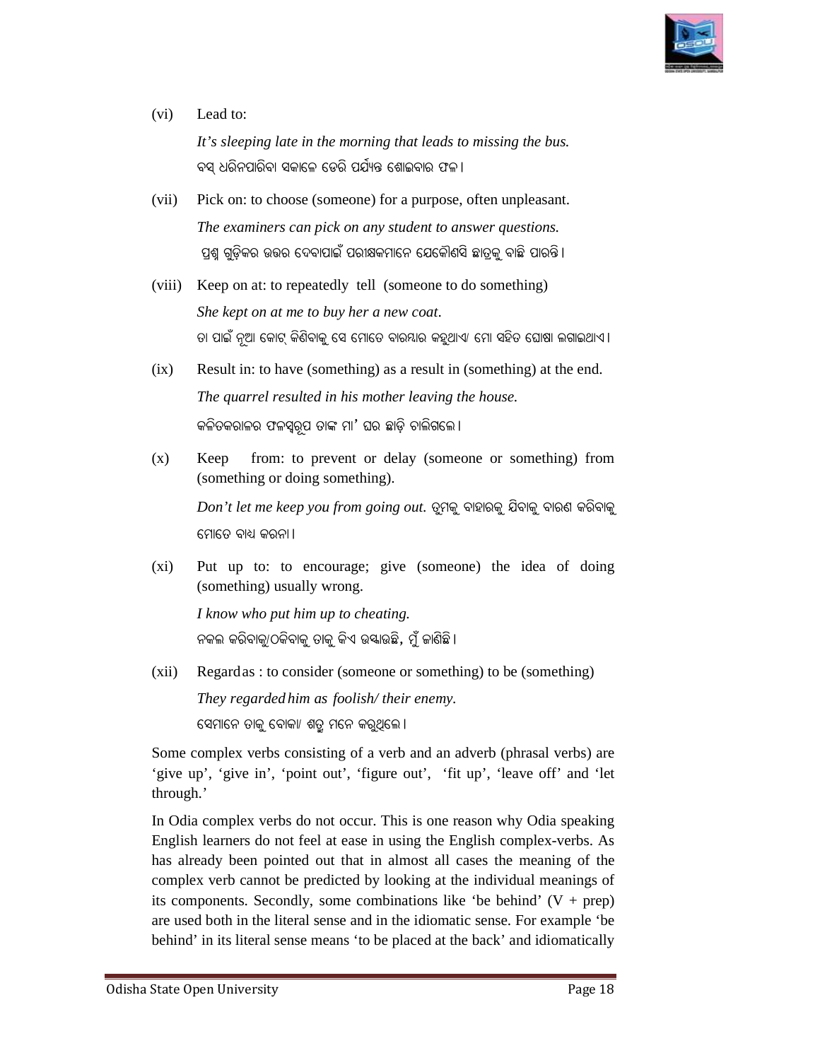(vi) Lead to:

*It's sleeping late in the morning that leads to missing the bus.*

ବସ୍ ଧରିନପାରିବା ସକାଳେ ଡେରି ପର୍ଯ୍ୟନ୍ତ ଶୋଇବାର ଫଳ।

(vii) Pick on: to choose (someone) for a purpose, often unpleasant.

*The examiners can pick on any student to answer questions.*

ପ୍ରଶ୍ନ ଗୁଡ଼ିକର ଉତ୍ତର ଦେବାପାଇଁ ପରୀକ୍ଷକମାନେ ଯେକୌଣସି ଛାତ୍ରକୁ ବାଛି ପାରନ୍ତି।

(viii) Keep on at: to repeatedly tell (someone to do something)

*She kept on at me to buy her a new coat.*

ତା ପାଇଁ ନୂଆ କୋଟ୍ କିଣିବାକୁ ସେ ମୋତେ ବାରମ୍ବାର କହୁଥାଏ/ ମୋ ସହିତ ଘୋଷା ଲଗାଇଥାଏ।

(ix) Result in: to have (something) as a result in (something) at the end.

*The quarrel resulted in his mother leaving the house.*

କଳିତକରାଳର ଫଳସ୍ୱରୂପ ତାଙ୍କ ମା' ଘର ଛାଡ଼ି ଚାଲିଗଲେ।

(x) Keep from: to prevent or delay (someone or something) from (something or doing something).

*Don't let me keep you from going out.* ତୁମକୁ ବାହାରକୁ ଯିବାକୁ ବାରଣ କରିବାକୁ ମୋତେ ବାଧ କରନା।

(xi) Put up to: to encourage; give (someone) the idea of doing (something) usually wrong.

*I know who put him up to cheating.*

ନକଲ କରିବାକୁ/ଠକିବାକୁ ତାକୁ କିଏ ଉସ୍କାଉଛି, ମୁଁ ଜାଣିଛି।

(xii) Regard as : to consider (someone or something) to be (something)

*They regarded him as foolish/ their enemy.*

ସେମାନେ ତାକୁ ବୋକା/ ଶତ୍ରୁ ମନେ କରୁଥିଲେ।

Some complex verbs consisting of a verb and an adverb (phrasal verbs) are 'give up', 'give in', 'point out', 'figure out', 'fit up', 'leave off' and 'let through.'

In Odia complex verbs do not occur. This is one reason why Odia speaking English learners do not feel at ease in using the English complex-verbs. As has already been pointed out that in almost all cases the meaning of the complex verb cannot be predicted by looking at the individual meanings of its components. Secondly, some combinations like 'be behind' (V + prep) are used both in the literal sense and in the idiomatic sense. For example 'be behind' in its literal sense means 'to be placed at the back' and idiomatically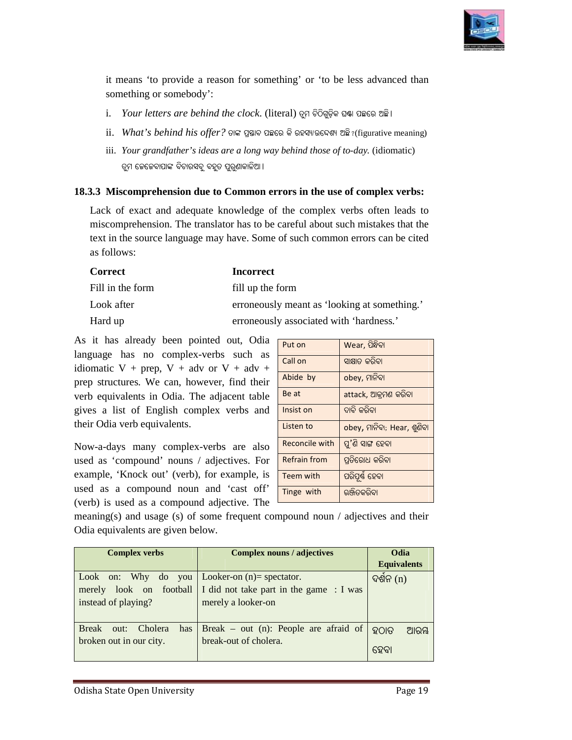it means 'to provide a reason for something' or 'to be less advanced than something or somebody':

i. *Your letters are behind the clock.* (literal) ତୁମ ଚିଠିଗୁଡ଼ିକ ଘଣ୍ଟା ପଛରେ ଅଛି।

ii. *What's behind his offer?* ତାଙ୍କ ପ୍ରସ୍ତାବ ପଛରେ କି ରହସ୍ୟ/ଉଦ୍ଦେଶ୍ୟ ଅଛି ?(figurative meaning)

iii. *Your grandfather's ideas are a long way behind those of to-day.* (idiomatic) ତୁମ ଜେଜେବାପାଙ୍କ ବିଚାରସବୁ ବହୁତ ପୁରୁଣାକାଳିଆ।

### 18.3.3 Miscomprehension due to Common errors in the use of complex verbs:

Lack of exact and adequate knowledge of the complex verbs often leads to miscomprehension. The translator has to be careful about such mistakes that the text in the source language may have. Some of such common errors can be cited as follows:

| **Correct** | **Incorrect** |
|---|---|
| Fill in the form | fill up the form |
| Look after | erroneously meant as 'looking at something.' |
| Hard up | erroneously associated with 'hardness.' |

As it has already been pointed out, Odia language has no complex-verbs such as idiomatic V + prep, V + adv or V + adv + prep structures. We can, however, find their verb equivalents in Odia. The adjacent table gives a list of English complex verbs and their Odia verb equivalents.

| Put on | Wear, ପିନ୍ଧିବା |
|---|---|
| Call on | ସାକ୍ଷାତ କରିବା |
| Abide by | obey, ମାନିବା |
| Be at | attack, ଆକ୍ରମଣ କରିବା |
| Insist on | ଦାବି କରିବା |
| Listen to | obey, ମାନିବା; Hear, ଶୁଣିବା |
| Reconcile with | ପୁ'ଣି ସାଙ୍ଗ ହେବା |
| Refrain from | ପ୍ରତିରୋଧ କରିବା |
| Teem with | ପରିପୂର୍ଣ୍ଣ ହେବା |
| Tinge with | ରଞ୍ଜିତକରିବା |

Now-a-days many complex-verbs are also used as 'compound' nouns / adjectives. For example, 'Knock out' (verb), for example, is used as a compound noun and 'cast off' (verb) is used as a compound adjective. The meaning(s) and usage (s) of some frequent compound noun / adjectives and their Odia equivalents are given below.

| Complex verbs | Complex nouns / adjectives | Odia Equivalents |
|---|---|---|
| Look on: Why do you merely look on football instead of playing? | Looker-on (n)= spectator. I did not take part in the game : I was merely a looker-on | ଦର୍ଶକ (n) |
| Break out: Cholera has broken out in our city. | Break – out (n): People are afraid of break-out of cholera. | ହଠାତ ଆରମ୍ଭ ହେବା |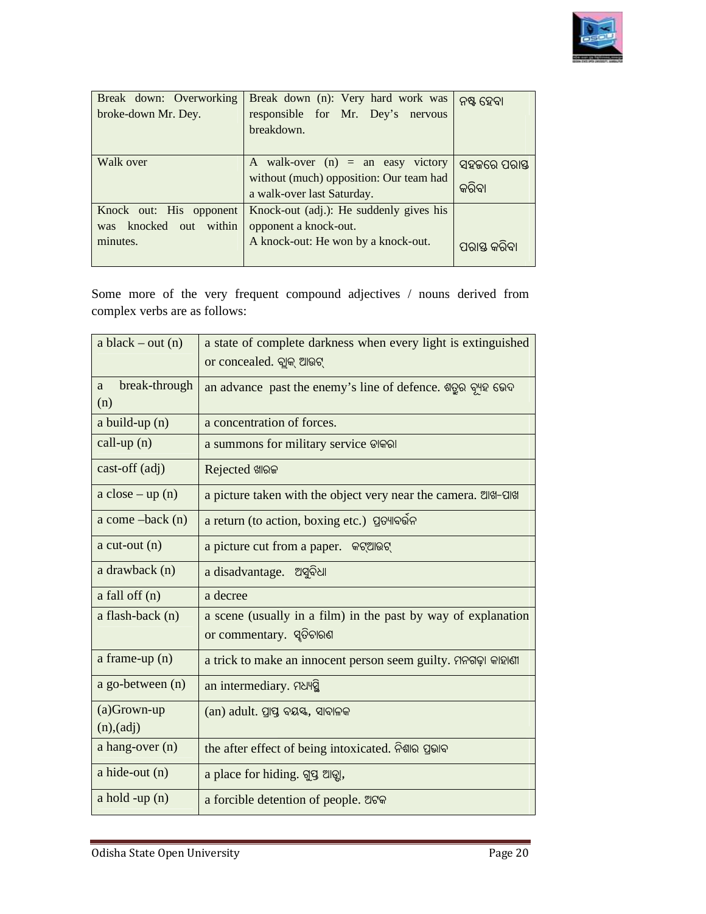| Break down: Overworking broke-down Mr. Dey. | Break down (n): Very hard work was responsible for Mr. Dey's nervous breakdown. | ନଷ୍ଟ ହେବା |
|---|---|---|
| Walk over | A walk-over (n) = an easy victory without (much) opposition: Our team had a walk-over last Saturday. | ସହଜରେ ପରାସ୍ତ କରିବା |
| Knock out: His opponent was knocked out within minutes. | Knock-out (adj.): He suddenly gives his opponent a knock-out.<br>A knock-out: He won by a knock-out. | ପରାସ୍ତ କରିବା |

Some more of the very frequent compound adjectives / nouns derived from complex verbs are as follows:

| a black – out (n) | a state of complete darkness when every light is extinguished or concealed. ବ୍ଲାକ୍ ଆଉଟ୍ |
|---|---|
| a break-through (n) | an advance past the enemy's line of defence. ଶତ୍ରୁର ବ୍ୟୁହ ଭେଦ |
| a build-up (n) | a concentration of forces. |
| call-up (n) | a summons for military service ଡାକରା |
| cast-off (adj) | Rejected ଖାରଜ |
| a close – up (n) | a picture taken with the object very near the camera. ଆଖ-ପାଖ |
| a come –back (n) | a return (to action, boxing etc.) ପ୍ରତ୍ୟାବର୍ତ୍ତନ |
| a cut-out (n) | a picture cut from a paper. କଟ୍ଆଉଟ୍ |
| a drawback (n) | a disadvantage. ଅସୁବିଧା |
| a fall off (n) | a decree |
| a flash-back (n) | a scene (usually in a film) in the past by way of explanation or commentary. ସ୍ମୃତିଚାରଣ |
| a frame-up (n) | a trick to make an innocent person seem guilty. ମନଗଢ଼ା କାହାଣୀ |
| a go-between (n) | an intermediary. ମଧ୍ୟସ୍ଥି |
| (a)Grown-up (n),(adj) | (an) adult. ପ୍ରାପ୍ତ ବୟସ୍କ, ସାବାଳକ |
| a hang-over (n) | the after effect of being intoxicated. ନିଶାର ପ୍ରଭାବ |
| a hide-out (n) | a place for hiding. ଗୁପ୍ତ ଆଡ୍ଡା, |
| a hold -up (n) | a forcible detention of people. ଅଟକ |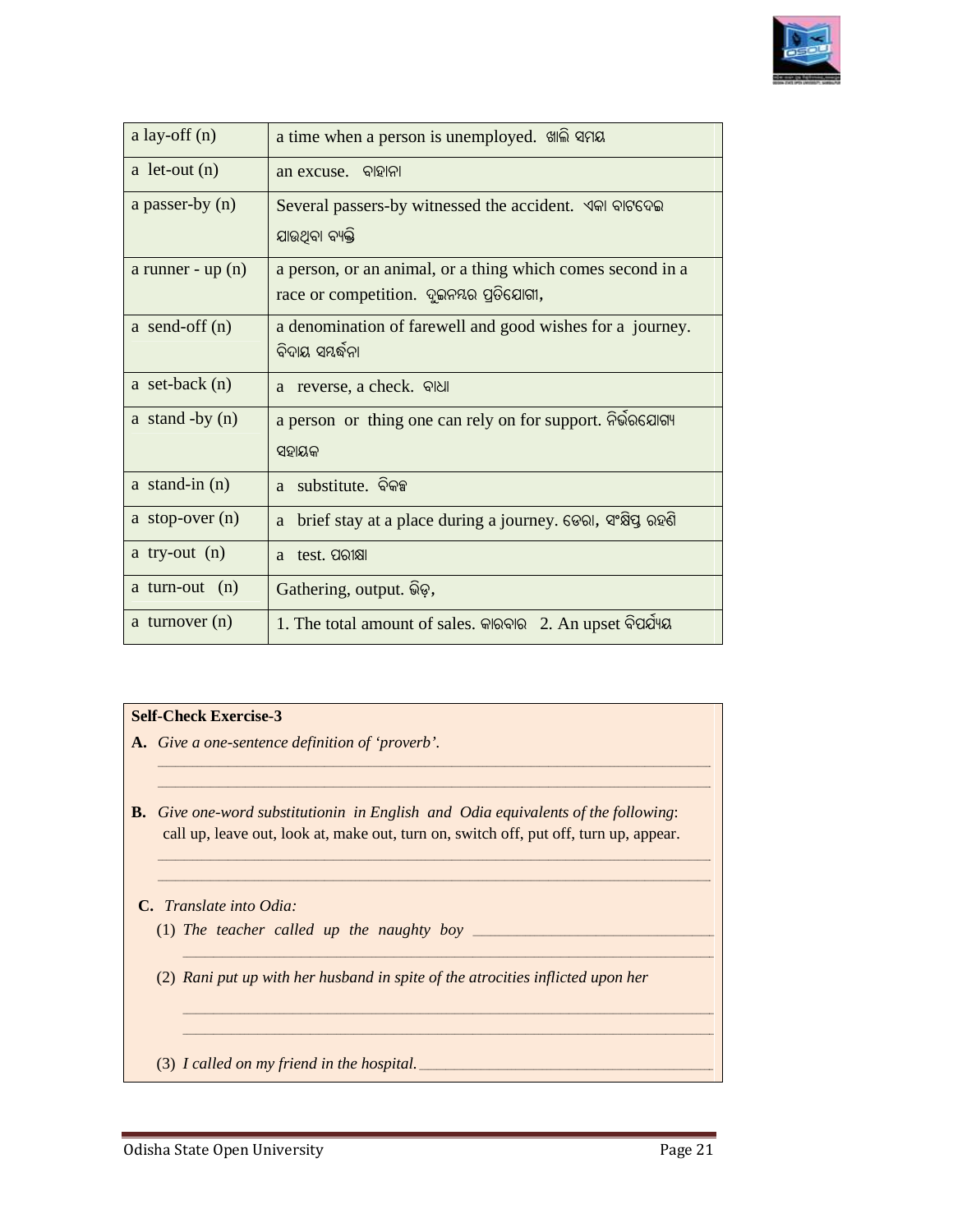| a lay-off (n) | a time when a person is unemployed. ଖାଲି ସମୟ |
|---|---|
| a let-out (n) | an excuse. ବାହାନା |
| a passer-by (n) | Several passers-by witnessed the accident. ଏକା ବାଟଦେଇ ଯାଉଥିବା ବ୍ୟକ୍ତି |
| a runner - up (n) | a person, or an animal, or a thing which comes second in a race or competition. ଦ୍ୱିତୀୟ ସ୍ଥାନ ପ୍ରତିଯୋଗୀ, |
| a send-off (n) | a denomination of farewell and good wishes for a journey. ବିଦାୟ ସମ୍ବର୍ଦ୍ଧନା |
| a set-back (n) | a reverse, a check. ବାଧା |
| a stand -by (n) | a person or thing one can rely on for support. ନିର୍ଭରଯୋଗ୍ୟ ସହାୟକ |
| a stand-in (n) | a substitute. ବିକଳ୍ପ |
| a stop-over (n) | a brief stay at a place during a journey. ଡେରା, ସଂକ୍ଷିପ୍ତ ରହଣି |
| a try-out (n) | a test. ପରୀକ୍ଷା |
| a turn-out (n) | Gathering, output. ଭିଡ଼, |
| a turnover (n) | 1. The total amount of sales. କାରବାର 2. An upset ବିପର୍ଯ୍ୟୟ |

**Self-Check Exercise-3**

**A.** *Give a one-sentence definition of 'proverb'.*

______________________________________________________________________

______________________________________________________________________

**B.** *Give one-word substitutionin in English and Odia equivalents of the following*:
call up, leave out, look at, make out, turn on, switch off, put off, turn up, appear.

______________________________________________________________________

______________________________________________________________________

**C.** *Translate into Odia:*

(1) *The teacher called up the naughty boy* ______________________________

______________________________________________________________________

(2) *Rani put up with her husband in spite of the atrocities inflicted upon her*

______________________________________________________________________

______________________________________________________________________

(3) *I called on my friend in the hospital.* ______________________________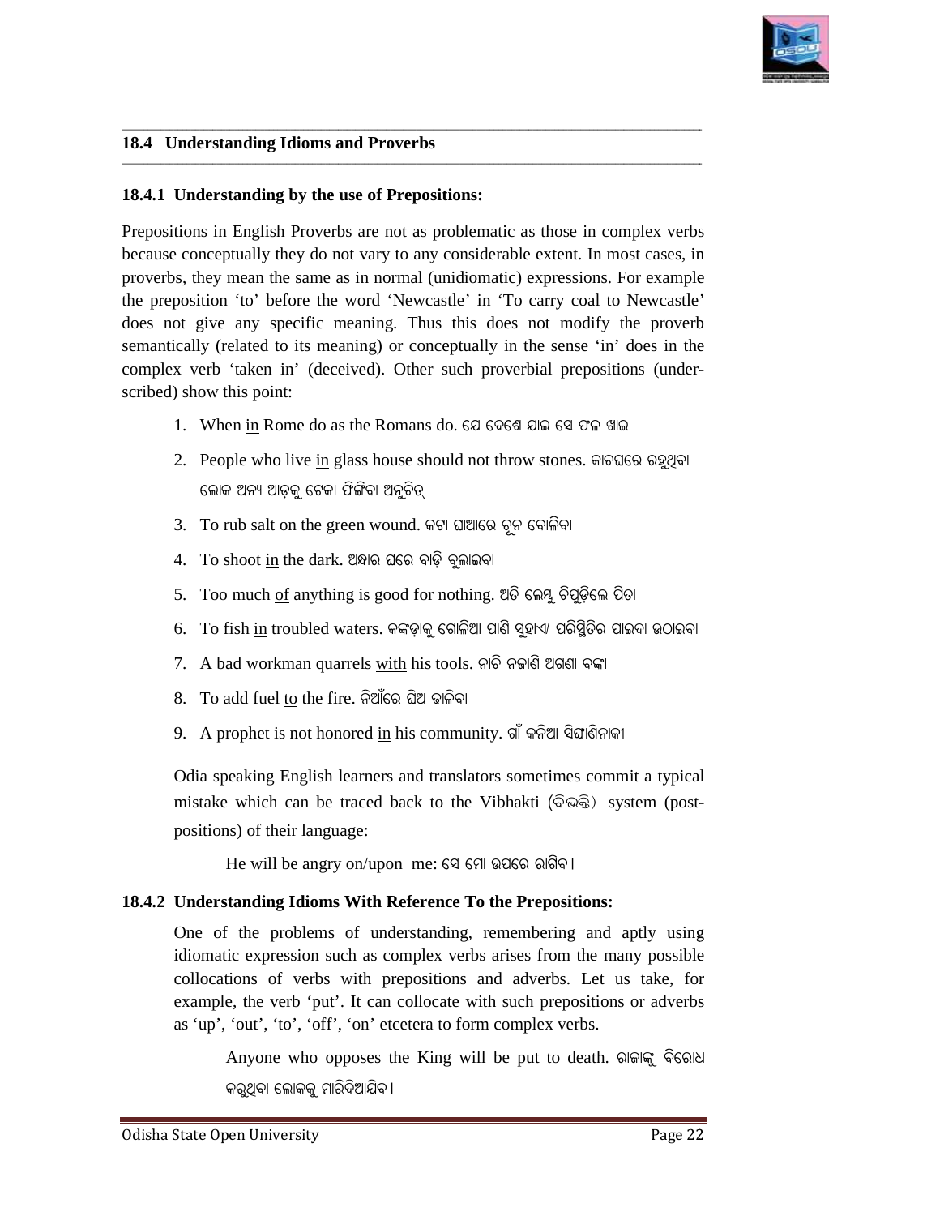## 18.4 Understanding Idioms and Proverbs

### 18.4.1 Understanding by the use of Prepositions:

Prepositions in English Proverbs are not as problematic as those in complex verbs because conceptually they do not vary to any considerable extent. In most cases, in proverbs, they mean the same as in normal (unidiomatic) expressions. For example the preposition 'to' before the word 'Newcastle' in 'To carry coal to Newcastle' does not give any specific meaning. Thus this does not modify the proverb semantically (related to its meaning) or conceptually in the sense 'in' does in the complex verb 'taken in' (deceived). Other such proverbial prepositions (under-scribed) show this point:

1. When <u>in</u> Rome do as the Romans do. ଯେ ଦେଶେ ଯାଇ ସେ ଫଳ ଖାଇ
2. People who live <u>in</u> glass house should not throw stones. କାଚଘରେ ରହୁଥିବା ଲୋକ ଅନ୍ୟ ଆଡ଼କୁ ଟେକା ଫିଙ୍ଗିବା ଅନୁଚିତ୍
3. To rub salt <u>on</u> the green wound. କଟା ଘାଆରେ ଚୂନ ବୋଳିବା
4. To shoot <u>in</u> the dark. ଅନ୍ଧାର ଘରେ ବାଡ଼ି ବୁଲାଇବା
5. Too much <u>of</u> anything is good for nothing. ଅତି ଲେମ୍ବୁ ଚିପୁଡ଼ିଲେ ପିତା
6. To fish <u>in</u> troubled waters. କଙ୍କଡ଼ାକୁ ଗୋଳିଆ ପାଣି ସୁହାଏ/ ପରିସ୍ଥିତିର ପାଇଦା ଉଠାଇବା
7. A bad workman quarrels <u>with</u> his tools. ନାଚି ନଜାଣି ଅଗଣା ବଙ୍କା
8. To add fuel <u>to</u> the fire. ନିଆଁରେ ଘିଅ ଢାଳିବା
9. A prophet is not honored <u>in</u> his community. ଗାଁ କନିଆ ସିଙ୍ଘାଣିନାକୀ

Odia speaking English learners and translators sometimes commit a typical mistake which can be traced back to the Vibhakti (ବିଭକ୍ତି) system (post-positions) of their language:

He will be angry on/upon me: ସେ ମୋ ଉପରେ ରାଗିବ।

### 18.4.2 Understanding Idioms With Reference To the Prepositions:

One of the problems of understanding, remembering and aptly using idiomatic expression such as complex verbs arises from the many possible collocations of verbs with prepositions and adverbs. Let us take, for example, the verb 'put'. It can collocate with such prepositions or adverbs as 'up', 'out', 'to', 'off', 'on' etcetera to form complex verbs.

Anyone who opposes the King will be put to death. ରାଜାଙ୍କୁ ବିରୋଧ କରୁଥିବା ଲୋକକୁ ମାରିଦିଆଯିବ।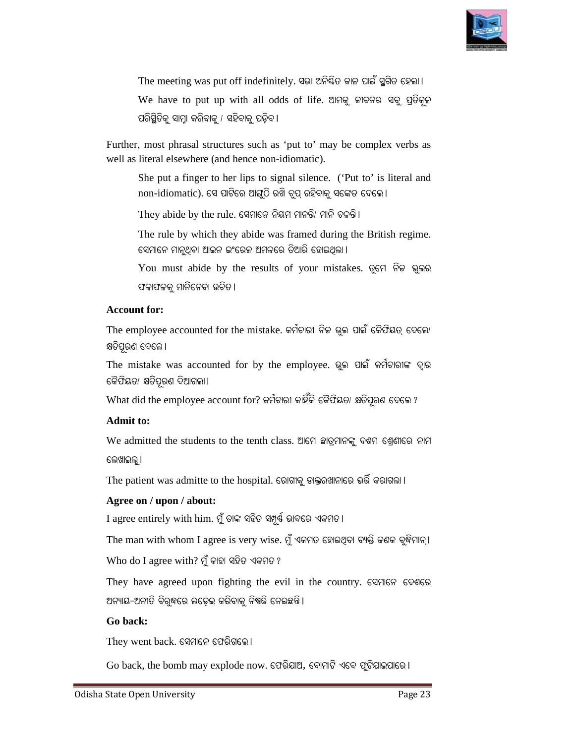The meeting was put off indefinitely. ସଭା ଅନିଶ୍ଚିତ କାଳ ପାଇଁ ସ୍ଥଗିତ ହେଲା।

We have to put up with all odds of life. ଆମକୁ ଜୀବନର ସବୁ ପ୍ରତିକୂଳ ପରିସ୍ଥିତିକୁ ସାମ୍ନା କରିବାକୁ / ସହିବାକୁ ପଡ଼ିବ।

Further, most phrasal structures such as 'put to' may be complex verbs as well as literal elsewhere (and hence non-idiomatic).

She put a finger to her lips to signal silence. ('Put to' is literal and non-idiomatic). ସେ ପାଟିରେ ଆଙ୍ଗୁଠି ରଖି ଚୁପ୍ ରହିବାକୁ ସଙ୍କେତ ଦେଲେ।

They abide by the rule. ସେମାନେ ନିୟମ ମାନନ୍ତି/ ମାନି ଚଳନ୍ତି।

The rule by which they abide was framed during the British regime. ସେମାନେ ମାନୁଥିବା ଆଇନ ଇଂରେଜ ଅମଳରେ ତିଆରି ହୋଇଥିଲା।

You must abide by the results of your mistakes. ତୁମେ ନିଜ ଭୁଲର ଫଳାଫଳକୁ ମାନିନେବା ଉଚିତ।

**Account for:**

The employee accounted for the mistake. କର୍ମଚାରୀ ନିଜ ଭୁଲ ପାଇଁ କୈଫିୟତ୍ ଦେଲେ/ କ୍ଷତିପୂରଣ ଦେଲେ।

The mistake was accounted for by the employee. ଭୁଲ ପାଇଁ କର୍ମଚାରୀଙ୍କ ଦ୍ୱାର କୈଫିୟତ/ କ୍ଷତିପୂରଣ ଦିଆଗଲା।

What did the employee account for? କର୍ମଚାରୀ କାହିଁକି କୈଫିୟତ/ କ୍ଷତିପୂରଣ ଦେଲେ ?

**Admit to:**

We admitted the students to the tenth class. ଆମେ ଛାତ୍ରମାନଙ୍କୁ ଦଶମ ଶ୍ରେଣୀରେ ନାମ ଲେଖାଇଲୁ।

The patient was admitte to the hospital. ରୋଗୀକୁ ଡାକ୍ତରଖାନାରେ ଭର୍ତ୍ତି କରାଗଲା।

**Agree on / upon / about:**

I agree entirely with him. ମୁଁ ତାଙ୍କ ସହିତ ସମ୍ପୂର୍ଣ୍ଣ ଭାବରେ ଏକମତ।

The man with whom I agree is very wise. ମୁଁ ଏକମତ ହୋଇଥିବା ବ୍ୟକ୍ତି ଜଣକ ବୁଦ୍ଧିମାନ୍।

Who do I agree with? ମୁଁ କାହା ସହିତ ଏକମତ ?

They have agreed upon fighting the evil in the country. ସେମାନେ ଦେଶରେ ଅନ୍ୟାୟ-ଅନୀତି ବିରୁଦ୍ଧରେ ଲଢ଼େଇ କରିବାକୁ ନିଷ୍ପତ୍ତି ନେଇଛନ୍ତି।

**Go back:**

They went back. ସେମାନେ ଫେରିଗଲେ।

Go back, the bomb may explode now. ଫେରିଯାଅ, ବୋମାଟି ଏବେ ଫୁଟିଯାଇପାରେ।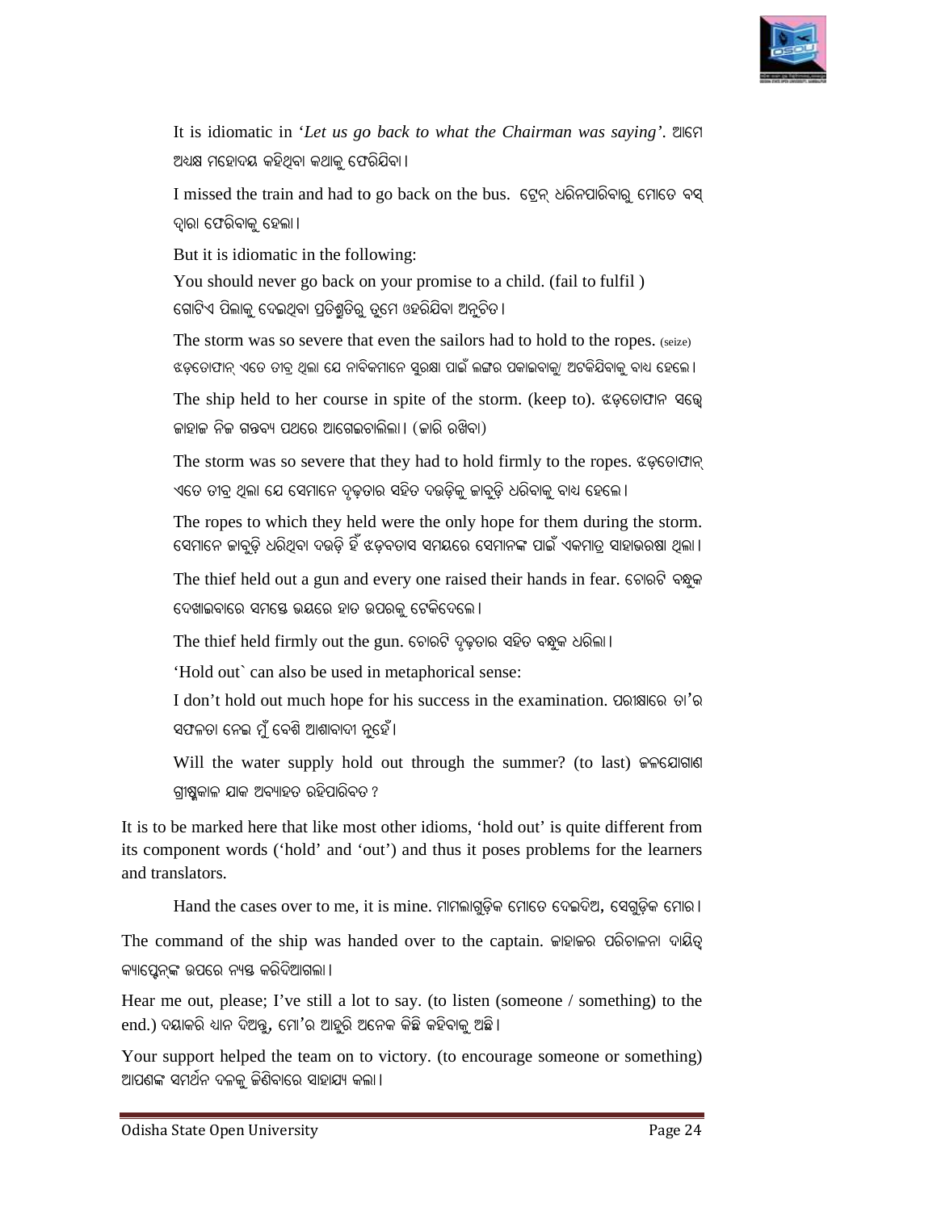It is idiomatic in '*Let us go back to what the Chairman was saying*'. ଆମେ ଅଧ୍ୟକ୍ଷ ମହୋଦୟ କହିଥିବା କଥାକୁ ଫେରିଯିବା।

I missed the train and had to go back on the bus. ଟ୍ରେନ୍ ଧରିନପାରିବାରୁ ମୋତେ ବସ୍ ଦ୍ୱାରା ଫେରିବାକୁ ହେଲା।

But it is idiomatic in the following:

You should never go back on your promise to a child. (fail to fulfil )
ଗୋଟିଏ ପିଲାକୁ ଦେଇଥିବା ପ୍ରତିଶ୍ରୁତିରୁ ତୁମେ ଓହରିଯିବା ଅନୁଚିତ।

The storm was so severe that even the sailors had to hold to the ropes. (seize)
ଝଡ଼ତୋଫାନ୍ ଏତେ ତୀବ୍ର ଥିଲା ଯେ ନାବିକମାନେ ସୁରକ୍ଷା ପାଇଁ ଲଙ୍ଗର ପକାଇବାକୁ/ ଅଟକିଯିବାକୁ ବାଧ ହେଲେ।

The ship held to her course in spite of the storm. (keep to). ଝଡ଼ତୋଫାନ ସତ୍ତ୍ୱେ ଜାହାଜ ନିଜ ଗନ୍ତବ୍ୟ ପଥରେ ଆଗେଇଚାଲିଲା। (ଜାରି ରଖିବା)

The storm was so severe that they had to hold firmly to the ropes. ଝଡ଼ତୋଫାନ୍ ଏତେ ତୀବ୍ର ଥିଲା ଯେ ସେମାନେ ଦୃଢ଼ତାର ସହିତ ଦଉଡ଼ିକୁ ଜାବୁଡ଼ି ଧରିବାକୁ ବାଧ ହେଲେ।

The ropes to which they held were the only hope for them during the storm. ସେମାନେ ଜାବୁଡ଼ି ଧରିଥିବା ଦଉଡ଼ି ହିଁ ଝଡ଼ବତାସ ସମୟରେ ସେମାନଙ୍କ ପାଇଁ ଏକମାତ୍ର ସାହାଭରଷା ଥିଲା।

The thief held out a gun and every one raised their hands in fear. ଚୋରଟି ବନ୍ଧୁକ ଦେଖାଇବାରେ ସମସ୍ତେ ଭୟରେ ହାତ ଉପରକୁ ଟେକିଦେଲେ।

The thief held firmly out the gun. ଚୋରଟି ଦୃଢ଼ତାର ସହିତ ବନ୍ଧୁକ ଧରିଲା।

'Hold out` can also be used in metaphorical sense:

I don't hold out much hope for his success in the examination. ପରୀକ୍ଷାରେ ତା'ର ସଫଳତା ନେଇ ମୁଁ ବେଶି ଆଶାବାଦୀ ନୁହେଁ।

Will the water supply hold out through the summer? (to last) ଜଳଯୋଗାଣ ଗ୍ରୀଷ୍ମକାଳ ଯାକ ଅବ୍ୟାହତ ରହିପାରିବତ ?

It is to be marked here that like most other idioms, 'hold out' is quite different from its component words ('hold' and 'out') and thus it poses problems for the learners and translators.

Hand the cases over to me, it is mine. ମାମଲାଗୁଡ଼ିକ ମୋତେ ଦେଇଦିଅ, ସେଗୁଡ଼ିକ ମୋର।

The command of the ship was handed over to the captain. ଜାହାଜର ପରିଚାଳନା ଦାୟିତ୍ୱ କ୍ୟାପ୍ଟେନ୍‌ଙ୍କ ଉପରେ ନ୍ୟସ୍ତ କରିଦିଆଗଲା।

Hear me out, please; I've still a lot to say. (to listen (someone / something) to the end.) ଦୟାକରି ଧ୍ୟାନ ଦିଅନ୍ତୁ, ମୋ'ର ଆହୁରି ଅନେକ କିଛି କହିବାକୁ ଅଛି।

Your support helped the team on to victory. (to encourage someone or something) ଆପଣଙ୍କ ସମର୍ଥନ ଦଳକୁ ଜିଣିବାରେ ସାହାଯ୍ୟ କଲା।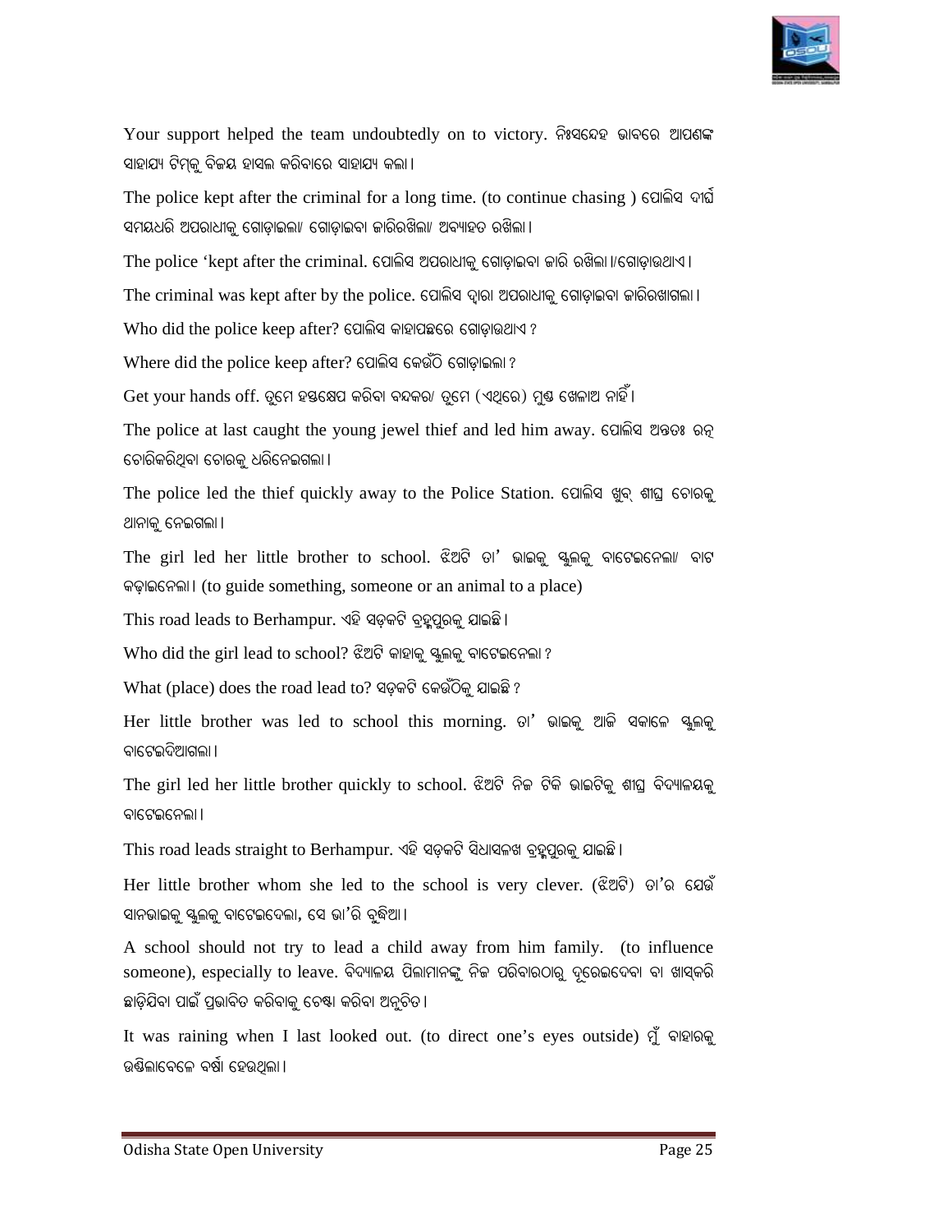Your support helped the team undoubtedly on to victory. ନିଃସନ୍ଦେହ ଭାବରେ ଆପଣଙ୍କ ସାହାଯ୍ୟ ଟିମ୍‌କୁ ବିଜୟ ହାସଲ କରିବାରେ ସାହାଯ୍ୟ କଲା।

The police kept after the criminal for a long time. (to continue chasing ) ପୋଲିସ ଦୀର୍ଘ ସମୟଧରି ଅପରାଧୀକୁ ଗୋଡ଼ାଇଲା/ ଗୋଡ଼ାଇବା ଜାରିରଖିଲା/ ଅବ୍ୟାହତ ରଖିଲା।

The police 'kept after the criminal. ପୋଲିସ ଅପରାଧୀକୁ ଗୋଡ଼ାଇବା ଜାରି ରଖିଲା।/ଗୋଡ଼ାଉଥାଏ।

The criminal was kept after by the police. ପୋଲିସ ଦ୍ୱାରା ଅପରାଧୀକୁ ଗୋଡ଼ାଇବା ଜାରିରଖାଗଲା।

Who did the police keep after? ପୋଲିସ କାହାପଛରେ ଗୋଡ଼ାଉଥାଏ ?

Where did the police keep after? ପୋଲିସ କେଉଁଠି ଗୋଡ଼ାଇଲା ?

Get your hands off. ତୁମେ ହସ୍ତକ୍ଷେପ କରିବା ବନ୍ଦକର/ ତୁମେ (ଏଥିରେ) ମୁଣ୍ଡ ଖେଳାଅ ନାହିଁ।

The police at last caught the young jewel thief and led him away. ପୋଲିସ ଅନ୍ତତଃ ରତ୍ନ ଚୋରିକରିଥିବା ଚୋରକୁ ଧରିନେଇଗଲା।

The police led the thief quickly away to the Police Station. ପୋଲିସ ଖୁବ୍ ଶୀଘ୍ର ଚୋରକୁ ଥାନାକୁ ନେଇଗଲା।

The girl led her little brother to school. ଝିଅଟି ତା' ଭାଇକୁ ସ୍କୁଲକୁ ବାଟେଇନେଲା/ ବାଟ କଢ଼ାଇନେଲା। (to guide something, someone or an animal to a place)

This road leads to Berhampur. ଏହି ସଡ଼କଟି ବ୍ରହ୍ମପୁରକୁ ଯାଇଛି।

Who did the girl lead to school? ଝିଅଟି କାହାକୁ ସ୍କୁଲକୁ ବାଟେଇନେଲା ?

What (place) does the road lead to? ସଡ଼କଟି କେଉଁଠିକୁ ଯାଇଛି ?

Her little brother was led to school this morning. ତା' ଭାଇକୁ ଆଜି ସକାଳେ ସ୍କୁଲକୁ ବାଟେଇଦିଆଗଲା।

The girl led her little brother quickly to school. ଝିଅଟି ନିଜ ଟିକି ଭାଇଟିକୁ ଶୀଘ୍ର ବିଦ୍ୟାଳୟକୁ ବାଟେଇନେଲା।

This road leads straight to Berhampur. ଏହି ସଡ଼କଟି ସିଧାସଳଖ ବ୍ରହ୍ମପୁରକୁ ଯାଇଛି।

Her little brother whom she led to the school is very clever. (ଝିଅଟି) ତା'ର ଯେଉଁ ସାନଭାଇକୁ ସ୍କୁଲକୁ ବାଟେଇଦେଲା, ସେ ଭା'ରି ବୁଦ୍ଧିଆ।

A school should not try to lead a child away from him family. (to influence someone), especially to leave. ବିଦ୍ୟାଳୟ ପିଲାମାନଙ୍କୁ ନିଜ ପରିବାରଠାରୁ ଦୂରେଇଦେବା ବା ଖାସ୍‌କରି ଛାଡ଼ିଯିବା ପାଇଁ ପ୍ରଭାବିତ କରିବାକୁ ଚେଷ୍ଟା କରିବା ଅନୁଚିତ।

It was raining when I last looked out. (to direct one's eyes outside) ମୁଁ ବାହାରକୁ ଉଣ୍ଡିଲାବେଳେ ବର୍ଷା ହେଉଥିଲା।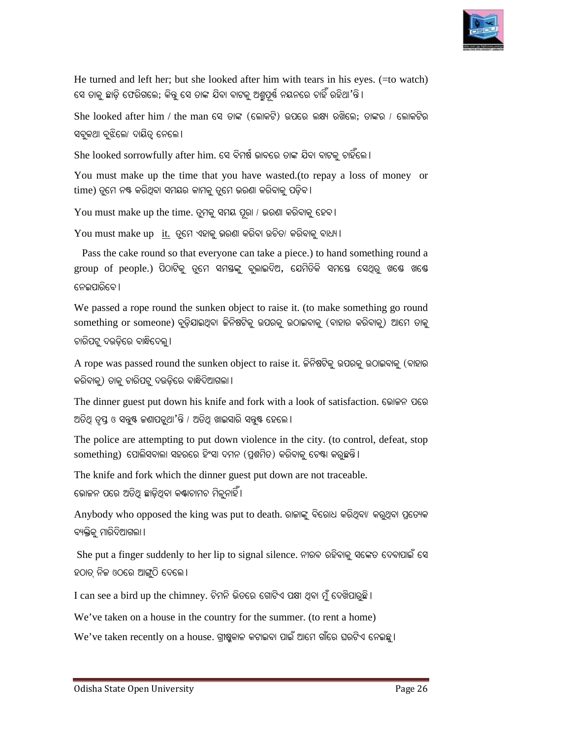He turned and left her; but she looked after him with tears in his eyes. (=to watch) ସେ ତାକୁ ଛାଡ଼ି ଫେରିଗଲେ; କିନ୍ତୁ ସେ ତାଙ୍କ ଯିବା ବାଟକୁ ଅଶ୍ରୁପୂର୍ଣ୍ଣ ନୟନରେ ଚାହିଁ ରହିଥା'ନ୍ତି।

She looked after him / the man ସେ ତାଙ୍କ (ଲୋକଟି) ଉପରେ ଲକ୍ଷ୍ୟ ରଖିଲେ; ତାଙ୍କର / ଲୋକଟିର ସବୁକଥା ବୁଝିଲେ/ ଦାୟିତ୍ୱ ନେଲେ।

She looked sorrowfully after him. ସେ ବିମର୍ଷ ଭାବରେ ତାଙ୍କ ଯିବା ବାଟକୁ ଚାହିଁଲେ।

You must make up the time that you have wasted.(to repay a loss of money or time) ତୁମେ ନଷ୍ଟ କରିଥିବା ସମୟର କାମକୁ ତୁମେ ଭରଣା କରିବାକୁ ପଡ଼ିବ।

You must make up the time. ତୁମକୁ ସମୟ ପୂରା / ଭରଣା କରିବାକୁ ହେବ।

You must make up <u>it.</u> ତୁମେ ଏହାକୁ ଭରଣା କରିବା ଉଚିତ/ କରିବାକୁ ବାଧ୍ୟ।

Pass the cake round so that everyone can take a piece.) to hand something round a group of people.) ପିଠାଟିକୁ ତୁମେ ସମସ୍ତଙ୍କୁ ବୁଲାଇଦିଅ, ଯେମିତିକି ସମସ୍ତେ ସେଥିରୁ ଖଣ୍ଡେ ଖଣ୍ଡେ ନେଇପାରିବେ।

We passed a rope round the sunken object to raise it. (to make something go round something or someone) ବୁଡ଼ିଯାଇଥିବା ଜିନିଷଟିକୁ ଉପରକୁ ଉଠାଇବାକୁ (ବାହାର କରିବାକୁ) ଆମେ ତାକୁ ଚାରିପଟୁ ଦଉଡ଼ିରେ ବାନ୍ଧିଦେଲୁ।

A rope was passed round the sunken object to raise it. ଜିନିଷଟିକୁ ଉପରକୁ ଉଠାଇବାକୁ (ବାହାର କରିବାକୁ) ତାକୁ ଚାରିପଟୁ ଦଉଡ଼ିରେ ବାନ୍ଧିଦିଆଗଲା।

The dinner guest put down his knife and fork with a look of satisfaction. ଭୋଜନ ପରେ ଅତିଥି ତୃପ୍ତ ଓ ସନ୍ତୁଷ୍ଟ ଜଣାପଡୁଥା'ନ୍ତି / ଅତିଥି ଖାଇସାରି ସନ୍ତୁଷ୍ଟ ହେଲେ।

The police are attempting to put down violence in the city. (to control, defeat, stop something) ପୋଲିସବାଲା ସହରରେ ହିଂସା ଦମନ (ପ୍ରଶମିତ) କରିବାକୁ ଚେଷ୍ଟା କରୁଛନ୍ତି।

The knife and fork which the dinner guest put down are not traceable.
ଭୋଜନ ପରେ ଅତିଥି ଛାଡ଼ିଥିବା କଣ୍ଟାଚାମଚ ମିଳୁନାହିଁ।

Anybody who opposed the king was put to death. ରାଜାଙ୍କୁ ବିରୋଧ କରିଥିବା/ କରୁଥିବା ପ୍ରତ୍ୟେକ ବ୍ୟକ୍ତିକୁ ମାରିଦିଆଗଲା।

She put a finger suddenly to her lip to signal silence. ନୀରବ ରହିବାକୁ ସଙ୍କେତ ଦେବାପାଇଁ ସେ ହଠାତ୍ ନିଜ ଓଠରେ ଆଙ୍ଗୁଠି ଦେଲେ।

I can see a bird up the chimney. ଚିମନି ଭିତରେ ଗୋଟିଏ ପକ୍ଷୀ ଥିବା ମୁଁ ଦେଖିପାରୁଛି।

We've taken on a house in the country for the summer. (to rent a home)

We've taken recently on a house. ଗ୍ରୀଷ୍ମକାଳ କଟାଇବା ପାଇଁ ଆମେ ଗାଁରେ ଘରଟିଏ ନେଇଛୁ।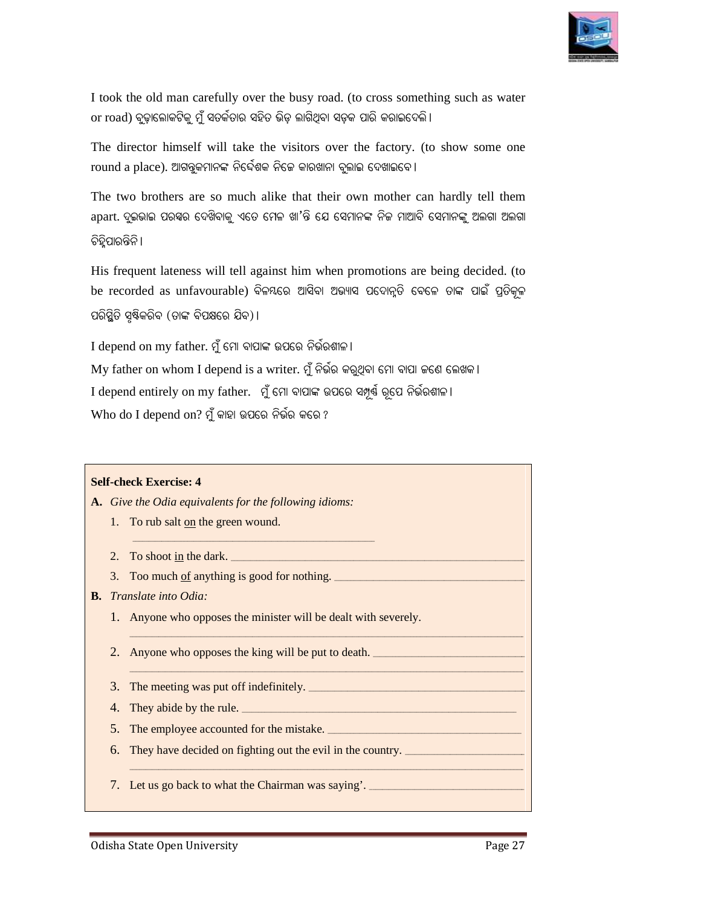I took the old man carefully over the busy road. (to cross something such as water or road) ବୁଢ଼ାଲୋକଟିକୁ ମୁଁ ସତର୍କତାର ସହିତ ଭିଡ଼ ଲାଗିଥିବା ସଡ଼କ ପାରି କରାଇଦେଲି।

The director himself will take the visitors over the factory. (to show some one round a place). ଆଗନ୍ତୁକମାନଙ୍କ ନିର୍ଦ୍ଦେଶକ ନିଜେ କାରଖାନା ବୁଲାଇ ଦେଖାଇବେ।

The two brothers are so much alike that their own mother can hardly tell them apart. ଦୁଇଭାଇ ପରସ୍ପର ଦେଖିବାକୁ ଏତେ ମେଳ ଖା'ନ୍ତି ଯେ ସେମାନଙ୍କ ନିଜ ମାଆବି ସେମାନଙ୍କୁ ଅଲଗା ଅଲଗା ଚିହ୍ନିପାରନ୍ତିନି।

His frequent lateness will tell against him when promotions are being decided. (to be recorded as unfavourable) ବିଳମ୍ବରେ ଆସିବା ଅଭ୍ୟାସ ପଦୋନ୍ନତି ବେଳେ ତାଙ୍କ ପାଇଁ ପ୍ରତିକୂଳ ପରିସ୍ଥିତି ସୃଷ୍ଟିକରିବ (ତାଙ୍କ ବିପକ୍ଷରେ ଯିବ)।

I depend on my father. ମୁଁ ମୋ ବାପାଙ୍କ ଉପରେ ନିର୍ଭରଶୀଳ।
My father on whom I depend is a writer. ମୁଁ ନିର୍ଭର କରୁଥିବା ମୋ ବାପା ଜଣେ ଲେଖକ।
I depend entirely on my father. ମୁଁ ମୋ ବାପାଙ୍କ ଉପରେ ସମ୍ପୂର୍ଣ୍ଣ ରୂପେ ନିର୍ଭରଶୀଳ।
Who do I depend on? ମୁଁ କାହା ଉପରେ ନିର୍ଭର କରେ ?

**Self-check Exercise: 4**

**A.** *Give the Odia equivalents for the following idioms:*

1. To rub salt <u>on</u> the green wound. ________________
2. To shoot <u>in</u> the dark. ________________
3. Too much <u>of</u> anything is good for nothing. ________________

**B.** *Translate into Odia:*

1. Anyone who opposes the minister will be dealt with severely. ________________
2. Anyone who opposes the king will be put to death. ________________
3. The meeting was put off indefinitely. ________________
4. They abide by the rule. ________________
5. The employee accounted for the mistake. ________________
6. They have decided on fighting out the evil in the country. ________________
7. Let us go back to what the Chairman was saying'. ________________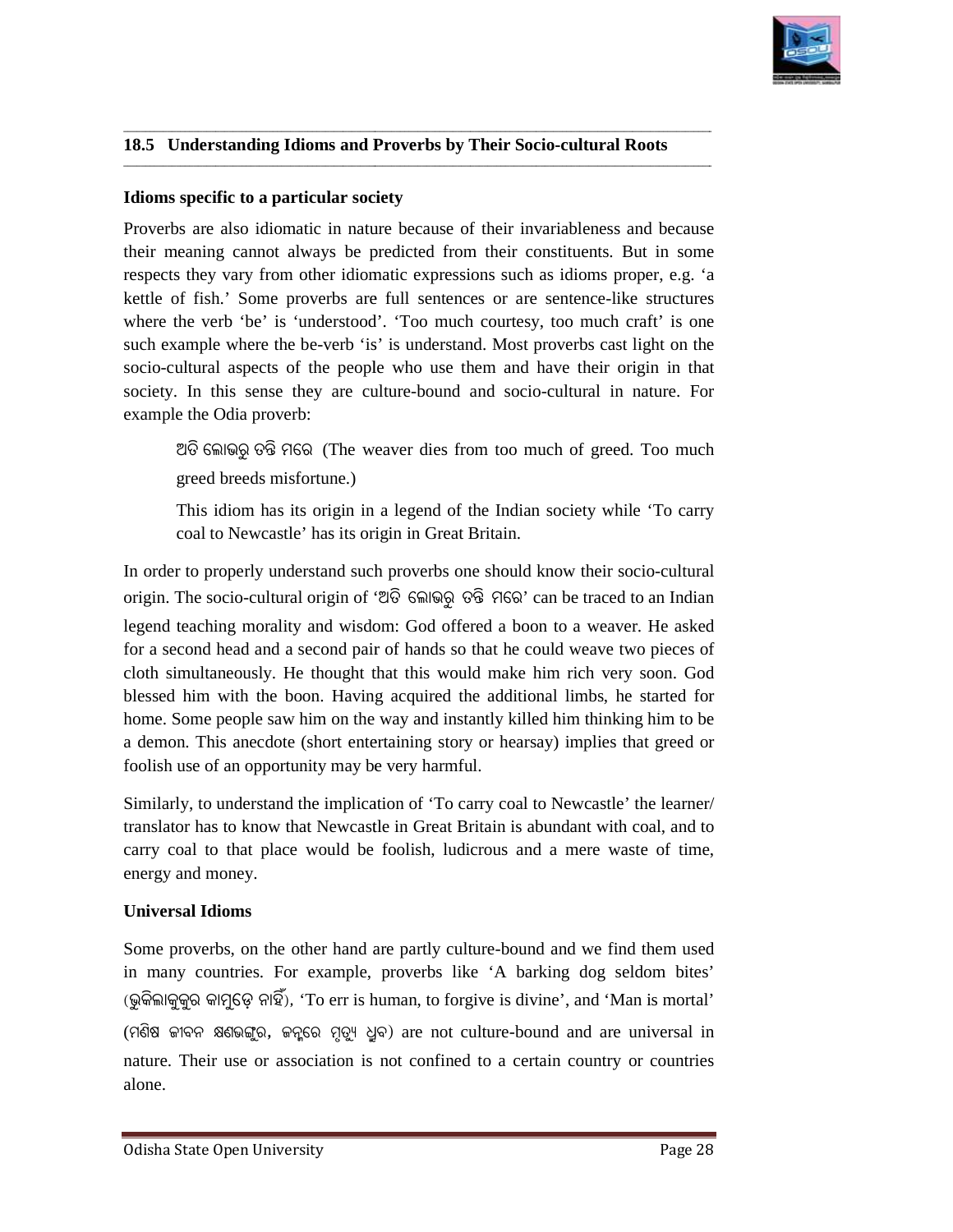## 18.5 Understanding Idioms and Proverbs by Their Socio-cultural Roots

**Idioms specific to a particular society**

Proverbs are also idiomatic in nature because of their invariableness and because their meaning cannot always be predicted from their constituents. But in some respects they vary from other idiomatic expressions such as idioms proper, e.g. 'a kettle of fish.' Some proverbs are full sentences or are sentence-like structures where the verb 'be' is 'understood'. 'Too much courtesy, too much craft' is one such example where the be-verb 'is' is understand. Most proverbs cast light on the socio-cultural aspects of the people who use them and have their origin in that society. In this sense they are culture-bound and socio-cultural in nature. For example the Odia proverb:

> ଅତି ଲୋଭରୁ ତନ୍ତି ମରେ (The weaver dies from too much of greed. Too much greed breeds misfortune.)
>
> This idiom has its origin in a legend of the Indian society while 'To carry coal to Newcastle' has its origin in Great Britain.

In order to properly understand such proverbs one should know their socio-cultural origin. The socio-cultural origin of 'ଅତି ଲୋଭରୁ ତନ୍ତି ମରେ' can be traced to an Indian legend teaching morality and wisdom: God offered a boon to a weaver. He asked for a second head and a second pair of hands so that he could weave two pieces of cloth simultaneously. He thought that this would make him rich very soon. God blessed him with the boon. Having acquired the additional limbs, he started for home. Some people saw him on the way and instantly killed him thinking him to be a demon. This anecdote (short entertaining story or hearsay) implies that greed or foolish use of an opportunity may be very harmful.

Similarly, to understand the implication of 'To carry coal to Newcastle' the learner/ translator has to know that Newcastle in Great Britain is abundant with coal, and to carry coal to that place would be foolish, ludicrous and a mere waste of time, energy and money.

**Universal Idioms**

Some proverbs, on the other hand are partly culture-bound and we find them used in many countries. For example, proverbs like 'A barking dog seldom bites' (ଭୁକିଲାକୁକୁର କାମୁଡ଼େ ନାହିଁ), 'To err is human, to forgive is divine', and 'Man is mortal' (ମଣିଷ ଜୀବନ କ୍ଷଣଭଙ୍ଗୁର, ଜନ୍ମରେ ମୃତ୍ୟୁ ଧ୍ରୁବ) are not culture-bound and are universal in nature. Their use or association is not confined to a certain country or countries alone.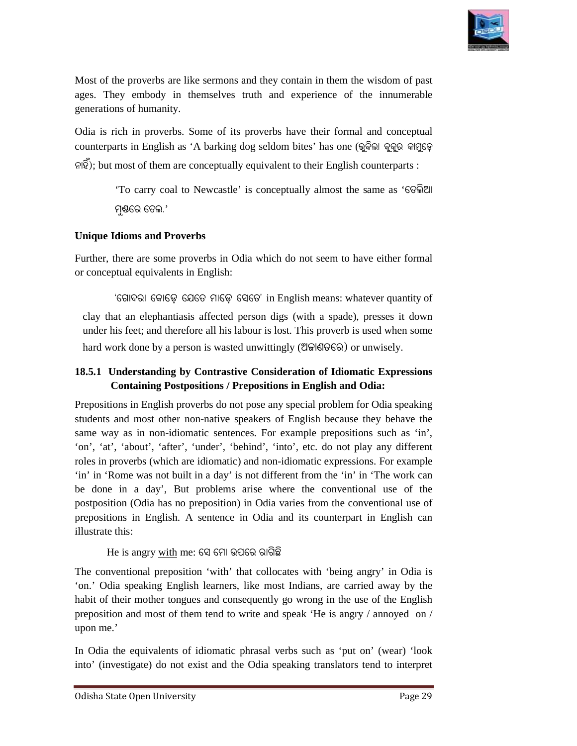Most of the proverbs are like sermons and they contain in them the wisdom of past ages. They embody in themselves truth and experience of the innumerable generations of humanity.

Odia is rich in proverbs. Some of its proverbs have their formal and conceptual counterparts in English as 'A barking dog seldom bites' has one (ଭୁକିଲା କୁକୁର କାମୁଡ଼େ ନାହିଁ); but most of them are conceptually equivalent to their English counterparts :

> 'To carry coal to Newcastle' is conceptually almost the same as 'ତେଲିଆ ମୁଣ୍ଡରେ ତେଲ.'

**Unique Idioms and Proverbs**

Further, there are some proverbs in Odia which do not seem to have either formal or conceptual equivalents in English:

> 'ଗୋଦରା କୋଡ଼େ ଯେତେ ମାଡ଼େ ସେତେ' in English means: whatever quantity of clay that an elephantiasis affected person digs (with a spade), presses it down under his feet; and therefore all his labour is lost. This proverb is used when some hard work done by a person is wasted unwittingly (ଅଜାଣତରେ) or unwisely.

### 18.5.1 Understanding by Contrastive Consideration of Idiomatic Expressions Containing Postpositions / Prepositions in English and Odia:

Prepositions in English proverbs do not pose any special problem for Odia speaking students and most other non-native speakers of English because they behave the same way as in non-idiomatic sentences. For example prepositions such as 'in', 'on', 'at', 'about', 'after', 'under', 'behind', 'into', etc. do not play any different roles in proverbs (which are idiomatic) and non-idiomatic expressions. For example 'in' in 'Rome was not built in a day' is not different from the 'in' in 'The work can be done in a day', But problems arise where the conventional use of the postposition (Odia has no preposition) in Odia varies from the conventional use of prepositions in English. A sentence in Odia and its counterpart in English can illustrate this:

> He is angry <u>with</u> me: ସେ ମୋ ଉପରେ ରାଗିଛି

The conventional preposition 'with' that collocates with 'being angry' in Odia is 'on.' Odia speaking English learners, like most Indians, are carried away by the habit of their mother tongues and consequently go wrong in the use of the English preposition and most of them tend to write and speak 'He is angry / annoyed on / upon me.'

In Odia the equivalents of idiomatic phrasal verbs such as 'put on' (wear) 'look into' (investigate) do not exist and the Odia speaking translators tend to interpret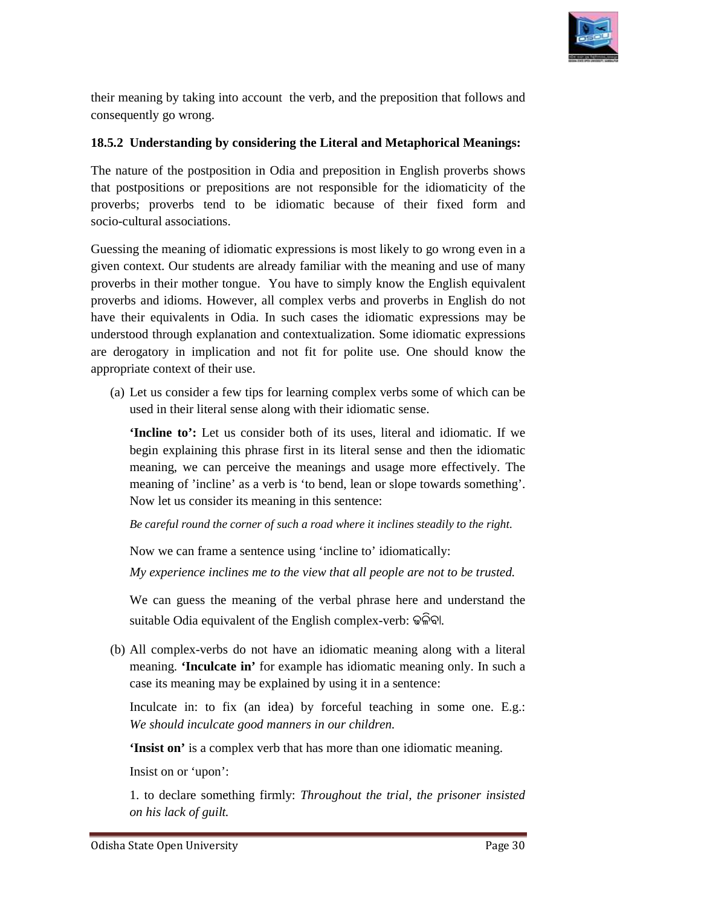their meaning by taking into account the verb, and the preposition that follows and consequently go wrong.

### 18.5.2 Understanding by considering the Literal and Metaphorical Meanings:

The nature of the postposition in Odia and preposition in English proverbs shows that postpositions or prepositions are not responsible for the idiomaticity of the proverbs; proverbs tend to be idiomatic because of their fixed form and socio-cultural associations.

Guessing the meaning of idiomatic expressions is most likely to go wrong even in a given context. Our students are already familiar with the meaning and use of many proverbs in their mother tongue. You have to simply know the English equivalent proverbs and idioms. However, all complex verbs and proverbs in English do not have their equivalents in Odia. In such cases the idiomatic expressions may be understood through explanation and contextualization. Some idiomatic expressions are derogatory in implication and not fit for polite use. One should know the appropriate context of their use.

(a) Let us consider a few tips for learning complex verbs some of which can be used in their literal sense along with their idiomatic sense.

**'Incline to':** Let us consider both of its uses, literal and idiomatic. If we begin explaining this phrase first in its literal sense and then the idiomatic meaning, we can perceive the meanings and usage more effectively. The meaning of 'incline' as a verb is 'to bend, lean or slope towards something'. Now let us consider its meaning in this sentence:

*Be careful round the corner of such a road where it inclines steadily to the right.*

Now we can frame a sentence using 'incline to' idiomatically:

*My experience inclines me to the view that all people are not to be trusted.*

We can guess the meaning of the verbal phrase here and understand the suitable Odia equivalent of the English complex-verb: ଢଳିବା.

(b) All complex-verbs do not have an idiomatic meaning along with a literal meaning. **'Inculcate in'** for example has idiomatic meaning only. In such a case its meaning may be explained by using it in a sentence:

Inculcate in: to fix (an idea) by forceful teaching in some one. E.g.: *We should inculcate good manners in our children.*

**'Insist on'** is a complex verb that has more than one idiomatic meaning.

Insist on or 'upon':

1. to declare something firmly: *Throughout the trial, the prisoner insisted on his lack of guilt.*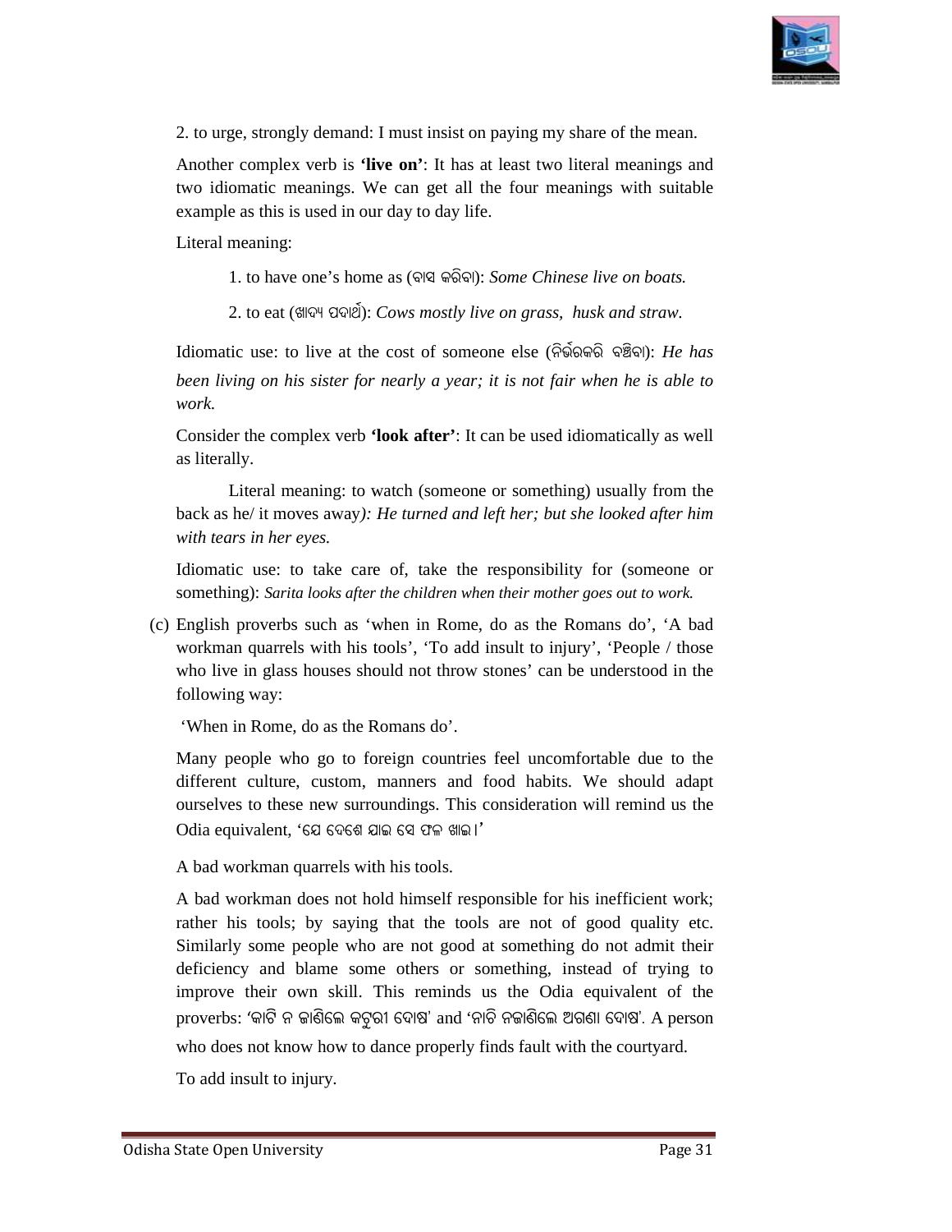2. to urge, strongly demand: I must insist on paying my share of the mean.

Another complex verb is **'live on'**: It has at least two literal meanings and two idiomatic meanings. We can get all the four meanings with suitable example as this is used in our day to day life.

Literal meaning:

1. to have one's home as (ବାସ କରିବା): *Some Chinese live on boats.*

2. to eat (ଖାଦ୍ୟ ପଦାର୍ଥ): *Cows mostly live on grass, husk and straw.*

Idiomatic use: to live at the cost of someone else (ନିର୍ଭରକରି ବଞ୍ଚିବା): *He has been living on his sister for nearly a year; it is not fair when he is able to work.*

Consider the complex verb **'look after'**: It can be used idiomatically as well as literally.

Literal meaning: to watch (someone or something) usually from the back as he/ it moves away*): He turned and left her; but she looked after him with tears in her eyes.*

Idiomatic use: to take care of, take the responsibility for (someone or something): *Sarita looks after the children when their mother goes out to work.*

(c) English proverbs such as 'when in Rome, do as the Romans do', 'A bad workman quarrels with his tools', 'To add insult to injury', 'People / those who live in glass houses should not throw stones' can be understood in the following way:

'When in Rome, do as the Romans do'.

Many people who go to foreign countries feel uncomfortable due to the different culture, custom, manners and food habits. We should adapt ourselves to these new surroundings. This consideration will remind us the Odia equivalent, 'ଯେ ଦେଶେ ଯାଇ ସେ ଫଳ ଖାଇ।'

A bad workman quarrels with his tools.

A bad workman does not hold himself responsible for his inefficient work; rather his tools; by saying that the tools are not of good quality etc. Similarly some people who are not good at something do not admit their deficiency and blame some others or something, instead of trying to improve their own skill. This reminds us the Odia equivalent of the proverbs: 'କାଟି ନ ଜାଣିଲେ କଟୁରୀ ଦୋଷ' and 'ନାଚି ନଜାଣିଲେ ଅଗଣା ଦୋଷ'. A person who does not know how to dance properly finds fault with the courtyard.

To add insult to injury.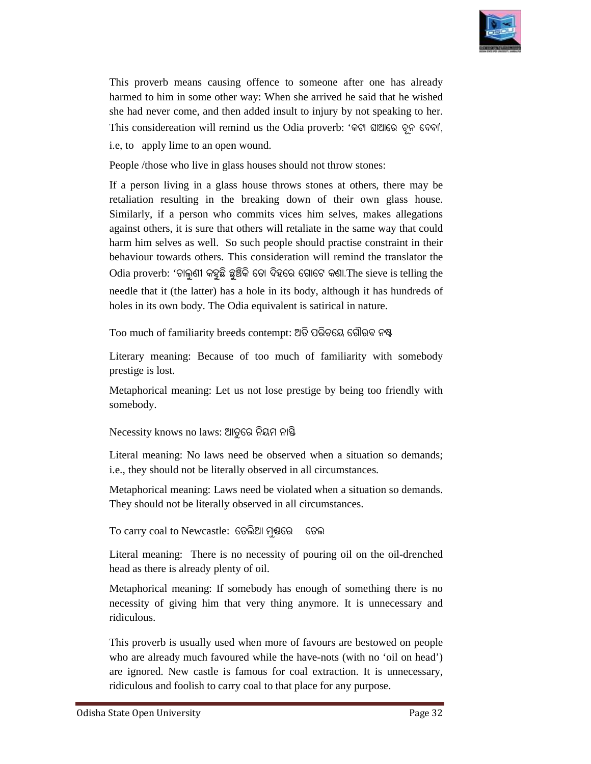This proverb means causing offence to someone after one has already harmed to him in some other way: When she arrived he said that he wished she had never come, and then added insult to injury by not speaking to her. This considereation will remind us the Odia proverb: 'କଟା ଘାଆରେ ଚୂନ ଦେବା', i.e, to apply lime to an open wound.

People /those who live in glass houses should not throw stones:

If a person living in a glass house throws stones at others, there may be retaliation resulting in the breaking down of their own glass house. Similarly, if a person who commits vices him selves, makes allegations against others, it is sure that others will retaliate in the same way that could harm him selves as well. So such people should practise constraint in their behaviour towards others. This consideration will remind the translator the Odia proverb: 'ଚାଲୁଣୀ କହୁଛି ଛୁଞ୍ଚିକି ତୋ ଦିହରେ ଗୋଟେ କଣା.The sieve is telling the needle that it (the latter) has a hole in its body, although it has hundreds of holes in its own body. The Odia equivalent is satirical in nature.

Too much of familiarity breeds contempt: ଅତି ପରିଚୟେ ଗୌରବ ନଷ୍ଟ

Literary meaning: Because of too much of familiarity with somebody prestige is lost.

Metaphorical meaning: Let us not lose prestige by being too friendly with somebody.

Necessity knows no laws: ଆତୁରେ ନିୟମ ନାସ୍ତି

Literal meaning: No laws need be observed when a situation so demands; i.e., they should not be literally observed in all circumstances.

Metaphorical meaning: Laws need be violated when a situation so demands. They should not be literally observed in all circumstances.

To carry coal to Newcastle: ତେଲିଆ ମୁଣ୍ଡରେ ତେଲ

Literal meaning: There is no necessity of pouring oil on the oil-drenched head as there is already plenty of oil.

Metaphorical meaning: If somebody has enough of something there is no necessity of giving him that very thing anymore. It is unnecessary and ridiculous.

This proverb is usually used when more of favours are bestowed on people who are already much favoured while the have-nots (with no 'oil on head') are ignored. New castle is famous for coal extraction. It is unnecessary, ridiculous and foolish to carry coal to that place for any purpose.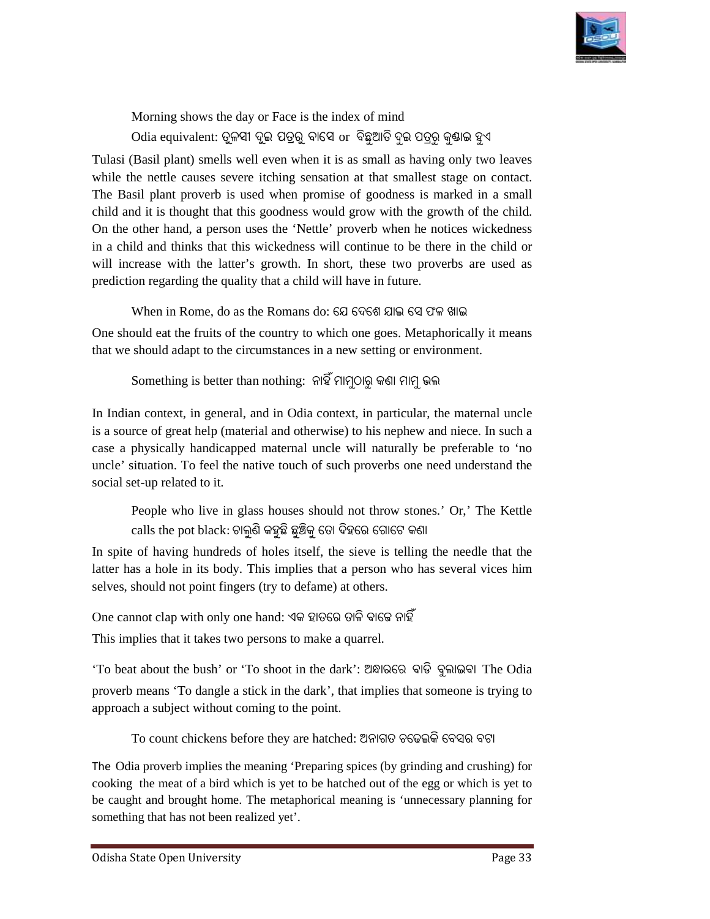Morning shows the day or Face is the index of mind

Odia equivalent: ତୁଳସୀ ଦୁଇ ପତ୍ରରୁ ବାସେ or ବିଛୁଆତି ଦୁଇ ପତ୍ରରୁ କୁଣ୍ଡାଇ ହୁଏ

Tulasi (Basil plant) smells well even when it is as small as having only two leaves while the nettle causes severe itching sensation at that smallest stage on contact. The Basil plant proverb is used when promise of goodness is marked in a small child and it is thought that this goodness would grow with the growth of the child. On the other hand, a person uses the 'Nettle' proverb when he notices wickedness in a child and thinks that this wickedness will continue to be there in the child or will increase with the latter's growth. In short, these two proverbs are used as prediction regarding the quality that a child will have in future.

When in Rome, do as the Romans do: ଯେ ଦେଶେ ଯାଇ ସେ ଫଳ ଖାଇ

One should eat the fruits of the country to which one goes. Metaphorically it means that we should adapt to the circumstances in a new setting or environment.

Something is better than nothing: ନାହିଁ ମାମୁଠାରୁ କଣା ମାମୁ ଭଲ

In Indian context, in general, and in Odia context, in particular, the maternal uncle is a source of great help (material and otherwise) to his nephew and niece. In such a case a physically handicapped maternal uncle will naturally be preferable to 'no uncle' situation. To feel the native touch of such proverbs one need understand the social set-up related to it.

People who live in glass houses should not throw stones.' Or,' The Kettle calls the pot black: ଚାଲୁଣି କହୁଛି ଛୁଞ୍ଚିକୁ ତୋ ଦିହରେ ଗୋଟେ କଣା

In spite of having hundreds of holes itself, the sieve is telling the needle that the latter has a hole in its body. This implies that a person who has several vices him selves, should not point fingers (try to defame) at others.

One cannot clap with only one hand: ଏକ ହାତରେ ତାଳି ବାଜେ ନାହିଁ

This implies that it takes two persons to make a quarrel.

'To beat about the bush' or 'To shoot in the dark': ଅନ୍ଧାରରେ ବାଡି ବୁଲାଇବା The Odia proverb means 'To dangle a stick in the dark', that implies that someone is trying to approach a subject without coming to the point.

To count chickens before they are hatched: ଅନାଗତ ଚଢେଇକି ବେସର ବଟା

The Odia proverb implies the meaning 'Preparing spices (by grinding and crushing) for cooking the meat of a bird which is yet to be hatched out of the egg or which is yet to be caught and brought home. The metaphorical meaning is 'unnecessary planning for something that has not been realized yet'.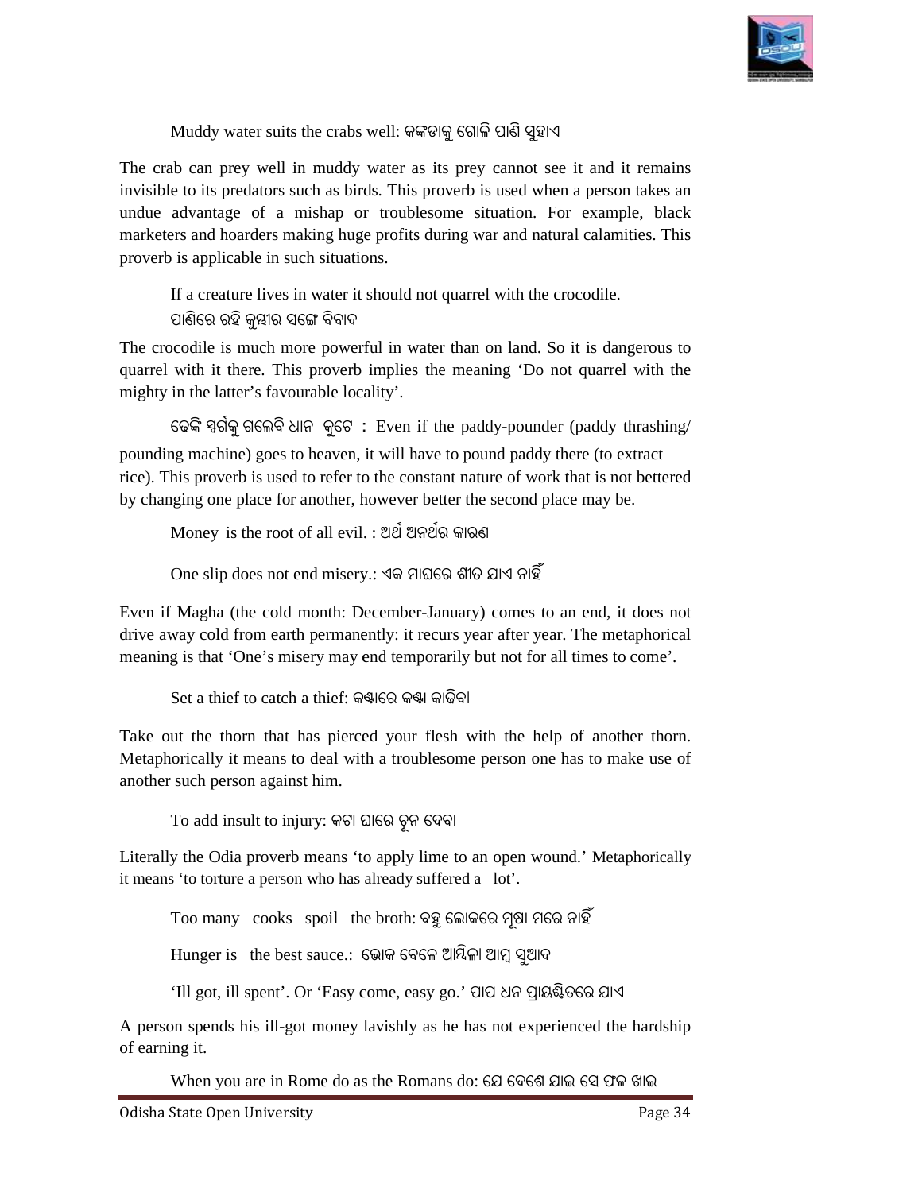Muddy water suits the crabs well: କଙ୍କଡାକୁ ଗୋଳି ପାଣି ସୁହାଏ

The crab can prey well in muddy water as its prey cannot see it and it remains invisible to its predators such as birds. This proverb is used when a person takes an undue advantage of a mishap or troublesome situation. For example, black marketers and hoarders making huge profits during war and natural calamities. This proverb is applicable in such situations.

If a creature lives in water it should not quarrel with the crocodile.
ପାଣିରେ ରହି କୁମ୍ଭୀର ସଙ୍ଗେ ବିବାଦ

The crocodile is much more powerful in water than on land. So it is dangerous to quarrel with it there. This proverb implies the meaning 'Do not quarrel with the mighty in the latter's favourable locality'.

ଢେଙ୍କି ସ୍ୱର୍ଗକୁ ଗଲେବି ଧାନ କୁଟେ : Even if the paddy-pounder (paddy thrashing/ pounding machine) goes to heaven, it will have to pound paddy there (to extract rice). This proverb is used to refer to the constant nature of work that is not bettered by changing one place for another, however better the second place may be.

Money is the root of all evil. : ଅର୍ଥ ଅନର୍ଥର କାରଣ

One slip does not end misery.: ଏକ ମାଘରେ ଶୀତ ଯାଏ ନାହିଁ

Even if Magha (the cold month: December-January) comes to an end, it does not drive away cold from earth permanently: it recurs year after year. The metaphorical meaning is that 'One's misery may end temporarily but not for all times to come'.

Set a thief to catch a thief: କଣ୍ଟାରେ କଣ୍ଟା କାଢିବା

Take out the thorn that has pierced your flesh with the help of another thorn. Metaphorically it means to deal with a troublesome person one has to make use of another such person against him.

To add insult to injury: କଟା ଘାରେ ଚୂନ ଦେବା

Literally the Odia proverb means 'to apply lime to an open wound.' Metaphorically it means 'to torture a person who has already suffered a lot'.

Too many cooks spoil the broth: ବହୁ ଲୋକରେ ମୂଷା ମରେ ନାହିଁ

Hunger is the best sauce.: ଭୋକ ବେଳେ ଆମ୍ବିଳା ଆମ୍ବ ସୁଆଦ

'Ill got, ill spent'. Or 'Easy come, easy go.' ପାପ ଧନ ପ୍ରାୟଶ୍ଚିତରେ ଯାଏ

A person spends his ill-got money lavishly as he has not experienced the hardship of earning it.

When you are in Rome do as the Romans do: ଯେ ଦେଶେ ଯାଇ ସେ ଫଳ ଖାଇ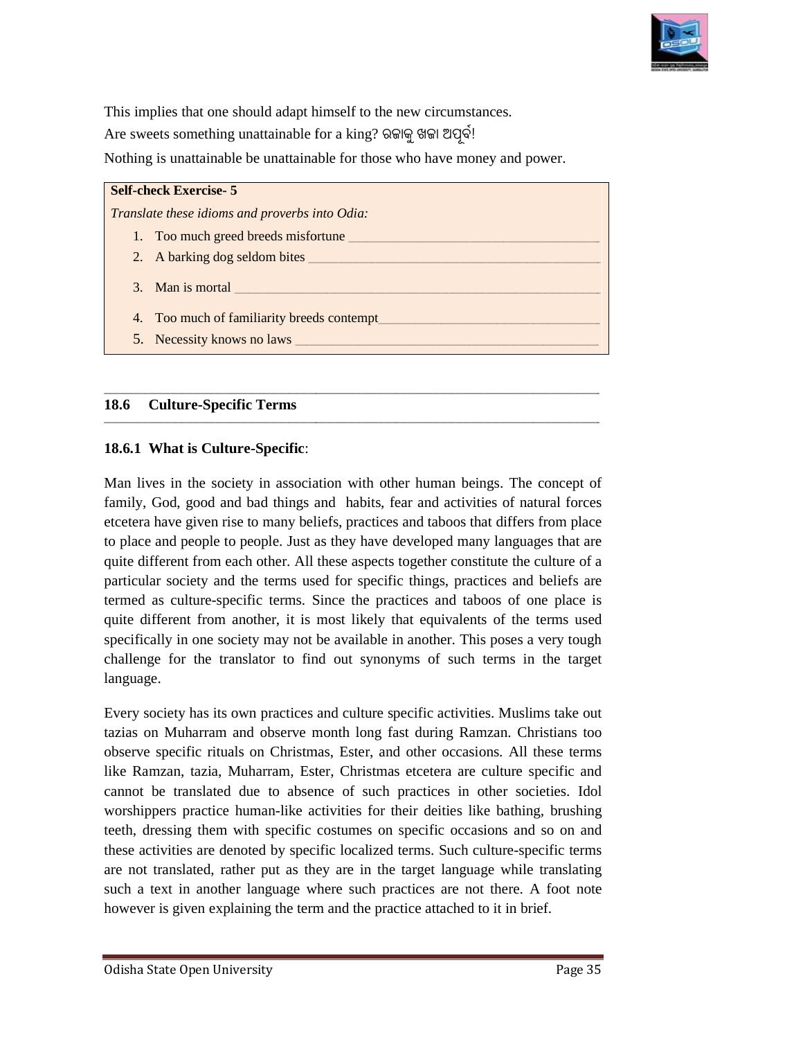This implies that one should adapt himself to the new circumstances.

Are sweets something unattainable for a king? ରଜାକୁ ଖଜା ଅପୂର୍ବ!

Nothing is unattainable be unattainable for those who have money and power.

**Self-check Exercise- 5**

*Translate these idioms and proverbs into Odia:*

1. Too much greed breeds misfortune ______________________________________
2. A barking dog seldom bites __________________________________________
3. Man is mortal ___________________________________________________
4. Too much of familiarity breeds contempt_______________________________
5. Necessity knows no laws ____________________________________________

## 18.6 Culture-Specific Terms

### 18.6.1 What is Culture-Specific:

Man lives in the society in association with other human beings. The concept of family, God, good and bad things and habits, fear and activities of natural forces etcetera have given rise to many beliefs, practices and taboos that differs from place to place and people to people. Just as they have developed many languages that are quite different from each other. All these aspects together constitute the culture of a particular society and the terms used for specific things, practices and beliefs are termed as culture-specific terms. Since the practices and taboos of one place is quite different from another, it is most likely that equivalents of the terms used specifically in one society may not be available in another. This poses a very tough challenge for the translator to find out synonyms of such terms in the target language.

Every society has its own practices and culture specific activities. Muslims take out tazias on Muharram and observe month long fast during Ramzan. Christians too observe specific rituals on Christmas, Ester, and other occasions. All these terms like Ramzan, tazia, Muharram, Ester, Christmas etcetera are culture specific and cannot be translated due to absence of such practices in other societies. Idol worshippers practice human-like activities for their deities like bathing, brushing teeth, dressing them with specific costumes on specific occasions and so on and these activities are denoted by specific localized terms. Such culture-specific terms are not translated, rather put as they are in the target language while translating such a text in another language where such practices are not there. A foot note however is given explaining the term and the practice attached to it in brief.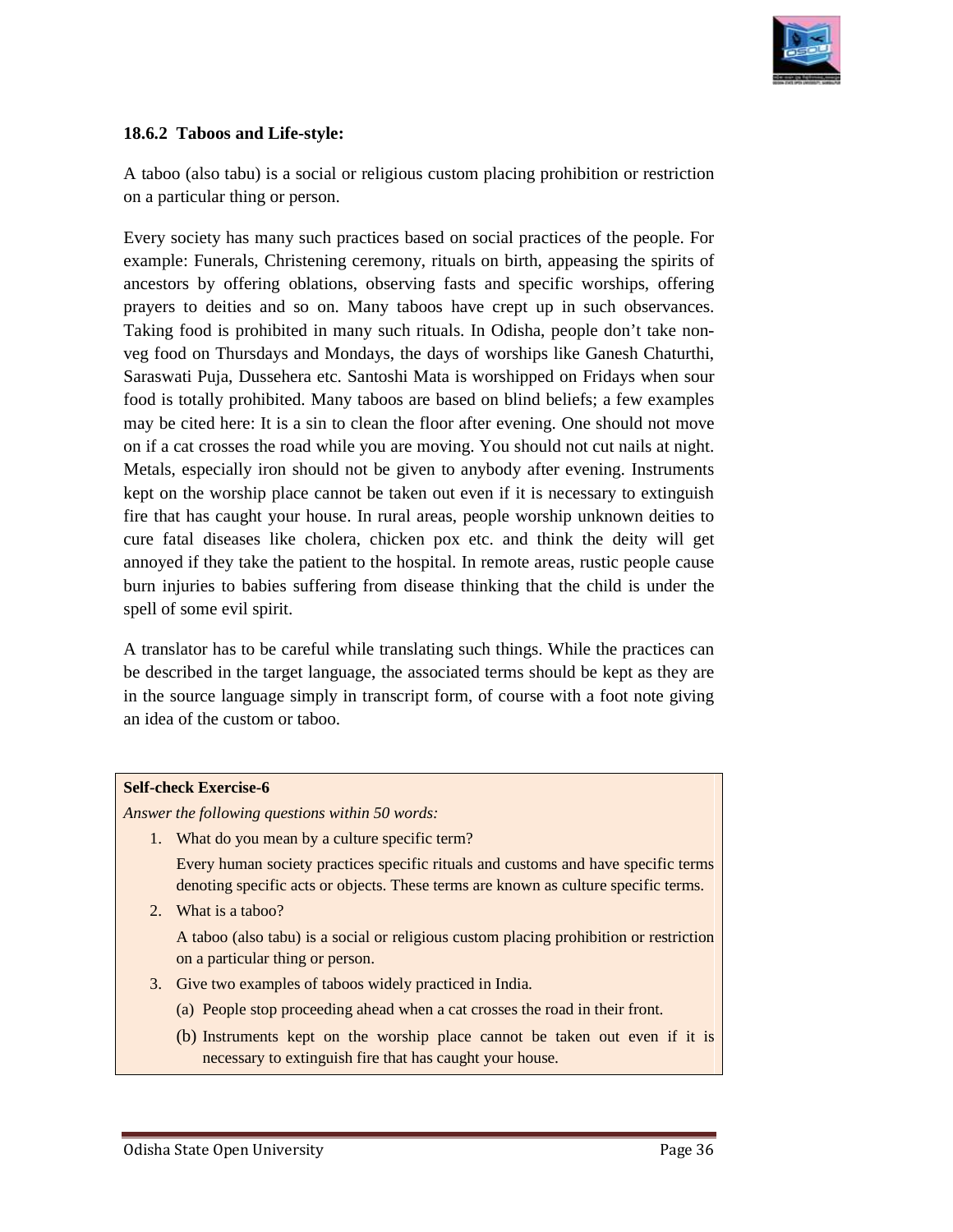### 18.6.2 Taboos and Life-style:

A taboo (also tabu) is a social or religious custom placing prohibition or restriction on a particular thing or person.

Every society has many such practices based on social practices of the people. For example: Funerals, Christening ceremony, rituals on birth, appeasing the spirits of ancestors by offering oblations, observing fasts and specific worships, offering prayers to deities and so on. Many taboos have crept up in such observances. Taking food is prohibited in many such rituals. In Odisha, people don't take non-veg food on Thursdays and Mondays, the days of worships like Ganesh Chaturthi, Saraswati Puja, Dussehera etc. Santoshi Mata is worshipped on Fridays when sour food is totally prohibited. Many taboos are based on blind beliefs; a few examples may be cited here: It is a sin to clean the floor after evening. One should not move on if a cat crosses the road while you are moving. You should not cut nails at night. Metals, especially iron should not be given to anybody after evening. Instruments kept on the worship place cannot be taken out even if it is necessary to extinguish fire that has caught your house. In rural areas, people worship unknown deities to cure fatal diseases like cholera, chicken pox etc. and think the deity will get annoyed if they take the patient to the hospital. In remote areas, rustic people cause burn injuries to babies suffering from disease thinking that the child is under the spell of some evil spirit.

A translator has to be careful while translating such things. While the practices can be described in the target language, the associated terms should be kept as they are in the source language simply in transcript form, of course with a foot note giving an idea of the custom or taboo.

**Self-check Exercise-6**

*Answer the following questions within 50 words:*

1. What do you mean by a culture specific term?

   Every human society practices specific rituals and customs and have specific terms denoting specific acts or objects. These terms are known as culture specific terms.

2. What is a taboo?

   A taboo (also tabu) is a social or religious custom placing prohibition or restriction on a particular thing or person.

3. Give two examples of taboos widely practiced in India.

   (a) People stop proceeding ahead when a cat crosses the road in their front.

   (b) Instruments kept on the worship place cannot be taken out even if it is necessary to extinguish fire that has caught your house.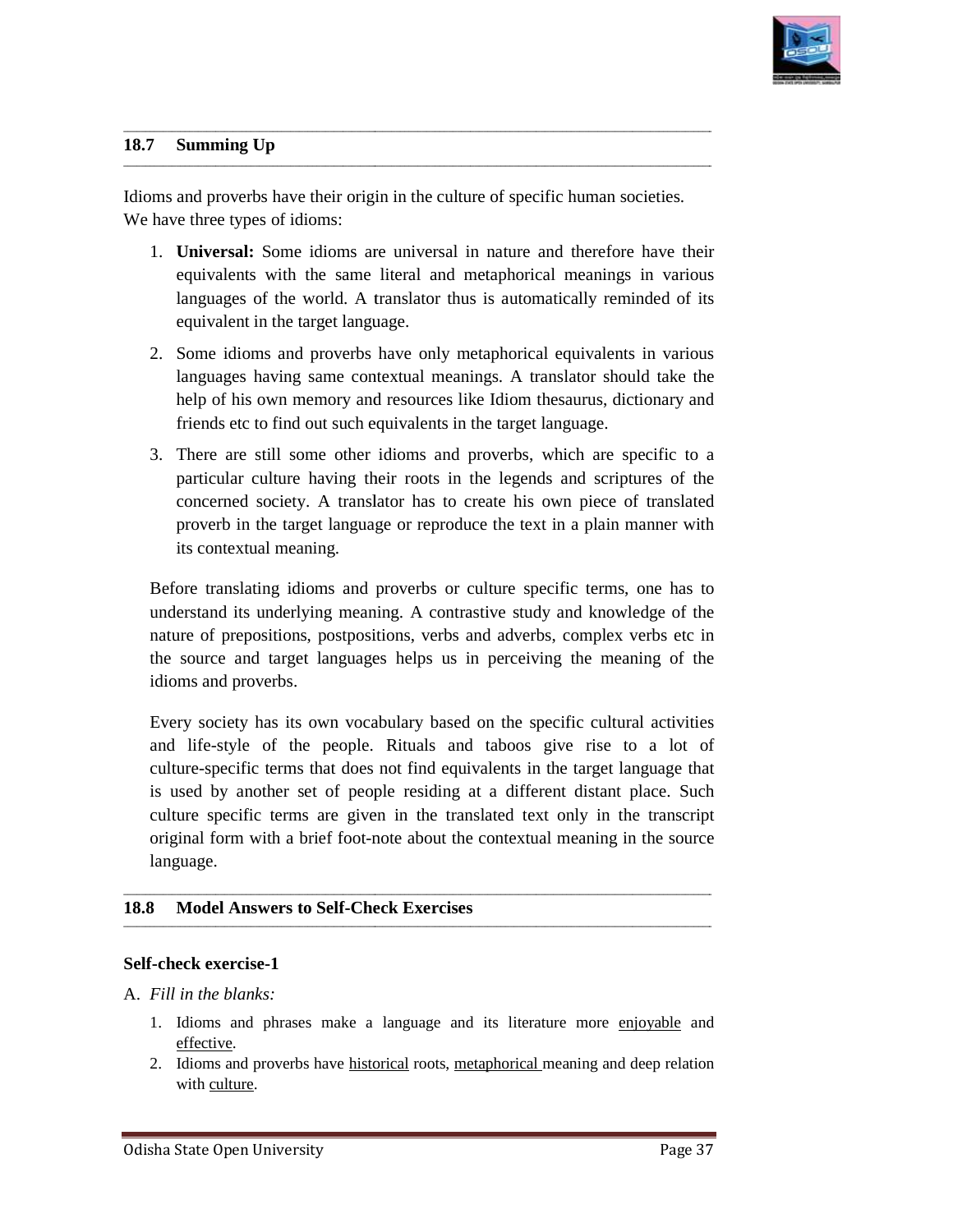## 18.7 Summing Up

Idioms and proverbs have their origin in the culture of specific human societies.
We have three types of idioms:

1. **Universal:** Some idioms are universal in nature and therefore have their equivalents with the same literal and metaphorical meanings in various languages of the world. A translator thus is automatically reminded of its equivalent in the target language.
2. Some idioms and proverbs have only metaphorical equivalents in various languages having same contextual meanings. A translator should take the help of his own memory and resources like Idiom thesaurus, dictionary and friends etc to find out such equivalents in the target language.
3. There are still some other idioms and proverbs, which are specific to a particular culture having their roots in the legends and scriptures of the concerned society. A translator has to create his own piece of translated proverb in the target language or reproduce the text in a plain manner with its contextual meaning.

Before translating idioms and proverbs or culture specific terms, one has to understand its underlying meaning. A contrastive study and knowledge of the nature of prepositions, postpositions, verbs and adverbs, complex verbs etc in the source and target languages helps us in perceiving the meaning of the idioms and proverbs.

Every society has its own vocabulary based on the specific cultural activities and life-style of the people. Rituals and taboos give rise to a lot of culture-specific terms that does not find equivalents in the target language that is used by another set of people residing at a different distant place. Such culture specific terms are given in the translated text only in the transcript original form with a brief foot-note about the contextual meaning in the source language.

## 18.8 Model Answers to Self-Check Exercises

**Self-check exercise-1**

A. *Fill in the blanks:*

1. Idioms and phrases make a language and its literature more enjoyable and effective.
2. Idioms and proverbs have historical roots, metaphorical meaning and deep relation with culture.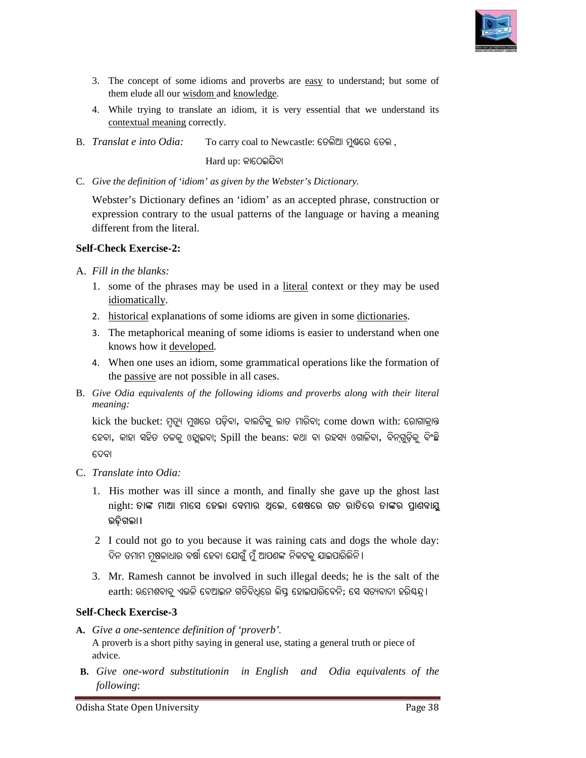3. The concept of some idioms and proverbs are <u>easy</u> to understand; but some of them elude all our <u>wisdom</u> and <u>knowledge</u>.
4. While trying to translate an idiom, it is very essential that we understand its <u>contextual meaning</u> correctly.

B. *Translat e into Odia:* To carry coal to Newcastle: ତେଲିଆ ମୁଣ୍ଡରେ ତେଲ ,

Hard up: କାଠେଇଯିବା

C. *Give the definition of 'idiom' as given by the Webster's Dictionary.*

Webster's Dictionary defines an 'idiom' as an accepted phrase, construction or expression contrary to the usual patterns of the language or having a meaning different from the literal.

**Self-Check Exercise-2:**

A. *Fill in the blanks:*

1. some of the phrases may be used in a <u>literal</u> context or they may be used <u>idiomatically</u>.
2. <u>historical</u> explanations of some idioms are given in some <u>dictionaries</u>.
3. The metaphorical meaning of some idioms is easier to understand when one knows how it <u>developed</u>.
4. When one uses an idiom, some grammatical operations like the formation of the <u>passive</u> are not possible in all cases.

B. *Give Odia equivalents of the following idioms and proverbs along with their literal meaning:*

kick the bucket: ମୃତ୍ୟୁ ମୁଖରେ ପଡ଼ିବା, ବାଲଟିକୁ ଲାତ ମାରିବା; come down with: ରୋଗାକ୍ରାନ୍ତ ହେବା, କାହା ସହିତ ତଳକୁ ଓହ୍ଲାଇବା; Spill the beans: କଥା ବା ରହସ୍ୟ ଓଗାଳିବା, ବିନ୍‌ଗୁଡ଼ିକୁ ବିଂଛି ଦେବା

C. *Translate into Odia:*

1. His mother was ill since a month, and finally she gave up the ghost last night: ତାଙ୍କ ମାଆ ମାସେ ହେଲା ବେମାର ଥିଲେ, ଶେଷରେ ଗତ ରାତିରେ ତାଙ୍କର ପ୍ରାଣବାୟୁ ଉଡ଼ିଗଲା ।
2. I could not go to you because it was raining cats and dogs the whole day: ଦିନ ତମାମ ମୂଷଳାଧାର ବର୍ଷା ହେବା ଯୋଗୁଁ ମୁଁ ଆପଣଙ୍କ ନିକଟକୁ ଯାଇପାରିଲିନି ।
3. Mr. Ramesh cannot be involved in such illegal deeds; he is the salt of the earth: ରମେଶବାବୁ ଏଭଳି ବେଆଇନ ଗତିବିଧିରେ ଲିପ୍ତ ହୋଇପାରିବେନି; ସେ ସତ୍ୟବାଦୀ ହରିଶ୍ଚନ୍ଦ୍ର ।

**Self-Check Exercise-3**

**A.** *Give a one-sentence definition of 'proverb'.*

A proverb is a short pithy saying in general use, stating a general truth or piece of advice.

**B.** *Give one-word substitutionin in English and Odia equivalents of the following*: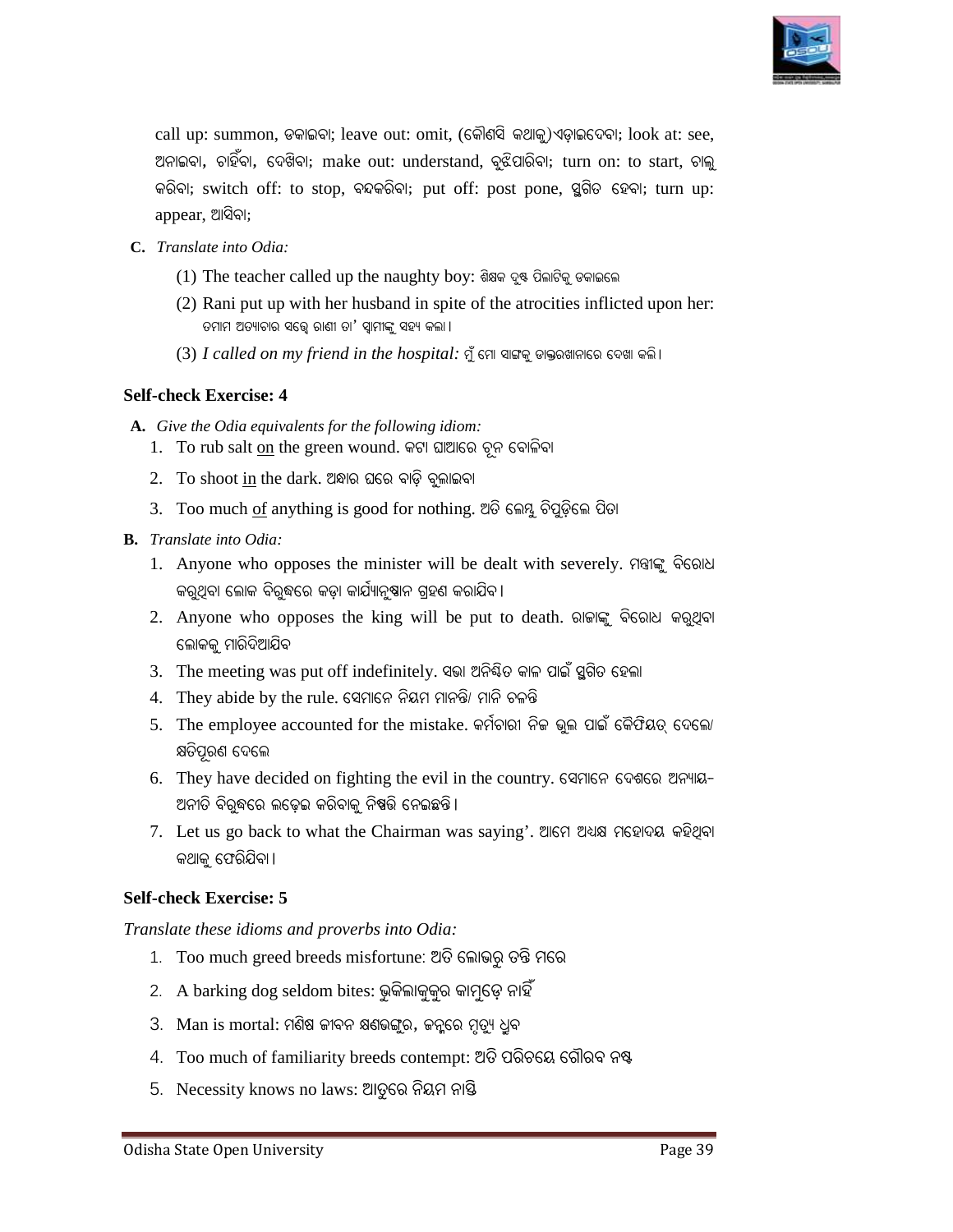call up: summon, ଡକାଇବା; leave out: omit, (କୌଣସି କଥାକୁ)ଏଡ଼ାଇଦେବା; look at: see, ଅନାଇବା, ଚାହିଁବା, ଦେଖିବା; make out: understand, ବୁଝିପାରିବା; turn on: to start, ଚାଲୁ କରିବା; switch off: to stop, ବନ୍ଦକରିବା; put off: post pone, ସ୍ଥଗିତ ହେବା; turn up: appear, ଆସିବା;

**C.** *Translate into Odia:*

(1) The teacher called up the naughty boy: ଶିକ୍ଷକ ଦୁଷ୍ଟ ପିଲାଟିକୁ ଡକାଇଲେ

(2) Rani put up with her husband in spite of the atrocities inflicted upon her: ତମାମ ଅତ୍ୟାଚାର ସତ୍ତ୍ୱେ ରାଣୀ ତା' ସ୍ୱାମୀଙ୍କୁ ସହ୍ୟ କଲା ।

(3) *I called on my friend in the hospital:* ମୁଁ ମୋ ସାଙ୍ଗକୁ ଡାକ୍ତରଖାନାରେ ଦେଖା କଲି ।

**Self-check Exercise: 4**

**A.** *Give the Odia equivalents for the following idiom:*

1. To rub salt on the green wound. କଟା ଘାଆରେ ଚୂନ ବୋଳିବା
2. To shoot in the dark. ଅନ୍ଧାର ଘରେ ବାଡ଼ି ବୁଲାଇବା
3. Too much of anything is good for nothing. ଅତି ଲେମ୍ବୁ ଚିପୁଡ଼ିଲେ ପିତା

**B.** *Translate into Odia:*

1. Anyone who opposes the minister will be dealt with severely. ମନ୍ତ୍ରୀଙ୍କୁ ବିରୋଧ କରୁଥିବା ଲୋକ ବିରୁଦ୍ଧରେ କଡ଼ା କାର୍ଯ୍ୟାନୁଷ୍ଠାନ ଗ୍ରହଣ କରାଯିବ ।
2. Anyone who opposes the king will be put to death. ରାଜାଙ୍କୁ ବିରୋଧ କରୁଥିବା ଲୋକକୁ ମାରିଦିଆଯିବ
3. The meeting was put off indefinitely. ସଭା ଅନିଶ୍ଚିତ କାଳ ପାଇଁ ସ୍ଥଗିତ ହେଲା
4. They abide by the rule. ସେମାନେ ନିୟମ ମାନନ୍ତି/ ମାନି ଚଳନ୍ତି
5. The employee accounted for the mistake. କର୍ମଚାରୀ ନିଜ ଭୁଲ ପାଇଁ କୈଫିୟତ୍ ଦେଲେ/ କ୍ଷତିପୂରଣ ଦେଲେ
6. They have decided on fighting the evil in the country. ସେମାନେ ଦେଶରେ ଅନ୍ୟାୟ-ଅନୀତି ବିରୁଦ୍ଧରେ ଲଢ଼େଇ କରିବାକୁ ନିଷ୍ପତ୍ତି ନେଇଛନ୍ତି ।
7. Let us go back to what the Chairman was saying'. ଆମେ ଅଧ୍ୟକ୍ଷ ମହୋଦୟ କହିଥିବା କଥାକୁ ଫେରିଯିବା ।

**Self-check Exercise: 5**

*Translate these idioms and proverbs into Odia:*

1. Too much greed breeds misfortune: ଅତି ଲୋଭରୁ ତନ୍ତି ମରେ
2. A barking dog seldom bites: ଭୁକିଲାକୁକୁର କାମୁଡ଼େ ନାହିଁ
3. Man is mortal: ମଣିଷ ଜୀବନ କ୍ଷଣଭଙ୍ଗୁର, ଜନ୍ମରେ ମୃତ୍ୟୁ ଧ୍ରୁବ
4. Too much of familiarity breeds contempt: ଅତି ପରିଚୟେ ଗୌରବ ନଷ୍ଟ
5. Necessity knows no laws: ଆତୁରେ ନିୟମ ନାସ୍ତି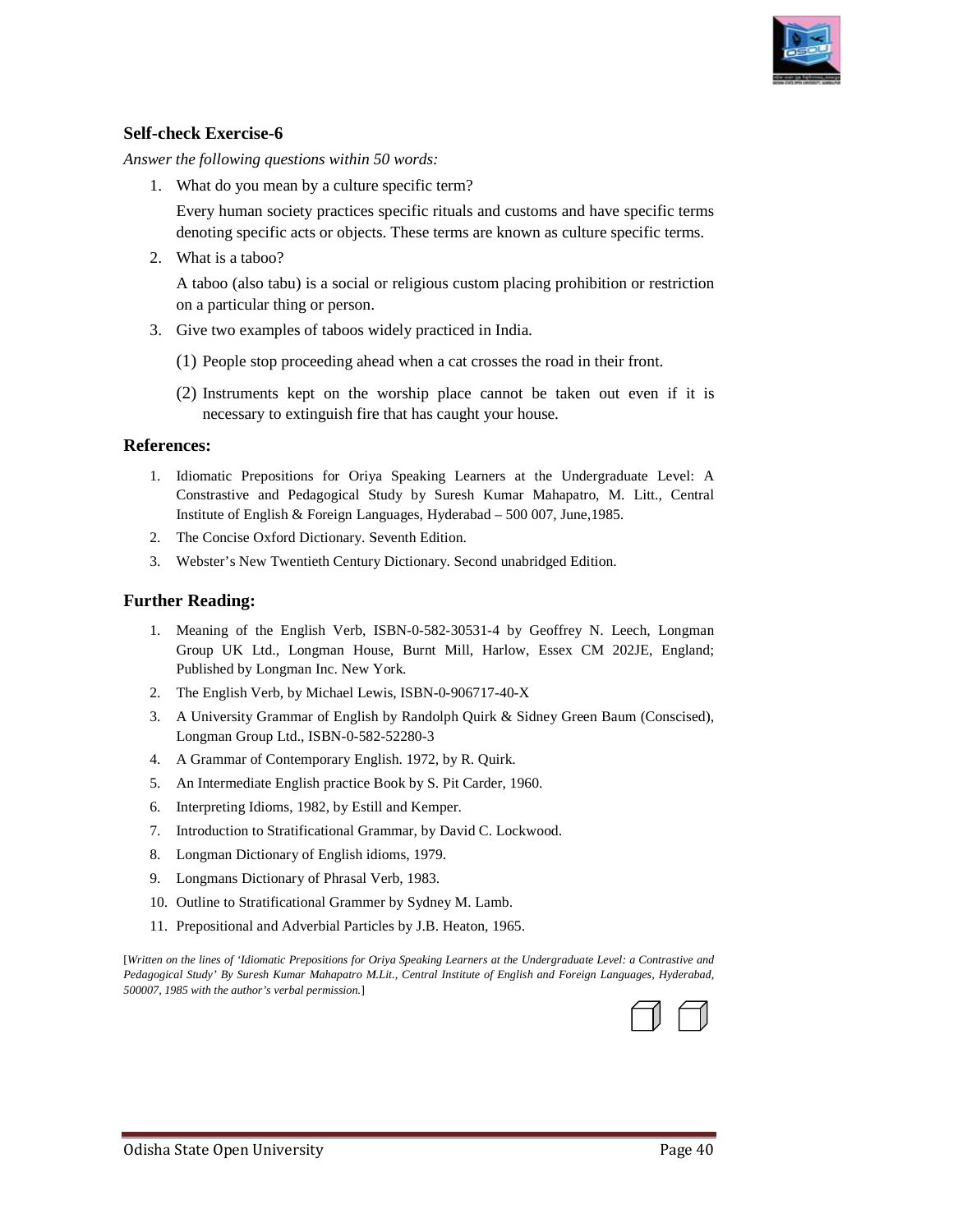## Self-check Exercise-6

*Answer the following questions within 50 words:*

1. What do you mean by a culture specific term?

   Every human society practices specific rituals and customs and have specific terms denoting specific acts or objects. These terms are known as culture specific terms.

2. What is a taboo?

   A taboo (also tabu) is a social or religious custom placing prohibition or restriction on a particular thing or person.

3. Give two examples of taboos widely practiced in India.

   (1) People stop proceeding ahead when a cat crosses the road in their front.

   (2) Instruments kept on the worship place cannot be taken out even if it is necessary to extinguish fire that has caught your house.

## References:

1. Idiomatic Prepositions for Oriya Speaking Learners at the Undergraduate Level: A Constrastive and Pedagogical Study by Suresh Kumar Mahapatro, M. Litt., Central Institute of English & Foreign Languages, Hyderabad – 500 007, June,1985.
2. The Concise Oxford Dictionary. Seventh Edition.
3. Webster's New Twentieth Century Dictionary. Second unabridged Edition.

## Further Reading:

1. Meaning of the English Verb, ISBN-0-582-30531-4 by Geoffrey N. Leech, Longman Group UK Ltd., Longman House, Burnt Mill, Harlow, Essex CM 202JE, England; Published by Longman Inc. New York.
2. The English Verb, by Michael Lewis, ISBN-0-906717-40-X
3. A University Grammar of English by Randolph Quirk & Sidney Green Baum (Conscised), Longman Group Ltd., ISBN-0-582-52280-3
4. A Grammar of Contemporary English. 1972, by R. Quirk.
5. An Intermediate English practice Book by S. Pit Carder, 1960.
6. Interpreting Idioms, 1982, by Estill and Kemper.
7. Introduction to Stratificational Grammar, by David C. Lockwood.
8. Longman Dictionary of English idioms, 1979.
9. Longmans Dictionary of Phrasal Verb, 1983.
10. Outline to Stratificational Grammer by Sydney M. Lamb.
11. Prepositional and Adverbial Particles by J.B. Heaton, 1965.

[*Written on the lines of 'Idiomatic Prepositions for Oriya Speaking Learners at the Undergraduate Level: a Contrastive and Pedagogical Study' By Suresh Kumar Mahapatro M.Lit., Central Institute of English and Foreign Languages, Hyderabad, 500007, 1985 with the author's verbal permission.*]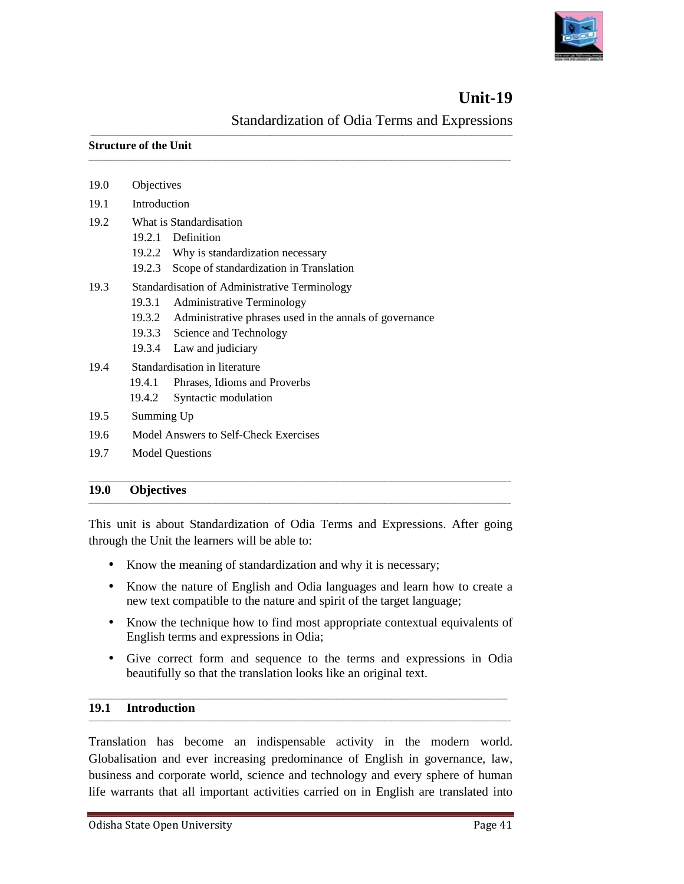# Unit-19

## Standardization of Odia Terms and Expressions

**Structure of the Unit**

19.0 Objectives

19.1 Introduction

19.2 What is Standardisation
- 19.2.1 Definition
- 19.2.2 Why is standardization necessary
- 19.2.3 Scope of standardization in Translation

19.3 Standardisation of Administrative Terminology
- 19.3.1 Administrative Terminology
- 19.3.2 Administrative phrases used in the annals of governance
- 19.3.3 Science and Technology
- 19.3.4 Law and judiciary

19.4 Standardisation in literature
- 19.4.1 Phrases, Idioms and Proverbs
- 19.4.2 Syntactic modulation

19.5 Summing Up

19.6 Model Answers to Self-Check Exercises

19.7 Model Questions

## 19.0 Objectives

This unit is about Standardization of Odia Terms and Expressions. After going through the Unit the learners will be able to:

- Know the meaning of standardization and why it is necessary;
- Know the nature of English and Odia languages and learn how to create a new text compatible to the nature and spirit of the target language;
- Know the technique how to find most appropriate contextual equivalents of English terms and expressions in Odia;
- Give correct form and sequence to the terms and expressions in Odia beautifully so that the translation looks like an original text.

## 19.1 Introduction

Translation has become an indispensable activity in the modern world. Globalisation and ever increasing predominance of English in governance, law, business and corporate world, science and technology and every sphere of human life warrants that all important activities carried on in English are translated into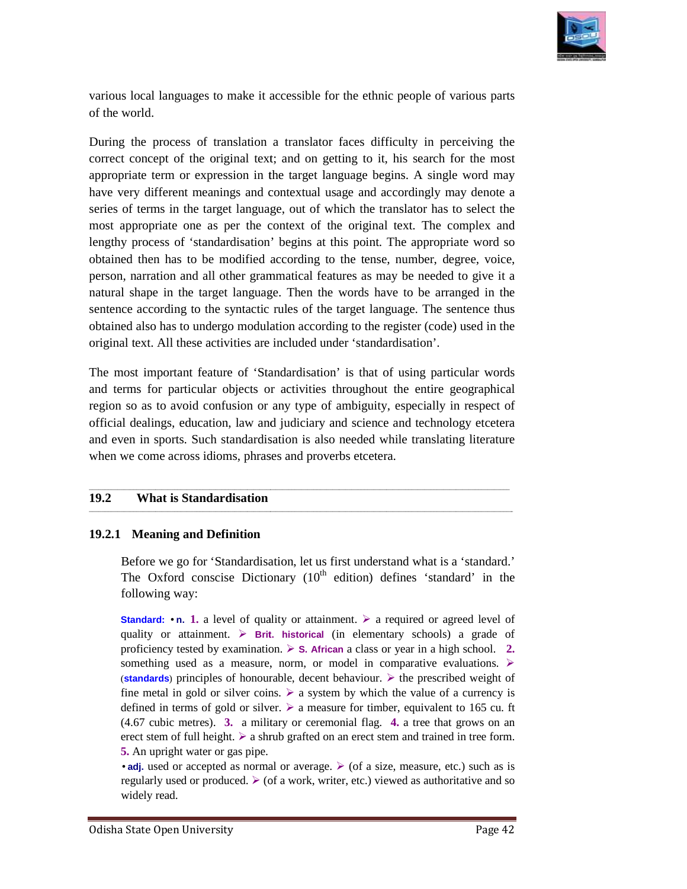various local languages to make it accessible for the ethnic people of various parts of the world.

During the process of translation a translator faces difficulty in perceiving the correct concept of the original text; and on getting to it, his search for the most appropriate term or expression in the target language begins. A single word may have very different meanings and contextual usage and accordingly may denote a series of terms in the target language, out of which the translator has to select the most appropriate one as per the context of the original text. The complex and lengthy process of 'standardisation' begins at this point. The appropriate word so obtained then has to be modified according to the tense, number, degree, voice, person, narration and all other grammatical features as may be needed to give it a natural shape in the target language. Then the words have to be arranged in the sentence according to the syntactic rules of the target language. The sentence thus obtained also has to undergo modulation according to the register (code) used in the original text. All these activities are included under 'standardisation'.

The most important feature of 'Standardisation' is that of using particular words and terms for particular objects or activities throughout the entire geographical region so as to avoid confusion or any type of ambiguity, especially in respect of official dealings, education, law and judiciary and science and technology etcetera and even in sports. Such standardisation is also needed while translating literature when we come across idioms, phrases and proverbs etcetera.

## 19.2 What is Standardisation

### 19.2.1 Meaning and Definition

Before we go for 'Standardisation, let us first understand what is a 'standard.' The Oxford conscise Dictionary (10th edition) defines 'standard' in the following way:

**Standard:** • **n.** **1.** a level of quality or attainment. ➢ a required or agreed level of quality or attainment. ➢ **Brit. historical** (in elementary schools) a grade of proficiency tested by examination. ➢ **S. African** a class or year in a high school. **2.** something used as a measure, norm, or model in comparative evaluations. ➢ (**standards**) principles of honourable, decent behaviour. ➢ the prescribed weight of fine metal in gold or silver coins. ➢ a system by which the value of a currency is defined in terms of gold or silver. ➢ a measure for timber, equivalent to 165 cu. ft (4.67 cubic metres). **3.** a military or ceremonial flag. **4.** a tree that grows on an erect stem of full height. ➢ a shrub grafted on an erect stem and trained in tree form. **5.** An upright water or gas pipe.

• **adj.** used or accepted as normal or average. ➢ (of a size, measure, etc.) such as is regularly used or produced. ➢ (of a work, writer, etc.) viewed as authoritative and so widely read.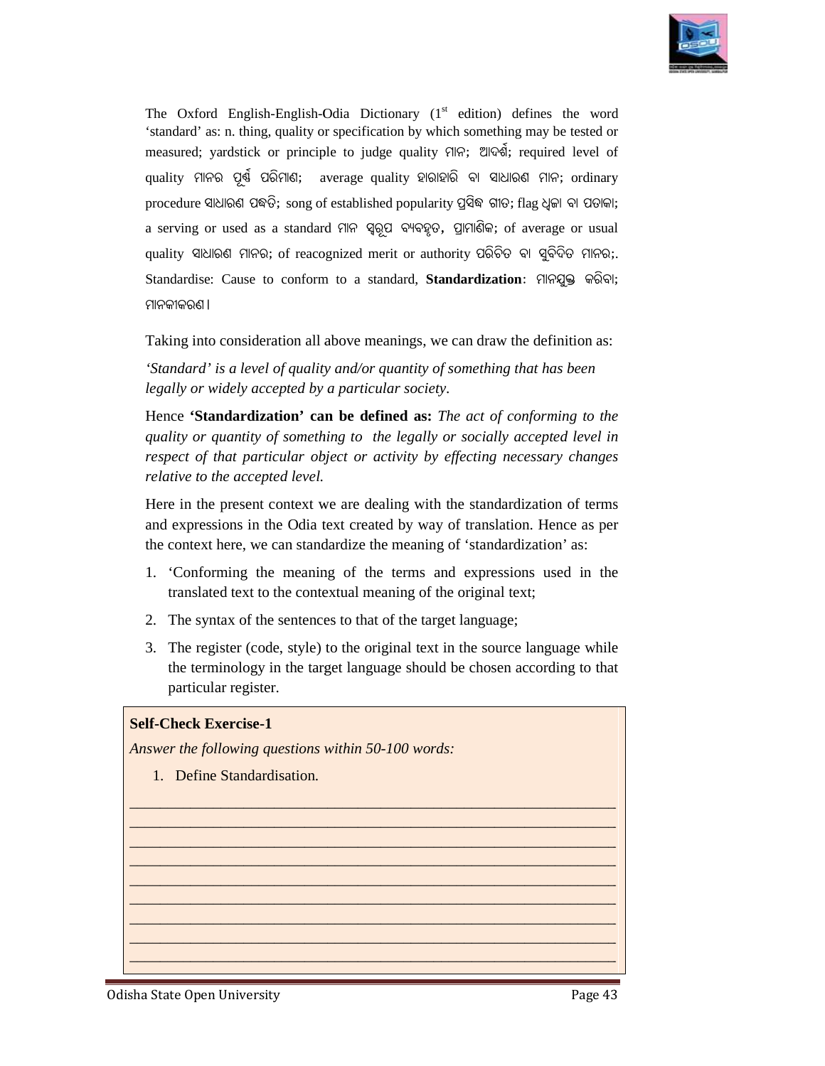The Oxford English-English-Odia Dictionary (1st edition) defines the word 'standard' as: n. thing, quality or specification by which something may be tested or measured; yardstick or principle to judge quality ମାନ; ଆଦର୍ଶ; required level of quality ମାନର ପୂର୍ଣ୍ଣ ପରିମାଣ; average quality ହାରାହାରି ବା ସାଧାରଣ ମାନ; ordinary procedure ସାଧାରଣ ପଦ୍ଧତି; song of established popularity ପ୍ରସିଦ୍ଧ ଗୀତ; flag ଧ୍ୱଜା ବା ପତାକା; a serving or used as a standard ମାନ ସ୍ୱରୂପ ବ୍ୟବହୃତ, ପ୍ରାମାଣିକ; of average or usual quality ସାଧାରଣ ମାନର; of reacognized merit or authority ପରିଚିତ ବା ସୁବିଦିତ ମାନର;. Standardise: Cause to conform to a standard, **Standardization**: ମାନଯୁକ୍ତ କରିବା; ମାନକୀକରଣ।

Taking into consideration all above meanings, we can draw the definition as:

*'Standard' is a level of quality and/or quantity of something that has been legally or widely accepted by a particular society.*

Hence **'Standardization' can be defined as:** *The act of conforming to the quality or quantity of something to the legally or socially accepted level in respect of that particular object or activity by effecting necessary changes relative to the accepted level.*

Here in the present context we are dealing with the standardization of terms and expressions in the Odia text created by way of translation. Hence as per the context here, we can standardize the meaning of 'standardization' as:

1. 'Conforming the meaning of the terms and expressions used in the translated text to the contextual meaning of the original text;
2. The syntax of the sentences to that of the target language;
3. The register (code, style) to the original text in the source language while the terminology in the target language should be chosen according to that particular register.

**Self-Check Exercise-1**

*Answer the following questions within 50-100 words:*

1. Define Standardisation.

___________________________________________________________________
___________________________________________________________________
___________________________________________________________________
___________________________________________________________________
___________________________________________________________________
___________________________________________________________________
___________________________________________________________________
___________________________________________________________________
___________________________________________________________________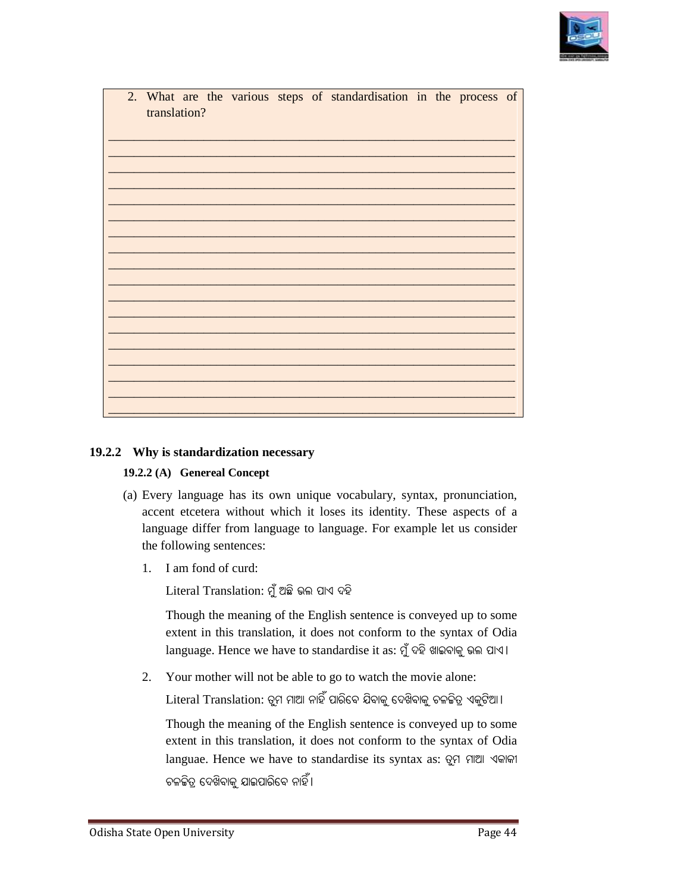2. What are the various steps of standardisation in the process of translation?

_______________________________________________________________

_______________________________________________________________

_______________________________________________________________

_______________________________________________________________

_______________________________________________________________

_______________________________________________________________

_______________________________________________________________

_______________________________________________________________

_______________________________________________________________

_______________________________________________________________

_______________________________________________________________

_______________________________________________________________

_______________________________________________________________

_______________________________________________________________

_______________________________________________________________

_______________________________________________________________

_______________________________________________________________

### 19.2.2 Why is standardization necessary

#### 19.2.2 (A) Genereal Concept

(a) Every language has its own unique vocabulary, syntax, pronunciation, accent etcetera without which it loses its identity. These aspects of a language differ from language to language. For example let us consider the following sentences:

1. I am fond of curd:

   Literal Translation: ମୁଁ ଅଛି ଭଲ ପାଏ ଦହି

   Though the meaning of the English sentence is conveyed up to some extent in this translation, it does not conform to the syntax of Odia language. Hence we have to standardise it as: ମୁଁ ଦହି ଖାଇବାକୁ ଭଲ ପାଏ।

2. Your mother will not be able to go to watch the movie alone:

   Literal Translation: ତୁମ ମାଆ ନାହିଁ ପାରିବେ ଯିବାକୁ ଦେଖିବାକୁ ଚଳଚ୍ଚିତ୍ର ଏକୁଟିଆ।

   Though the meaning of the English sentence is conveyed up to some extent in this translation, it does not conform to the syntax of Odia languae. Hence we have to standardise its syntax as: ତୁମ ମାଆ ଏକାକୀ ଚଳଚ୍ଚିତ୍ର ଦେଖିବାକୁ ଯାଇପାରିବେ ନାହିଁ।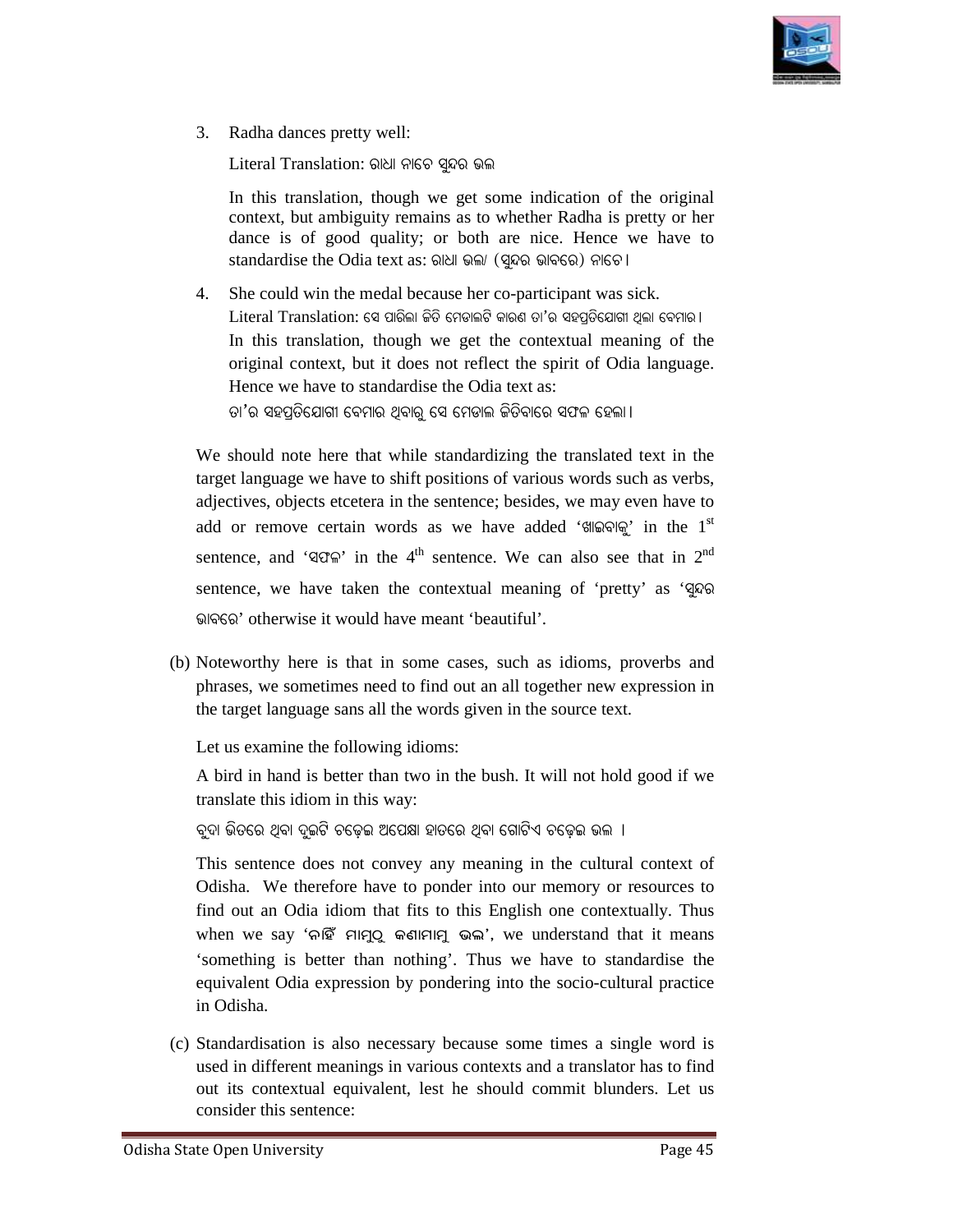3. Radha dances pretty well:

   Literal Translation: ରାଧା ନାଚେ ସୁନ୍ଦର ଭଲ

   In this translation, though we get some indication of the original context, but ambiguity remains as to whether Radha is pretty or her dance is of good quality; or both are nice. Hence we have to standardise the Odia text as: ରାଧା ଭଲ/ (ସୁନ୍ଦର ଭାବରେ) ନାଚେ।

4. She could win the medal because her co-participant was sick.
   Literal Translation: ସେ ପାରିଲା ଜିତି ମେଡାଲଟି କାରଣ ତା'ର ସହପ୍ରତିଯୋଗୀ ଥିଲା ବେମାର।
   In this translation, though we get the contextual meaning of the original context, but it does not reflect the spirit of Odia language. Hence we have to standardise the Odia text as:
   ତା'ର ସହପ୍ରତିଯୋଗୀ ବେମାର ଥିବାରୁ ସେ ମେଡାଲ ଜିତିବାରେ ସଫଳ ହେଲା।

We should note here that while standardizing the translated text in the target language we have to shift positions of various words such as verbs, adjectives, objects etcetera in the sentence; besides, we may even have to add or remove certain words as we have added 'ଖାଇବାକୁ' in the 1st sentence, and 'ସଫଳ' in the 4th sentence. We can also see that in 2nd sentence, we have taken the contextual meaning of 'pretty' as 'ସୁନ୍ଦର ଭାବରେ' otherwise it would have meant 'beautiful'.

(b) Noteworthy here is that in some cases, such as idioms, proverbs and phrases, we sometimes need to find out an all together new expression in the target language sans all the words given in the source text.

Let us examine the following idioms:

A bird in hand is better than two in the bush. It will not hold good if we translate this idiom in this way:

ବୁଦା ଭିତରେ ଥିବା ଦୁଇଟି ଚଢ଼େଇ ଅପେକ୍ଷା ହାତରେ ଥିବା ଗୋଟିଏ ଚଢ଼େଇ ଭଲ ।

This sentence does not convey any meaning in the cultural context of Odisha. We therefore have to ponder into our memory or resources to find out an Odia idiom that fits to this English one contextually. Thus when we say 'ନାହିଁ ମାମୁଠୁ କଣାମାମୁ ଭଲ', we understand that it means 'something is better than nothing'. Thus we have to standardise the equivalent Odia expression by pondering into the socio-cultural practice in Odisha.

(c) Standardisation is also necessary because some times a single word is used in different meanings in various contexts and a translator has to find out its contextual equivalent, lest he should commit blunders. Let us consider this sentence: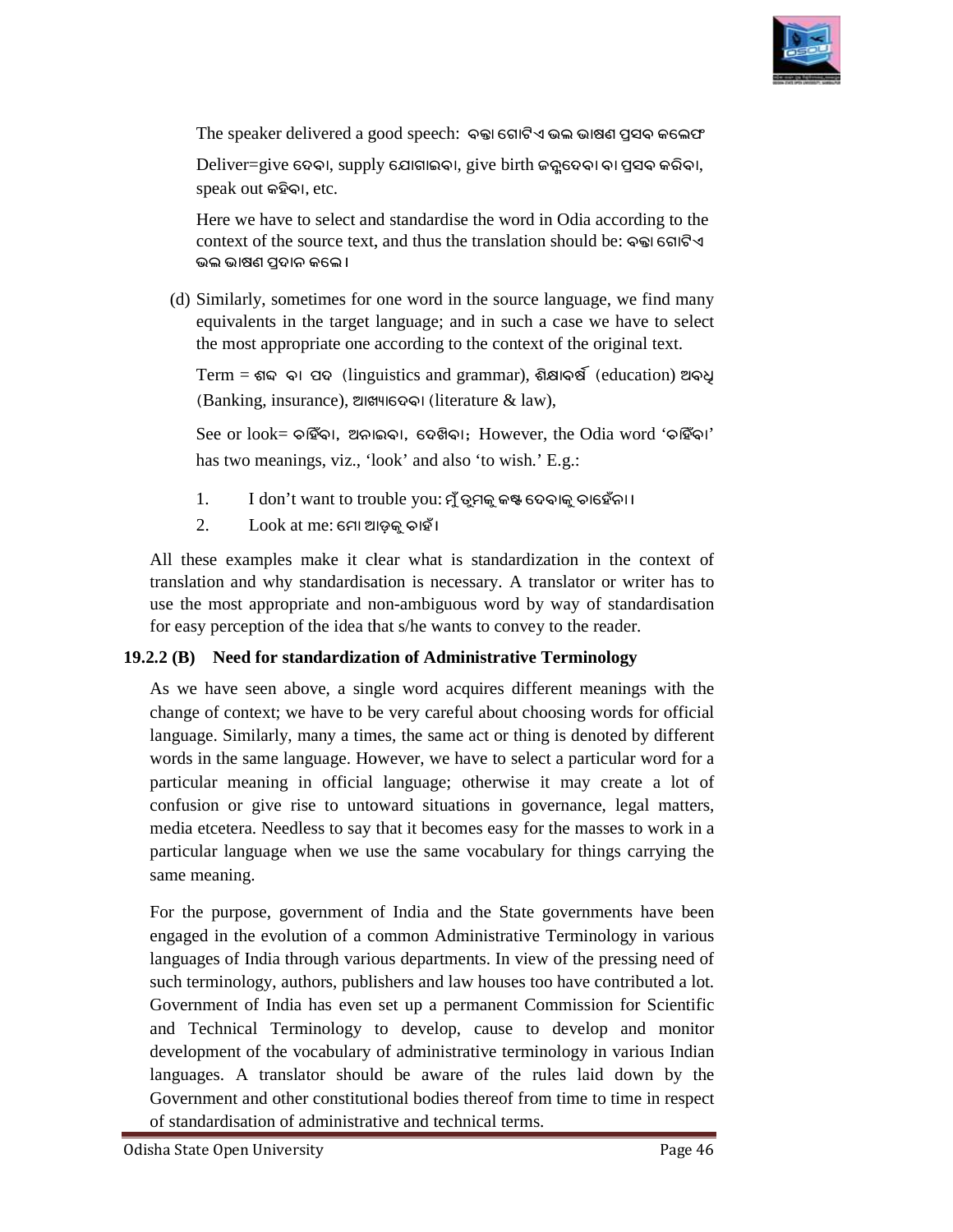The speaker delivered a good speech: ବକ୍ତା ଗୋଟିଏ ଭଲ ଭାଷଣ ପ୍ରସବ କଲେ।

Deliver=give ଦେବା, supply ଯୋଗାଇବା, give birth ଜନ୍ମଦେବା ବା ପ୍ରସବ କରିବା, speak out କହିବା, etc.

Here we have to select and standardise the word in Odia according to the context of the source text, and thus the translation should be: ବକ୍ତା ଗୋଟିଏ ଭଲ ଭାଷଣ ପ୍ରଦାନ କଲେ।

(d) Similarly, sometimes for one word in the source language, we find many equivalents in the target language; and in such a case we have to select the most appropriate one according to the context of the original text.

Term = ଶବ୍ଦ ବା ପଦ (linguistics and grammar), ଶିକ୍ଷାବର୍ଷ (education) ଅବଧି (Banking, insurance), ଆଖ୍ୟାଦେବା (literature & law),

See or look= ଚାହିଁବା, ଅନାଇବା, ଦେଖିବା; However, the Odia word 'ଚାହିଁବା' has two meanings, viz., 'look' and also 'to wish.' E.g.:

1. I don't want to trouble you: ମୁଁ ତୁମକୁ କଷ୍ଟ ଦେବାକୁ ଚାହେଁନା।
2. Look at me: ମୋ ଆଡ଼କୁ ଚାହଁ।

All these examples make it clear what is standardization in the context of translation and why standardisation is necessary. A translator or writer has to use the most appropriate and non-ambiguous word by way of standardisation for easy perception of the idea that s/he wants to convey to the reader.

### 19.2.2 (B) Need for standardization of Administrative Terminology

As we have seen above, a single word acquires different meanings with the change of context; we have to be very careful about choosing words for official language. Similarly, many a times, the same act or thing is denoted by different words in the same language. However, we have to select a particular word for a particular meaning in official language; otherwise it may create a lot of confusion or give rise to untoward situations in governance, legal matters, media etcetera. Needless to say that it becomes easy for the masses to work in a particular language when we use the same vocabulary for things carrying the same meaning.

For the purpose, government of India and the State governments have been engaged in the evolution of a common Administrative Terminology in various languages of India through various departments. In view of the pressing need of such terminology, authors, publishers and law houses too have contributed a lot. Government of India has even set up a permanent Commission for Scientific and Technical Terminology to develop, cause to develop and monitor development of the vocabulary of administrative terminology in various Indian languages. A translator should be aware of the rules laid down by the Government and other constitutional bodies thereof from time to time in respect of standardisation of administrative and technical terms.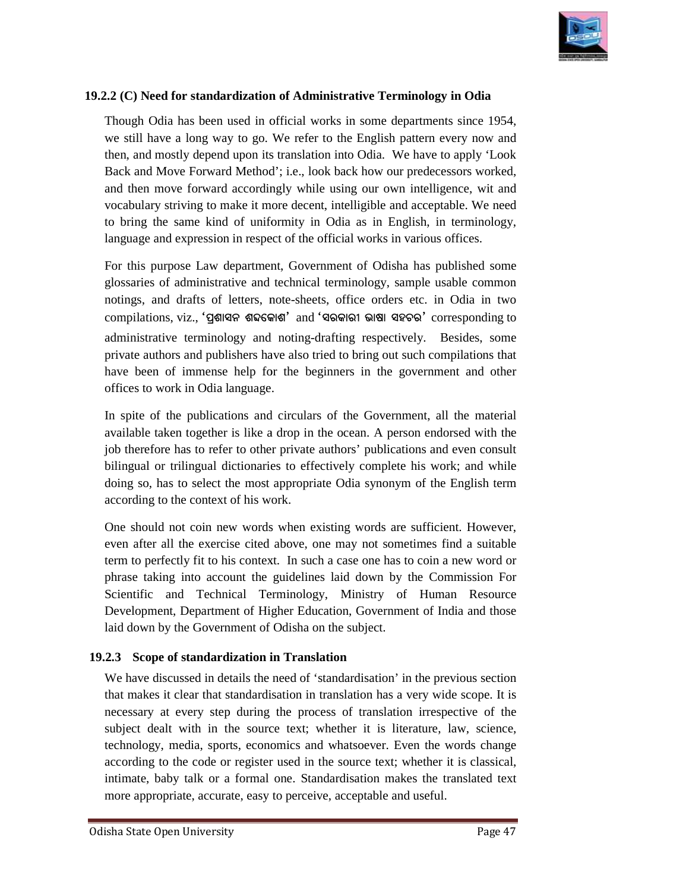### 19.2.2 (C) Need for standardization of Administrative Terminology in Odia

Though Odia has been used in official works in some departments since 1954, we still have a long way to go. We refer to the English pattern every now and then, and mostly depend upon its translation into Odia. We have to apply 'Look Back and Move Forward Method'; i.e., look back how our predecessors worked, and then move forward accordingly while using our own intelligence, wit and vocabulary striving to make it more decent, intelligible and acceptable. We need to bring the same kind of uniformity in Odia as in English, in terminology, language and expression in respect of the official works in various offices.

For this purpose Law department, Government of Odisha has published some glossaries of administrative and technical terminology, sample usable common notings, and drafts of letters, note-sheets, office orders etc. in Odia in two compilations, viz., **'ପ୍ରଶାସନ ଶବ୍ଦକୋଶ'** and **'ସରକାରୀ ଭାଷା ସହଚର'** corresponding to administrative terminology and noting-drafting respectively. Besides, some private authors and publishers have also tried to bring out such compilations that have been of immense help for the beginners in the government and other offices to work in Odia language.

In spite of the publications and circulars of the Government, all the material available taken together is like a drop in the ocean. A person endorsed with the job therefore has to refer to other private authors' publications and even consult bilingual or trilingual dictionaries to effectively complete his work; and while doing so, has to select the most appropriate Odia synonym of the English term according to the context of his work.

One should not coin new words when existing words are sufficient. However, even after all the exercise cited above, one may not sometimes find a suitable term to perfectly fit to his context. In such a case one has to coin a new word or phrase taking into account the guidelines laid down by the Commission For Scientific and Technical Terminology, Ministry of Human Resource Development, Department of Higher Education, Government of India and those laid down by the Government of Odisha on the subject.

### 19.2.3 Scope of standardization in Translation

We have discussed in details the need of 'standardisation' in the previous section that makes it clear that standardisation in translation has a very wide scope. It is necessary at every step during the process of translation irrespective of the subject dealt with in the source text; whether it is literature, law, science, technology, media, sports, economics and whatsoever. Even the words change according to the code or register used in the source text; whether it is classical, intimate, baby talk or a formal one. Standardisation makes the translated text more appropriate, accurate, easy to perceive, acceptable and useful.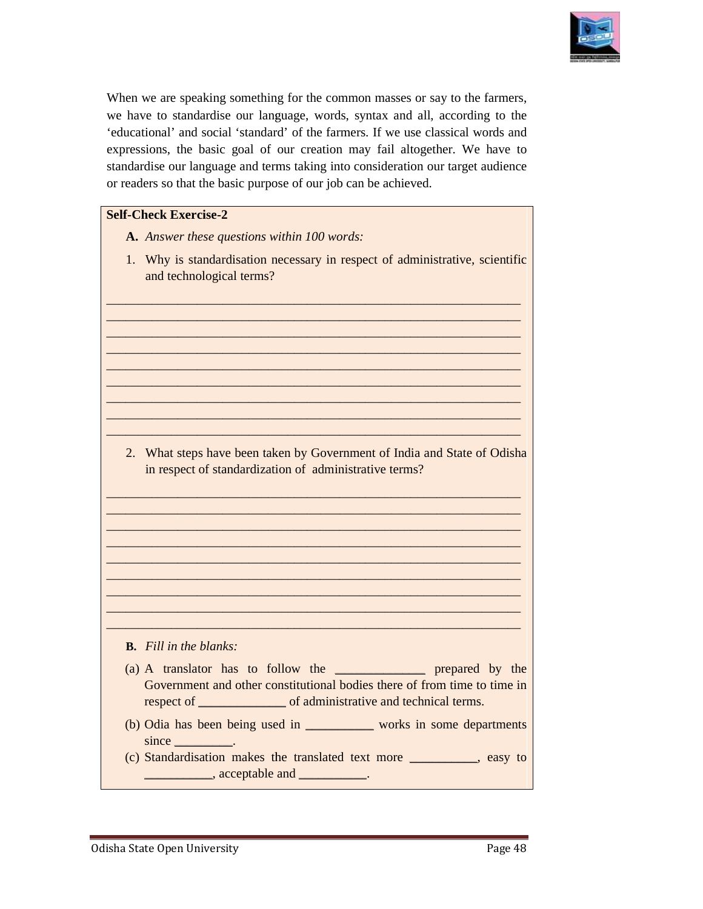When we are speaking something for the common masses or say to the farmers, we have to standardise our language, words, syntax and all, according to the 'educational' and social 'standard' of the farmers. If we use classical words and expressions, the basic goal of our creation may fail altogether. We have to standardise our language and terms taking into consideration our target audience or readers so that the basic purpose of our job can be achieved.

**Self-Check Exercise-2**

**A.** *Answer these questions within 100 words:*

1. Why is standardisation necessary in respect of administrative, scientific and technological terms?

___________________________________________________________
___________________________________________________________
___________________________________________________________
___________________________________________________________
___________________________________________________________
___________________________________________________________
___________________________________________________________
___________________________________________________________
___________________________________________________________

2. What steps have been taken by Government of India and State of Odisha in respect of standardization of administrative terms?

___________________________________________________________
___________________________________________________________
___________________________________________________________
___________________________________________________________
___________________________________________________________
___________________________________________________________
___________________________________________________________
___________________________________________________________
___________________________________________________________

**B.** *Fill in the blanks:*

(a) A translator has to follow the ______________ prepared by the Government and other constitutional bodies there of from time to time in respect of ______________ of administrative and technical terms.

(b) Odia has been being used in __________ works in some departments since _________.

(c) Standardisation makes the translated text more __________, easy to __________, acceptable and __________.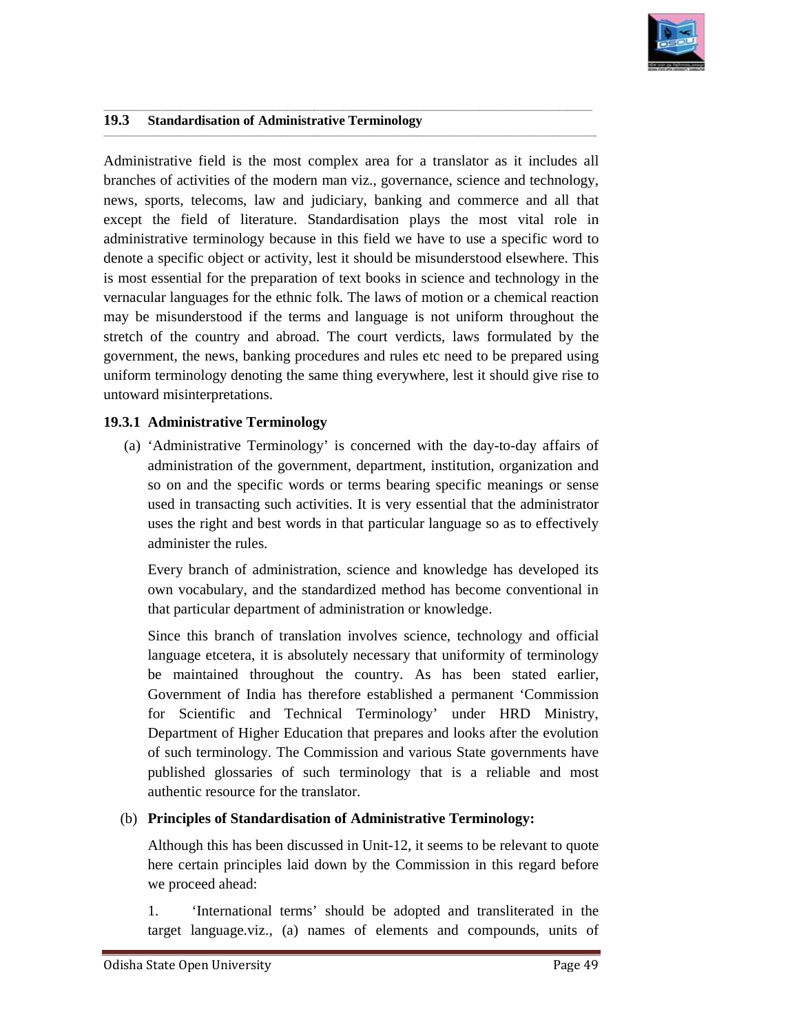## 19.3 Standardisation of Administrative Terminology

Administrative field is the most complex area for a translator as it includes all branches of activities of the modern man viz., governance, science and technology, news, sports, telecoms, law and judiciary, banking and commerce and all that except the field of literature. Standardisation plays the most vital role in administrative terminology because in this field we have to use a specific word to denote a specific object or activity, lest it should be misunderstood elsewhere. This is most essential for the preparation of text books in science and technology in the vernacular languages for the ethnic folk. The laws of motion or a chemical reaction may be misunderstood if the terms and language is not uniform throughout the stretch of the country and abroad. The court verdicts, laws formulated by the government, the news, banking procedures and rules etc need to be prepared using uniform terminology denoting the same thing everywhere, lest it should give rise to untoward misinterpretations.

### 19.3.1 Administrative Terminology

(a) 'Administrative Terminology' is concerned with the day-to-day affairs of administration of the government, department, institution, organization and so on and the specific words or terms bearing specific meanings or sense used in transacting such activities. It is very essential that the administrator uses the right and best words in that particular language so as to effectively administer the rules.

Every branch of administration, science and knowledge has developed its own vocabulary, and the standardized method has become conventional in that particular department of administration or knowledge.

Since this branch of translation involves science, technology and official language etcetera, it is absolutely necessary that uniformity of terminology be maintained throughout the country. As has been stated earlier, Government of India has therefore established a permanent 'Commission for Scientific and Technical Terminology' under HRD Ministry, Department of Higher Education that prepares and looks after the evolution of such terminology. The Commission and various State governments have published glossaries of such terminology that is a reliable and most authentic resource for the translator.

(b) **Principles of Standardisation of Administrative Terminology:**

Although this has been discussed in Unit-12, it seems to be relevant to quote here certain principles laid down by the Commission in this regard before we proceed ahead:

1. 'International terms' should be adopted and transliterated in the target language.viz., (a) names of elements and compounds, units of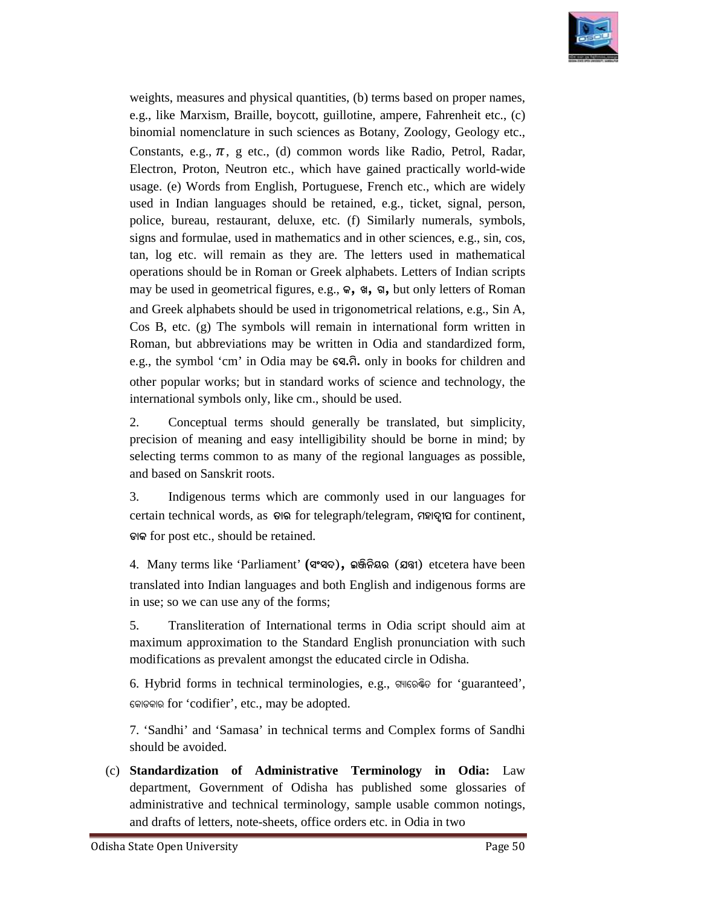weights, measures and physical quantities, (b) terms based on proper names, e.g., like Marxism, Braille, boycott, guillotine, ampere, Fahrenheit etc., (c) binomial nomenclature in such sciences as Botany, Zoology, Geology etc., Constants, e.g., $\pi$, g etc., (d) common words like Radio, Petrol, Radar, Electron, Proton, Neutron etc., which have gained practically world-wide usage. (e) Words from English, Portuguese, French etc., which are widely used in Indian languages should be retained, e.g., ticket, signal, person, police, bureau, restaurant, deluxe, etc. (f) Similarly numerals, symbols, signs and formulae, used in mathematics and in other sciences, e.g., sin, cos, tan, log etc. will remain as they are. The letters used in mathematical operations should be in Roman or Greek alphabets. Letters of Indian scripts may be used in geometrical figures, e.g., **କ, ଖ, ଗ,** but only letters of Roman and Greek alphabets should be used in trigonometrical relations, e.g., Sin A, Cos B, etc. (g) The symbols will remain in international form written in Roman, but abbreviations may be written in Odia and standardized form, e.g., the symbol 'cm' in Odia may be **ସେ.ମି.** only in books for children and other popular works; but in standard works of science and technology, the international symbols only, like cm., should be used.

2. Conceptual terms should generally be translated, but simplicity, precision of meaning and easy intelligibility should be borne in mind; by selecting terms common to as many of the regional languages as possible, and based on Sanskrit roots.

3. Indigenous terms which are commonly used in our languages for certain technical words, as ତାର for telegraph/telegram, ମହାଦ୍ୱୀପ for continent, ଡାକ for post etc., should be retained.

4. Many terms like 'Parliament' **(ସଂସଦ), ଇଞ୍ଜିନିୟର (ଯନ୍ତ୍ରୀ)** etcetera have been translated into Indian languages and both English and indigenous forms are in use; so we can use any of the forms;

5. Transliteration of International terms in Odia script should aim at maximum approximation to the Standard English pronunciation with such modifications as prevalent amongst the educated circle in Odisha.

6. Hybrid forms in technical terminologies, e.g., ଗ୍ୟାରେଣ୍ଟିତ for 'guaranteed', କୋଡକାର for 'codifier', etc., may be adopted.

7. 'Sandhi' and 'Samasa' in technical terms and Complex forms of Sandhi should be avoided.

(c) **Standardization of Administrative Terminology in Odia:** Law department, Government of Odisha has published some glossaries of administrative and technical terminology, sample usable common notings, and drafts of letters, note-sheets, office orders etc. in Odia in two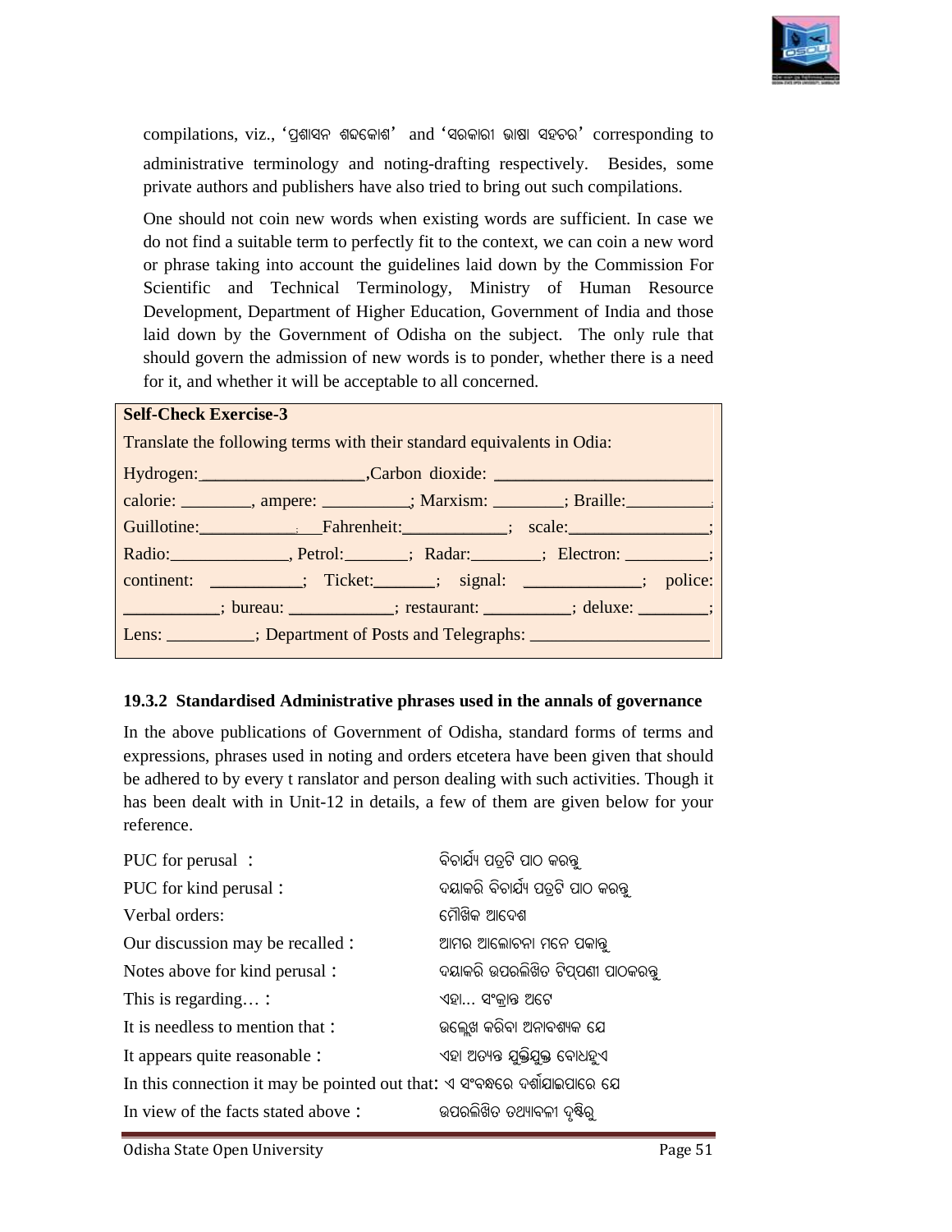compilations, viz., 'ପ୍ରଶାସନ ଶବ୍ଦକୋଶ' and 'ସରକାରୀ ଭାଷା ସହଚର' corresponding to administrative terminology and noting-drafting respectively. Besides, some private authors and publishers have also tried to bring out such compilations.

One should not coin new words when existing words are sufficient. In case we do not find a suitable term to perfectly fit to the context, we can coin a new word or phrase taking into account the guidelines laid down by the Commission For Scientific and Technical Terminology, Ministry of Human Resource Development, Department of Higher Education, Government of India and those laid down by the Government of Odisha on the subject. The only rule that should govern the admission of new words is to ponder, whether there is a need for it, and whether it will be acceptable to all concerned.

**Self-Check Exercise-3**

Translate the following terms with their standard equivalents in Odia:

Hydrogen:__________________,Carbon dioxide: ________________________

calorie: ________, ampere: __________; Marxism: ________; Braille:__________;

Guillotine:___________; Fahrenheit:____________; scale:________________;

Radio:______________, Petrol:_______; Radar:________; Electron: __________;

continent: __________; Ticket:_______; signal: _____________; police: ___________; bureau: ____________; restaurant: __________; deluxe: ________;

Lens: __________; Department of Posts and Telegraphs: ____________________

### 19.3.2 Standardised Administrative phrases used in the annals of governance

In the above publications of Government of Odisha, standard forms of terms and expressions, phrases used in noting and orders etcetera have been given that should be adhered to by every t ranslator and person dealing with such activities. Though it has been dealt with in Unit-12 in details, a few of them are given below for your reference.

PUC for perusal : ବିଚାର୍ଯ୍ୟ ପତ୍ରଟି ପାଠ କରନ୍ତୁ

PUC for kind perusal : ଦୟାକରି ବିଚାର୍ଯ୍ୟ ପତ୍ରଟି ପାଠ କରନ୍ତୁ

Verbal orders: ମୌଖିକ ଆଦେଶ

Our discussion may be recalled : ଆମର ଆଲୋଚନା ମନେ ପକାନ୍ତୁ

Notes above for kind perusal : ଦୟାକରି ଉପରଲିଖିତ ଟିପ୍ପଣୀ ପାଠକରନ୍ତୁ

This is regarding… : ଏହା... ସଂକ୍ରାନ୍ତ ଅଟେ

It is needless to mention that : ଉଲ୍ଲେଖ କରିବା ଅନାବଶ୍ୟକ ଯେ

It appears quite reasonable : ଏହା ଅତ୍ୟନ୍ତ ଯୁକ୍ତିଯୁକ୍ତ ବୋଧହୁଏ

In this connection it may be pointed out that: ଏ ସଂବନ୍ଧରେ ଦର୍ଶାଯାଇପାରେ ଯେ

In view of the facts stated above : ଉପରଲିଖିତ ତଥ୍ୟାବଳୀ ଦୃଷ୍ଟିରୁ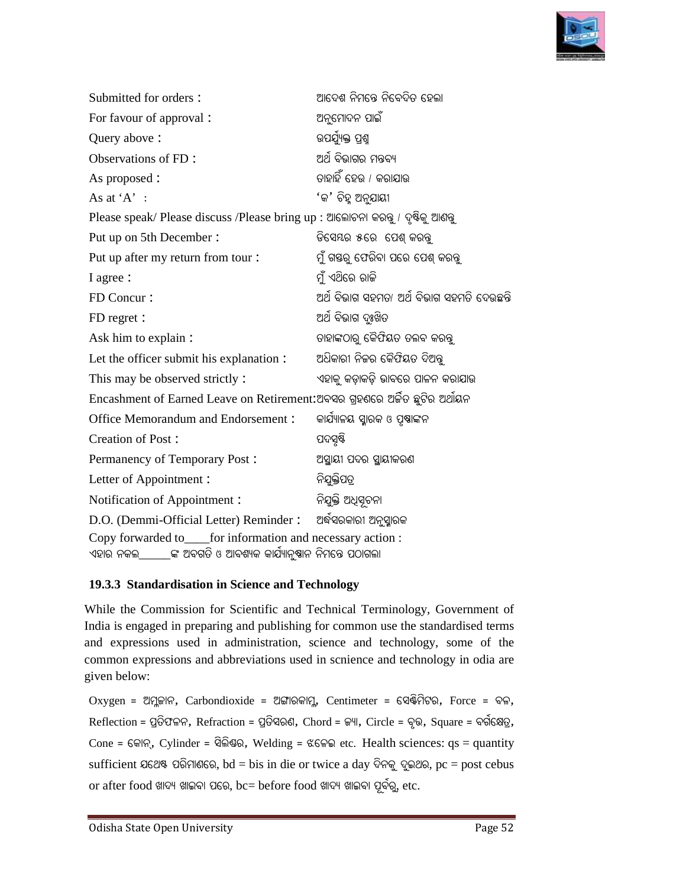Submitted for orders : ଆଦେଶ ନିମନ୍ତେ ନିବେଦିତ ହେଲା

For favour of approval : ଅନୁମୋଦନ ପାଇଁ

Query above : ଉପର୍ଯ୍ୟୁକ୍ତ ପ୍ରଶ୍ନ

Observations of FD : ଅର୍ଥ ବିଭାଗର ମନ୍ତବ୍ୟ

As proposed : ତାହାହିଁ ହେଉ / କରାଯାଉ

As at 'A' : 'କ' ଚିହ୍ନ ଅନୁଯାୟୀ

Please speak/ Please discuss /Please bring up : ଆଲୋଚନା କରନ୍ତୁ / ଦୃଷ୍ଟିକୁ ଆଣନ୍ତୁ

Put up on 5th December : ଡିସେମ୍ବର ୫ରେ ପେଶ୍ କରନ୍ତୁ

Put up after my return from tour : ମୁଁ ଗସ୍ତରୁ ଫେରିବା ପରେ ପେଶ୍ କରନ୍ତୁ

I agree : ମୁଁ ଏଥିରେ ରାଜି

FD Concur : ଅର୍ଥ ବିଭାଗ ସହମତ/ ଅର୍ଥ ବିଭାଗ ସହମତି ଦେଉଛନ୍ତି

FD regret : ଅର୍ଥ ବିଭାଗ ଦୁଃଖିତ

Ask him to explain : ତାହାଙ୍କଠାରୁ କୈଫିୟତ ତଲବ କରନ୍ତୁ

Let the officer submit his explanation : ଅଧିକାରୀ ନିଜର କୈଫିୟତ ଦିଅନ୍ତୁ

This may be observed strictly : ଏହାକୁ କଡ଼ାକଡ଼ି ଭାବରେ ପାଳନ କରାଯାଉ

Encashment of Earned Leave on Retirement:ଅବସର ଗ୍ରହଣରେ ଅର୍ଜିତ ଛୁଟିର ଅର୍ଥାୟନ

Office Memorandum and Endorsement : କାର୍ଯ୍ୟାଳୟ ସ୍ମାରକ ଓ ପୃଷ୍ଠାଙ୍କନ

Creation of Post : ପଦସୃଷ୍ଟି

Permanency of Temporary Post : ଅସ୍ଥାୟୀ ପଦର ସ୍ଥାୟୀକରଣ

Letter of Appointment : ନିଯୁକ୍ତିପତ୍ର

Notification of Appointment : ନିଯୁକ୍ତି ଅଧିସୂଚନା

D.O. (Demmi-Official Letter) Reminder : ଅର୍ଦ୍ଧସରକାରୀ ଅନୁସ୍ମାରକ

Copy forwarded to____for information and necessary action :
ଏହାର ନକଲ______ଙ୍କ ଅବଗତି ଓ ଆବଶ୍ୟକ କାର୍ଯ୍ୟାନୁଷ୍ଠାନ ନିମନ୍ତେ ପଠାଗଲା

### 19.3.3 Standardisation in Science and Technology

While the Commission for Scientific and Technical Terminology, Government of India is engaged in preparing and publishing for common use the standardised terms and expressions used in administration, science and technology, some of the common expressions and abbreviations used in scnience and technology in odia are given below:

Oxygen = ଅମ୍ଳଜାନ, Carbondioxide = ଅଙ୍ଗାରକାମ୍ଳ, Centimeter = ସେଣ୍ଟିମିଟର, Force = ବଳ, Reflection = ପ୍ରତିଫଳନ, Refraction = ପ୍ରତିସରଣ, Chord = ଜ୍ୟା, Circle = ବୃତ୍ତ, Square = ବର୍ଗକ୍ଷେତ୍ର, Cone = କୋନ୍, Cylinder = ସିଲିଣ୍ଡର, Welding = ଝଳେଇ etc. Health sciences: qs = quantity sufficient ଯଥେଷ୍ଟ ପରିମାଣରେ, bd = bis in die or twice a day ଦିନକୁ ଦୁଇଥର, pc = post cebus or after food ଖାଦ୍ୟ ଖାଇବା ପରେ, bc= before food ଖାଦ୍ୟ ଖାଇବା ପୂର୍ବରୁ, etc.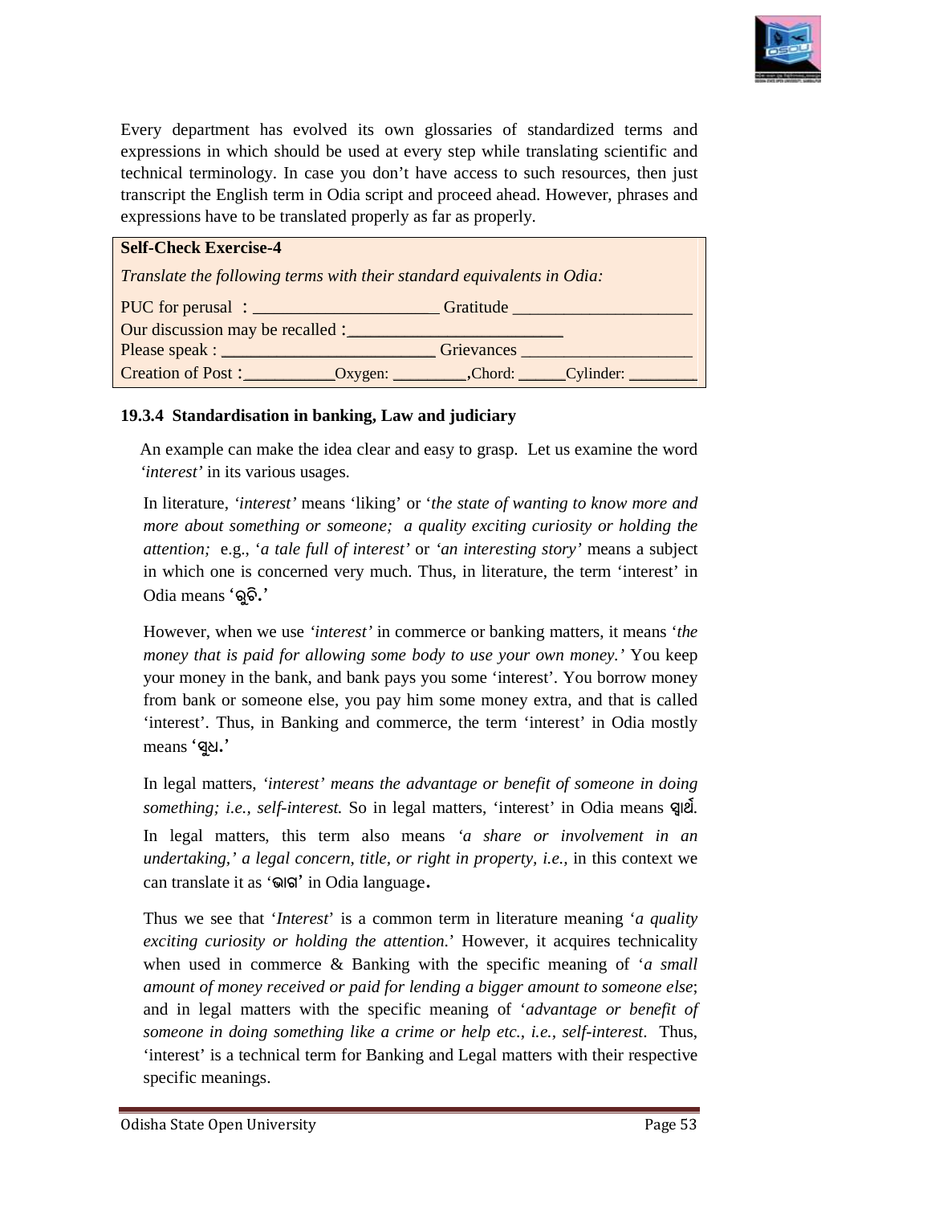Every department has evolved its own glossaries of standardized terms and expressions in which should be used at every step while translating scientific and technical terminology. In case you don't have access to such resources, then just transcript the English term in Odia script and proceed ahead. However, phrases and expressions have to be translated properly as far as properly.

**Self-Check Exercise-4**

*Translate the following terms with their standard equivalents in Odia:*

PUC for perusal : _____________________ Gratitude _____________________

Our discussion may be recalled :_________________________

Please speak : _________________________ Grievances ____________________

Creation of Post :___________Oxygen: _________,Chord: ______Cylinder: ________

### 19.3.4 Standardisation in banking, Law and judiciary

An example can make the idea clear and easy to grasp. Let us examine the word *'interest'* in its various usages.

In literature, *'interest'* means 'liking' or '*the state of wanting to know more and more about something or someone; a quality exciting curiosity or holding the attention;* e.g., '*a tale full of interest*' or *'an interesting story'* means a subject in which one is concerned very much. Thus, in literature, the term 'interest' in Odia means **'ରୁଚି.'**

However, when we use *'interest'* in commerce or banking matters, it means '*the money that is paid for allowing some body to use your own money.'* You keep your money in the bank, and bank pays you some 'interest'. You borrow money from bank or someone else, you pay him some money extra, and that is called 'interest'. Thus, in Banking and commerce, the term 'interest' in Odia mostly means **'ସୁଧ.'**

In legal matters, *'interest' means the advantage or benefit of someone in doing something; i.e., self-interest.* So in legal matters, 'interest' in Odia means ସ୍ୱାର୍ଥ.

In legal matters, this term also means *'a share or involvement in an undertaking,' a legal concern, title, or right in property, i.e.,* in this context we can translate it as 'ଭାଗ' in Odia language.

Thus we see that '*Interest*' is a common term in literature meaning '*a quality exciting curiosity or holding the attention.*' However, it acquires technicality when used in commerce & Banking with the specific meaning of '*a small amount of money received or paid for lending a bigger amount to someone else*; and in legal matters with the specific meaning of '*advantage or benefit of someone in doing something like a crime or help etc., i.e., self-interest*. Thus, 'interest' is a technical term for Banking and Legal matters with their respective specific meanings.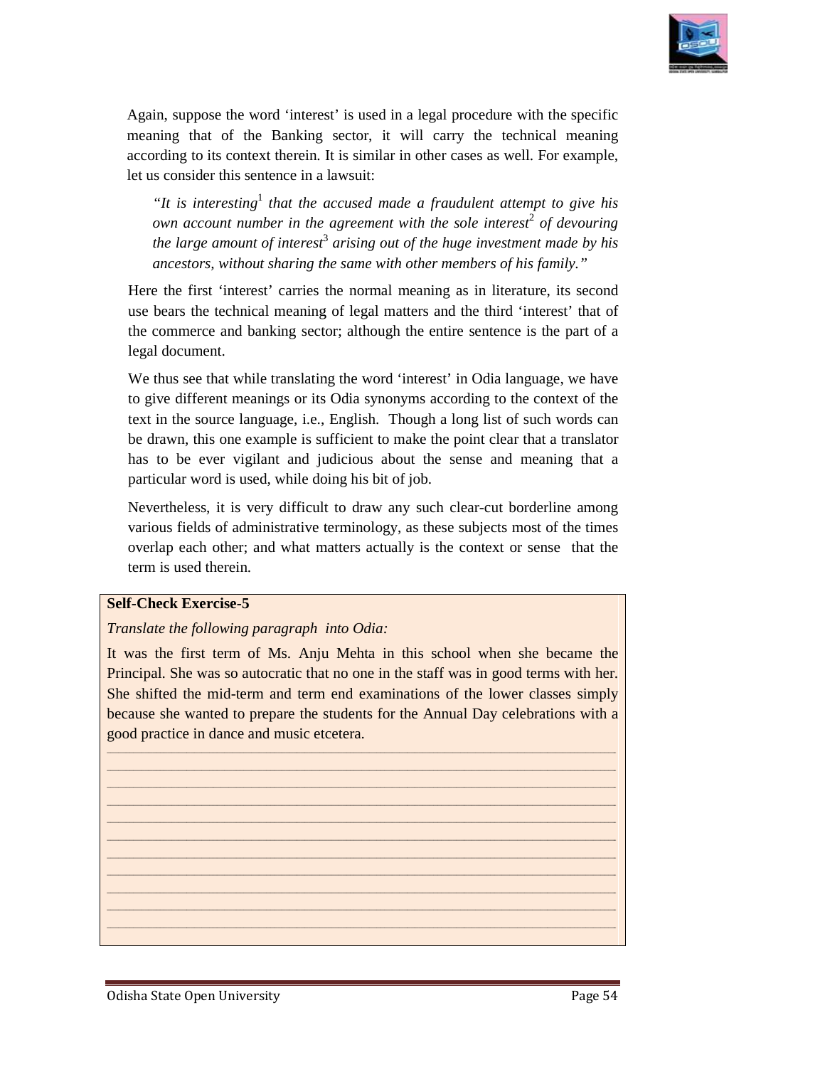Again, suppose the word 'interest' is used in a legal procedure with the specific meaning that of the Banking sector, it will carry the technical meaning according to its context therein. It is similar in other cases as well. For example, let us consider this sentence in a lawsuit:

> *"It is interesting[1] that the accused made a fraudulent attempt to give his own account number in the agreement with the sole interest[2] of devouring the large amount of interest[3] arising out of the huge investment made by his ancestors, without sharing the same with other members of his family."*

Here the first 'interest' carries the normal meaning as in literature, its second use bears the technical meaning of legal matters and the third 'interest' that of the commerce and banking sector; although the entire sentence is the part of a legal document.

We thus see that while translating the word 'interest' in Odia language, we have to give different meanings or its Odia synonyms according to the context of the text in the source language, i.e., English. Though a long list of such words can be drawn, this one example is sufficient to make the point clear that a translator has to be ever vigilant and judicious about the sense and meaning that a particular word is used, while doing his bit of job.

Nevertheless, it is very difficult to draw any such clear-cut borderline among various fields of administrative terminology, as these subjects most of the times overlap each other; and what matters actually is the context or sense that the term is used therein.

**Self-Check Exercise-5**

*Translate the following paragraph into Odia:*

It was the first term of Ms. Anju Mehta in this school when she became the Principal. She was so autocratic that no one in the staff was in good terms with her. She shifted the mid-term and term end examinations of the lower classes simply because she wanted to prepare the students for the Annual Day celebrations with a good practice in dance and music etcetera.

______________________________________________________________________
______________________________________________________________________
______________________________________________________________________
______________________________________________________________________
______________________________________________________________________
______________________________________________________________________
______________________________________________________________________
______________________________________________________________________
______________________________________________________________________
______________________________________________________________________
______________________________________________________________________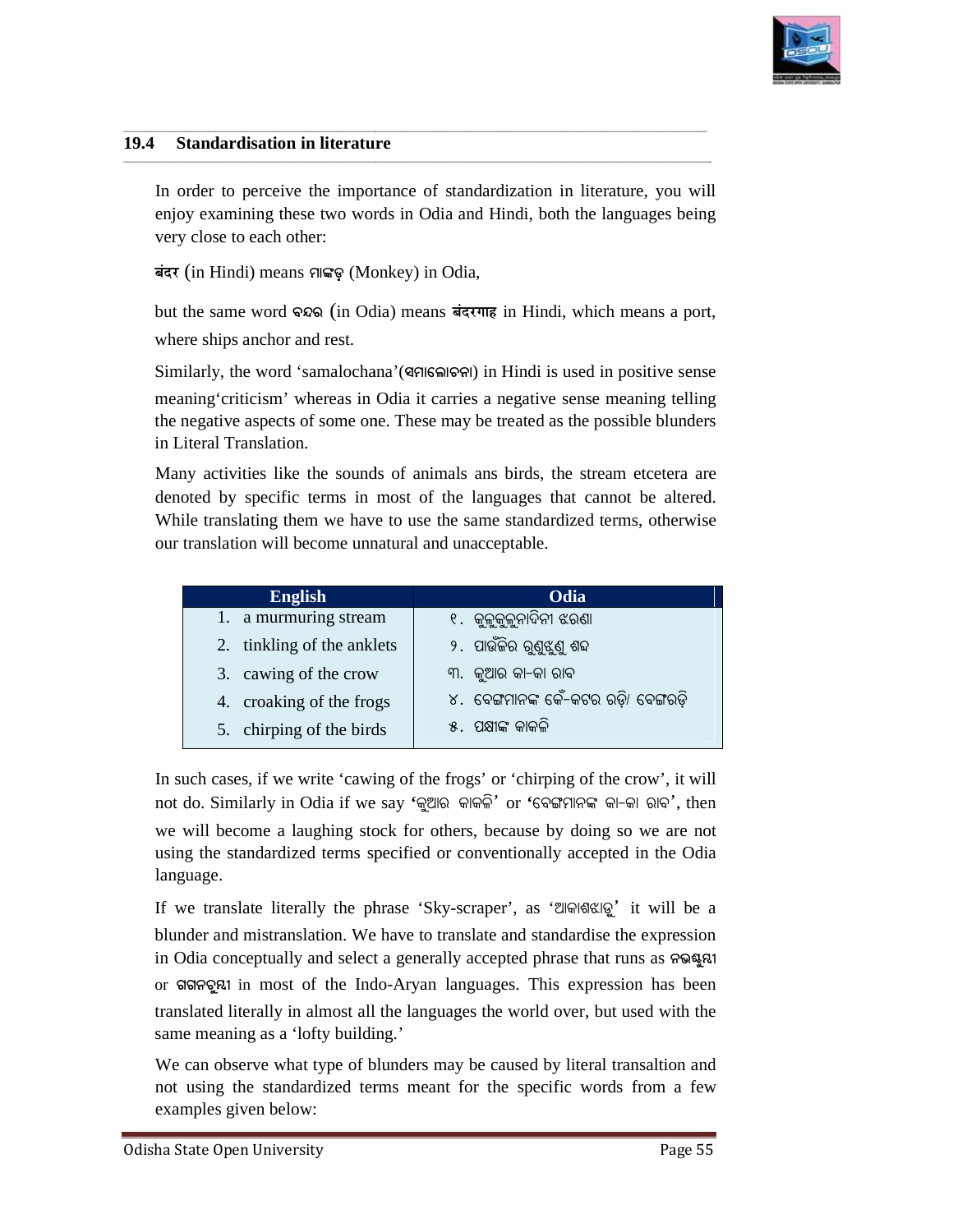## 19.4 Standardisation in literature

In order to perceive the importance of standardization in literature, you will enjoy examining these two words in Odia and Hindi, both the languages being very close to each other:

**बंदर** (in Hindi) means ମାଙ୍କଡ଼ (Monkey) in Odia,

but the same word ବନ୍ଦର (in Odia) means **बंदरगाह** in Hindi, which means a port, where ships anchor and rest.

Similarly, the word 'samalochana'(ସମାଲୋଚନା) in Hindi is used in positive sense meaning'criticism' whereas in Odia it carries a negative sense meaning telling the negative aspects of some one. These may be treated as the possible blunders in Literal Translation.

Many activities like the sounds of animals ans birds, the stream etcetera are denoted by specific terms in most of the languages that cannot be altered. While translating them we have to use the same standardized terms, otherwise our translation will become unnatural and unacceptable.

| English | Odia |
|---|---|
| 1. a murmuring stream | ୧. କୁଳୁକୁଳୁନାଦିନୀ ଝରଣା |
| 2. tinkling of the anklets | ୨. ପାଉଁଜିର ଗୁଣୁଝୁଣୁ ଶବ୍ଦ |
| 3. cawing of the crow | ୩. କୁଆର କା-କା ରାବ |
| 4. croaking of the frogs | ୪. ବେଙ୍ଗମାନଙ୍କ କେଁ-କଟର ରଡ଼ି/ ବେଙ୍ଗରଡ଼ି |
| 5. chirping of the birds | ୫. ପକ୍ଷୀଙ୍କ କାକଳି |

In such cases, if we write 'cawing of the frogs' or 'chirping of the crow', it will not do. Similarly in Odia if we say **'**କୁଆର କାକଳି' or **'**ବେଙ୍ଗମାନଙ୍କ କା-କା ରାବ**'**, then we will become a laughing stock for others, because by doing so we are not using the standardized terms specified or conventionally accepted in the Odia language.

If we translate literally the phrase 'Sky-scraper', as 'ଆକାଶଝାଡୁ' it will be a blunder and mistranslation. We have to translate and standardise the expression in Odia conceptually and select a generally accepted phrase that runs as ନଭଶ୍ଚୁମ୍ବୀ or ଗଗନଚୁମ୍ବୀ in most of the Indo-Aryan languages. This expression has been translated literally in almost all the languages the world over, but used with the same meaning as a 'lofty building.'

We can observe what type of blunders may be caused by literal transaltion and not using the standardized terms meant for the specific words from a few examples given below: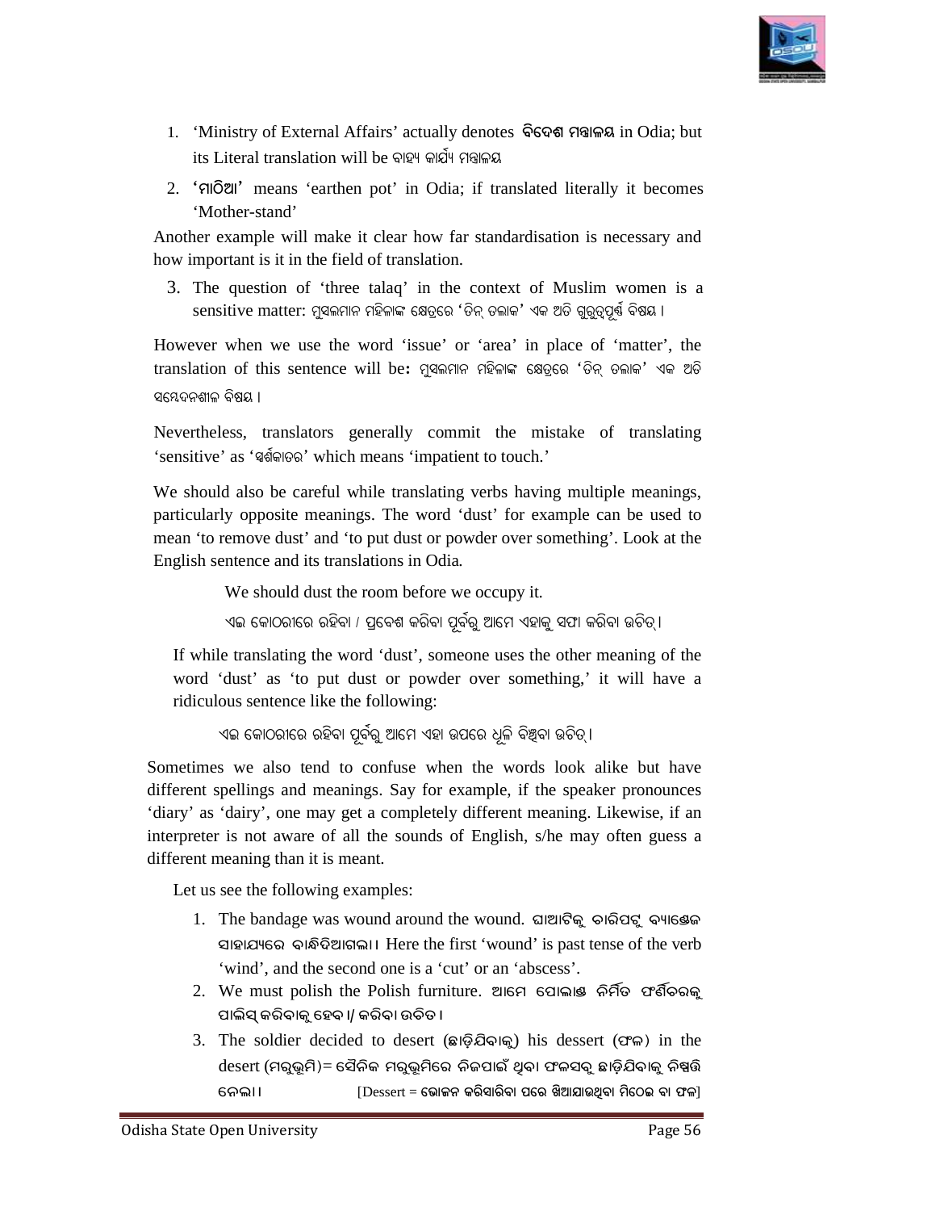1. 'Ministry of External Affairs' actually denotes **ବିଦେଶ ମନ୍ତ୍ରାଳୟ** in Odia; but its Literal translation will be ବାହ୍ୟ କାର୍ଯ୍ୟ ମନ୍ତ୍ରାଳୟ
2. **'ମାଠିଆ'** means 'earthen pot' in Odia; if translated literally it becomes 'Mother-stand'

Another example will make it clear how far standardisation is necessary and how important is it in the field of translation.

3. The question of 'three talaq' in the context of Muslim women is a sensitive matter: ମୁସଲମାନ ମହିଳାଙ୍କ କ୍ଷେତ୍ରରେ 'ତିନ୍ ତଲାକ' ଏକ ଅତି ଗୁରୁତ୍ୱପୂର୍ଣ୍ଣ ବିଷୟ ।

However when we use the word 'issue' or 'area' in place of 'matter', the translation of this sentence will be**:** ମୁସଲମାନ ମହିଳାଙ୍କ କ୍ଷେତ୍ରରେ 'ତିନ୍ ତଲାକ' ଏକ ଅତି ସମ୍ବେଦନଶୀଳ ବିଷୟ ।

Nevertheless, translators generally commit the mistake of translating 'sensitive' as 'ସ୍ପର୍ଶକାତର' which means 'impatient to touch.'

We should also be careful while translating verbs having multiple meanings, particularly opposite meanings. The word 'dust' for example can be used to mean 'to remove dust' and 'to put dust or powder over something'. Look at the English sentence and its translations in Odia.

We should dust the room before we occupy it.

ଏଇ କୋଠରୀରେ ରହିବା / ପ୍ରବେଶ କରିବା ପୂର୍ବରୁ ଆମେ ଏହାକୁ ସଫା କରିବା ଉଚିତ୍ ।

If while translating the word 'dust', someone uses the other meaning of the word 'dust' as 'to put dust or powder over something,' it will have a ridiculous sentence like the following:

ଏଇ କୋଠରୀରେ ରହିବା ପୂର୍ବରୁ ଆମେ ଏହା ଉପରେ ଧୂଳି ବିଞ୍ଚିବା ଉଚିତ୍ ।

Sometimes we also tend to confuse when the words look alike but have different spellings and meanings. Say for example, if the speaker pronounces 'diary' as 'dairy', one may get a completely different meaning. Likewise, if an interpreter is not aware of all the sounds of English, s/he may often guess a different meaning than it is meant.

Let us see the following examples:

1. The bandage was wound around the wound. ଘାଆଟିକୁ ଚାରିପଟୁ ବ୍ୟାଣ୍ଡେଜ ସାହାଯ୍ୟରେ ବାନ୍ଧିଦିଆଗଲା । Here the first 'wound' is past tense of the verb 'wind', and the second one is a 'cut' or an 'abscess'.
2. We must polish the Polish furniture. ଆମେ ପୋଲାଣ୍ଡ ନିର୍ମିତ ଫର୍ଣ୍ଣିଚରକୁ ପାଲିସ୍ କରିବାକୁ ହେବ ।/ କରିବା ଉଚିତ ।
3. The soldier decided to desert (ଛାଡ଼ିଯିବାକୁ) his dessert (ଫଳ) in the desert (ମରୁଭୂମି)= ସୈନିକ ମରୁଭୂମିରେ ନିଜପାଇଁ ଥିବା ଫଳସବୁ ଛାଡ଼ିଯିବାକୁ ନିଷ୍ପତ୍ତି ନେଲା । [Dessert = **ଭୋଜନ କରିସାରିବା ପରେ ଖିଆଯାଉଥିବା ମିଠେଇ ବା ଫଳ**]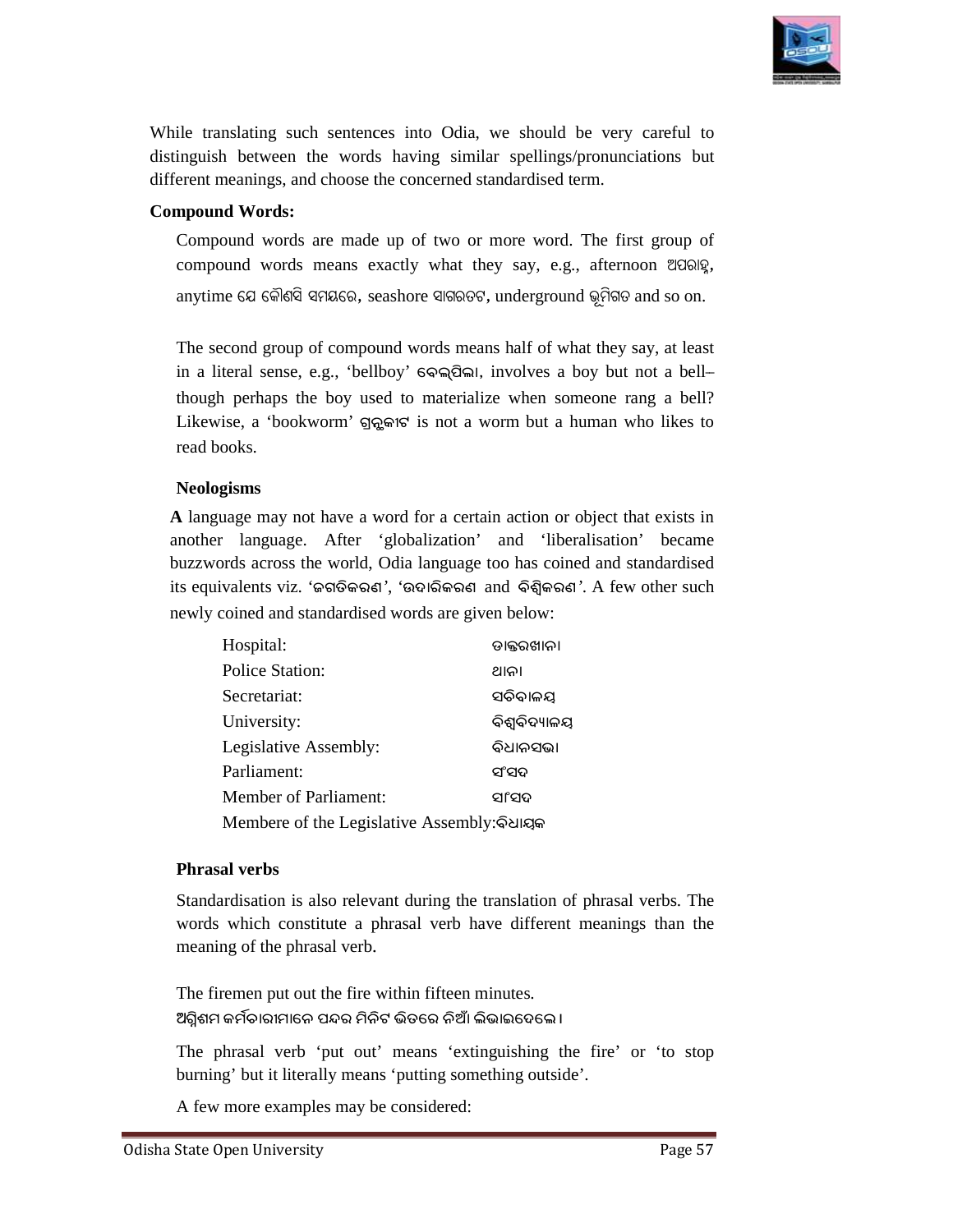While translating such sentences into Odia, we should be very careful to distinguish between the words having similar spellings/pronunciations but different meanings, and choose the concerned standardised term.

**Compound Words:**

Compound words are made up of two or more word. The first group of compound words means exactly what they say, e.g., afternoon ଅପରାହ୍ନ, anytime ଯେ କୌଣସି ସମୟରେ, seashore ସାଗରତଟ, underground ଭୂମିଗତ and so on.

The second group of compound words means half of what they say, at least in a literal sense, e.g., 'bellboy' ବେଲ୍‌ପିଲା, involves a boy but not a bell– though perhaps the boy used to materialize when someone rang a bell? Likewise, a 'bookworm' ଗ୍ରନ୍ଥକୀଟ is not a worm but a human who likes to read books.

**Neologisms**

**A** language may not have a word for a certain action or object that exists in another language. After 'globalization' and 'liberalisation' became buzzwords across the world, Odia language too has coined and standardised its equivalents viz. 'ଜଗତିକରଣ', 'ଉଦାରିକରଣ and ବିଶ୍ୱିକରଣ'. A few other such newly coined and standardised words are given below:

| | |
|---|---|
| Hospital: | ଡାକ୍ତରଖାନା |
| Police Station: | ଥାନା |
| Secretariat: | ସଚିବାଳୟ |
| University: | ବିଶ୍ୱବିଦ୍ୟାଳୟ |
| Legislative Assembly: | ବିଧାନସଭା |
| Parliament: | ସଂସଦ |
| Member of Parliament: | ସାଂସଦ |
| Membere of the Legislative Assembly: | ବିଧାୟକ |

**Phrasal verbs**

Standardisation is also relevant during the translation of phrasal verbs. The words which constitute a phrasal verb have different meanings than the meaning of the phrasal verb.

The firemen put out the fire within fifteen minutes.
ଅଗ୍ନିଶମ କର୍ମଚାରୀମାନେ ପନ୍ଦର ମିନିଟ ଭିତରେ ନିଆଁ ଲିଭାଇଦେଲେ ।

The phrasal verb 'put out' means 'extinguishing the fire' or 'to stop burning' but it literally means 'putting something outside'.

A few more examples may be considered: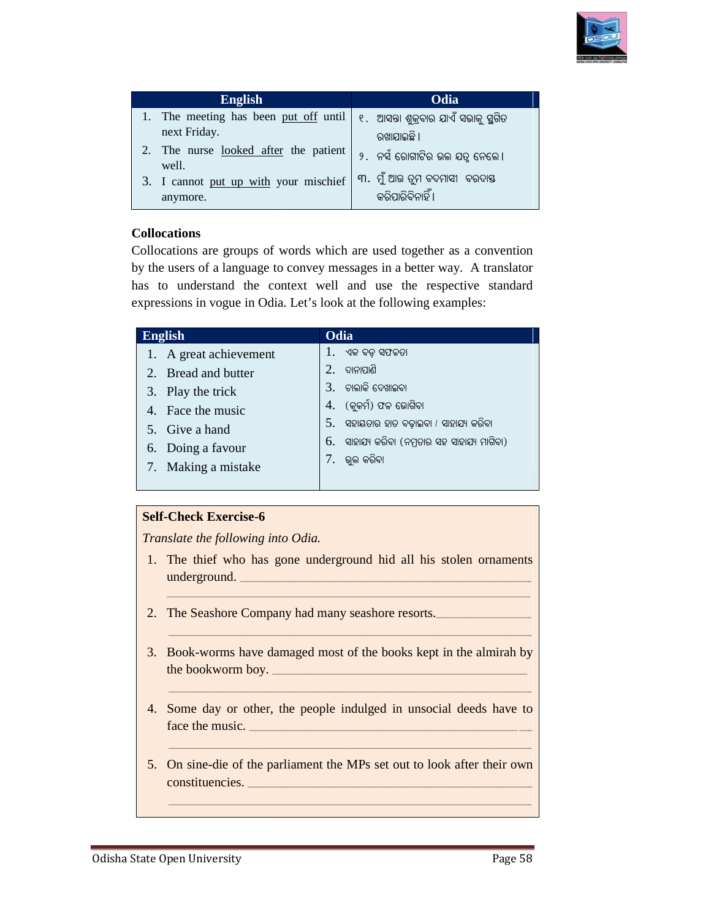| English | Odia |
| --- | --- |
| 1. The meeting has been <u>put off</u> until next Friday. | ୧. ଆସନ୍ତା ଶୁକ୍ରବାର ଯାଏଁ ସଭାକୁ ସ୍ଥଗିତ ରଖାଯାଇଛି । |
| 2. The nurse <u>looked after</u> the patient well. | ୨. ନର୍ସ ରୋଗୀଟିର ଭଲ ଯତ୍ନ ନେଲେ । |
| 3. I cannot <u>put up with</u> your mischief anymore. | ୩. ମୁଁ ଆଉ ତୁମ ବଦମାସୀ ବରଦାସ୍ତ କରିପାରିବିନାହିଁ । |

**Collocations**

Collocations are groups of words which are used together as a convention by the users of a language to convey messages in a better way. A translator has to understand the context well and use the respective standard expressions in vogue in Odia. Let's look at the following examples:

| English | Odia |
| --- | --- |
| 1. A great achievement | 1. ଏକ ବଡ଼ ସଫଳତା |
| 2. Bread and butter | 2. ଦାନାପାଣି |
| 3. Play the trick | 3. ଚାଲାକି ଦେଖାଇବା |
| 4. Face the music | 4. (କୁକର୍ମ) ଫଳ ଭୋଗିବା |
| 5. Give a hand | 5. ସହାୟତାର ହାତ ବଢ଼ାଇବା / ସାହାଯ୍ୟ କରିବା |
| 6. Doing a favour | 6. ସାହାଯ୍ୟ କରିବା (ନମ୍ରତାର ସହ ସାହାଯ୍ୟ ମାଗିବା) |
| 7. Making a mistake | 7. ଭୁଲ କରିବା |

**Self-Check Exercise-6**

*Translate the following into Odia.*

1. The thief who has gone underground hid all his stolen ornaments underground. ______________________________________________
   ______________________________________________
2. The Seashore Company had many seashore resorts.______________
   ______________________________________________
3. Book-worms have damaged most of the books kept in the almirah by the bookworm boy. ______________________________________
   ______________________________________________
4. Some day or other, the people indulged in unsocial deeds have to face the music. ______________________________________________
   ______________________________________________
5. On sine-die of the parliament the MPs set out to look after their own constituencies. ______________________________________________
   ______________________________________________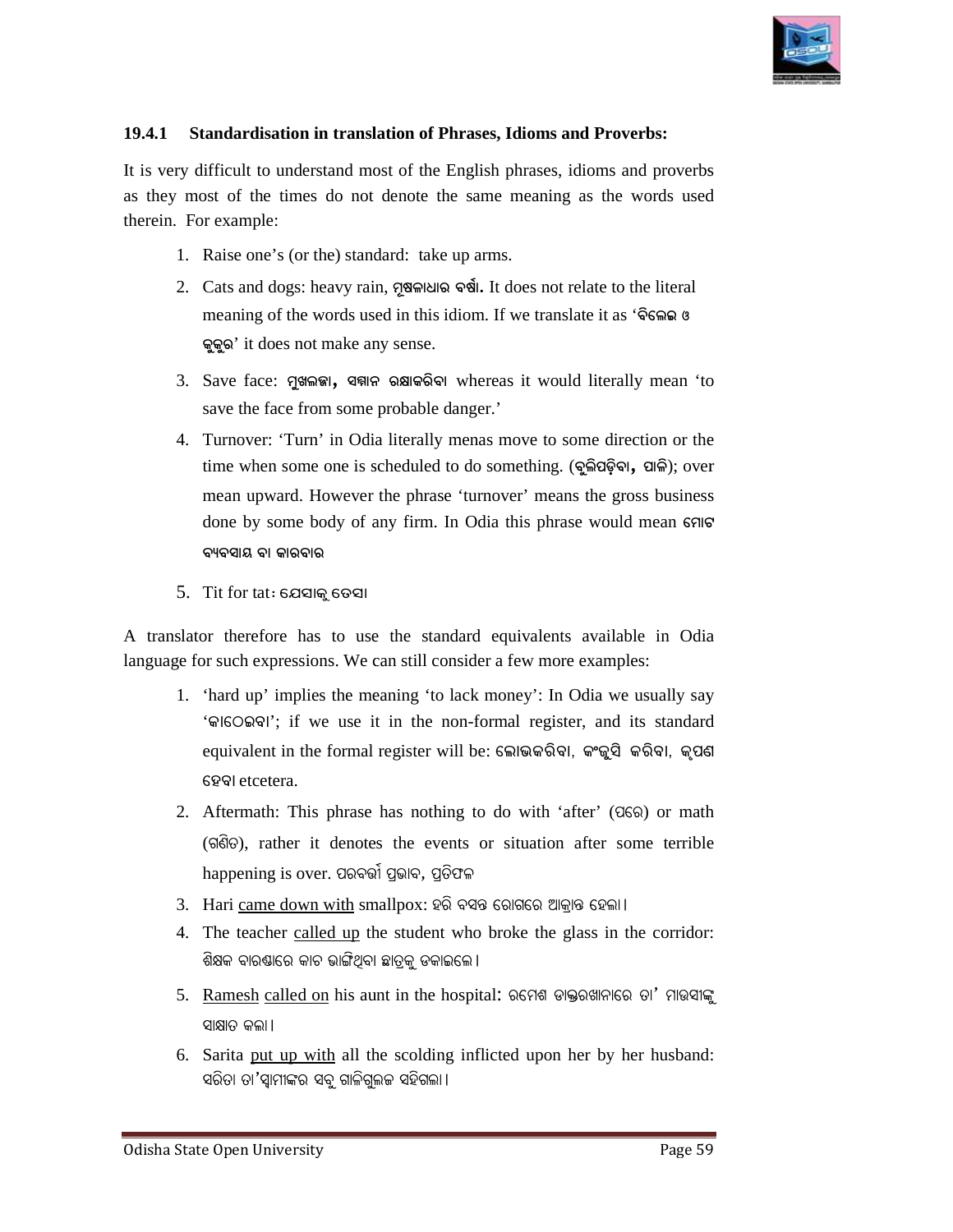### 19.4.1 Standardisation in translation of Phrases, Idioms and Proverbs:

It is very difficult to understand most of the English phrases, idioms and proverbs as they most of the times do not denote the same meaning as the words used therein. For example:

1. Raise one's (or the) standard: take up arms.
2. Cats and dogs: heavy rain, **ମୂଷଳାଧାର ବର୍ଷା.** It does not relate to the literal meaning of the words used in this idiom. If we translate it as 'ବିଲେଇ ଓ କୁକୁର' it does not make any sense.
3. Save face: **ମୁଖଲଜ୍ଜା, ସମ୍ମାନ ରକ୍ଷାକରିବା** whereas it would literally mean 'to save the face from some probable danger.'
4. Turnover: 'Turn' in Odia literally menas move to some direction or the time when some one is scheduled to do something. (**ବୁଲିପଡ଼ିବା, ପାଳି**); over mean upward. However the phrase 'turnover' means the gross business done by some body of any firm. In Odia this phrase would mean **ମୋଟ ବ୍ୟବସାୟ ବା କାରବାର**
5. Tit for tat: ଯେସାକୁ ତେସା

A translator therefore has to use the standard equivalents available in Odia language for such expressions. We can still consider a few more examples:

1. 'hard up' implies the meaning 'to lack money': In Odia we usually say 'କାଠେଇବା'; if we use it in the non-formal register, and its standard equivalent in the formal register will be: ଲୋଭକରିବା, କଂଜୁସି କରିବା, କୃପଣ ହେବା etcetera.
2. Aftermath: This phrase has nothing to do with 'after' (ପରେ) or math (ଗଣିତ), rather it denotes the events or situation after some terrible happening is over. ପରବର୍ତ୍ତୀ ପ୍ରଭାବ, ପ୍ରତିଫଳ
3. Hari <u>came down with</u> smallpox: ହରି ବସନ୍ତ ରୋଗରେ ଆକ୍ରାନ୍ତ ହେଲା।
4. The teacher <u>called up</u> the student who broke the glass in the corridor: ଶିକ୍ଷକ ବାରଣ୍ଡାରେ କାଚ ଭାଙ୍ଗିଥିବା ଛାତ୍ରକୁ ଡକାଇଲେ।
5. <u>Ramesh</u> <u>called on</u> his aunt in the hospital: ରମେଶ ଡାକ୍ତରଖାନାରେ ତା' ମାଉସୀଙ୍କୁ ସାକ୍ଷାତ କଲା।
6. Sarita <u>put up with</u> all the scolding inflicted upon her by her husband: ସରିତା ତା'ସ୍ୱାମୀଙ୍କର ସବୁ ଗାଳିଗୁଲଜ ସହିଗଲା।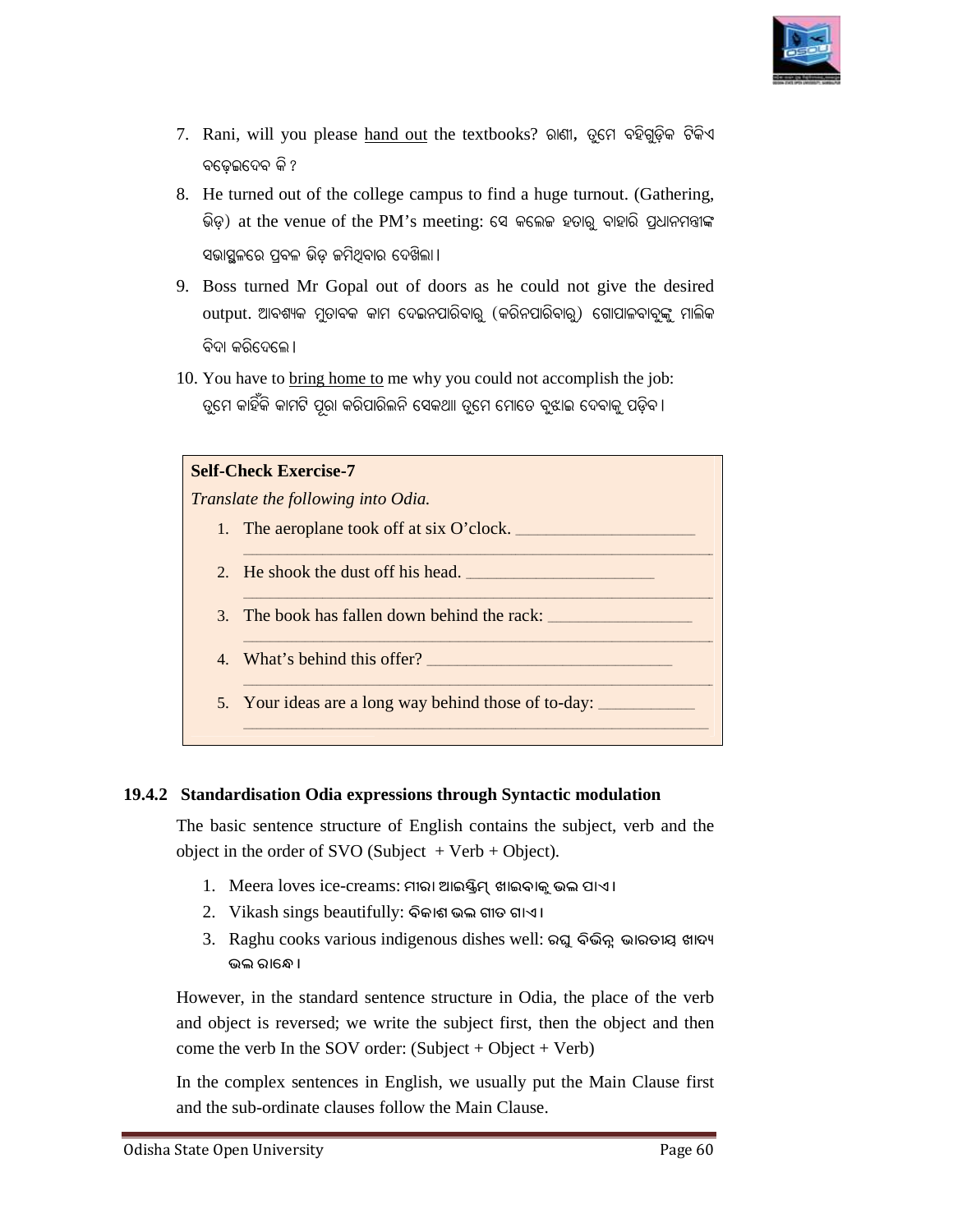7. Rani, will you please <u>hand out</u> the textbooks? ରାଣୀ, ତୁମେ ବହିଗୁଡ଼ିକ ଟିକିଏ ବଢ଼େଇଦେବ କି ?
8. He turned out of the college campus to find a huge turnout. (Gathering, ଭିଡ଼) at the venue of the PM's meeting: ସେ କଲେଜ ହତାରୁ ବାହାରି ପ୍ରଧାନମନ୍ତ୍ରୀଙ୍କ ସଭାସ୍ଥଳରେ ପ୍ରବଳ ଭିଡ଼ ଜମିଥିବାର ଦେଖିଲା ।
9. Boss turned Mr Gopal out of doors as he could not give the desired output. ଆବଶ୍ୟକ ମୁତାବକ କାମ ଦେଇନପାରିବାରୁ (କରିନପାରିବାରୁ) ଗୋପାଳବାବୁଙ୍କୁ ମାଲିକ ବିଦା କରିଦେଲେ ।
10. You have to <u>bring home to</u> me why you could not accomplish the job: ତୁମେ କାହିଁକି କାମଟି ପୂରା କରିପାରିଲନି ସେକଥା ତୁମେ ମୋତେ ବୁଝାଇ ଦେବାକୁ ପଡ଼ିବ ।

**Self-Check Exercise-7**

*Translate the following into Odia.*

1. The aeroplane took off at six O'clock. ____________________
2. He shook the dust off his head. ____________________
3. The book has fallen down behind the rack: ____________________
4. What's behind this offer? ____________________
5. Your ideas are a long way behind those of to-day: ____________________

### 19.4.2 Standardisation Odia expressions through Syntactic modulation

The basic sentence structure of English contains the subject, verb and the object in the order of SVO (Subject + Verb + Object).

1. Meera loves ice-creams: ମୀରା ଆଇସ୍କ୍ରିମ୍ ଖାଇବାକୁ ଭଲ ପାଏ ।
2. Vikash sings beautifully: ବିକାଶ ଭଲ ଗୀତ ଗାଏ ।
3. Raghu cooks various indigenous dishes well: ରଘୁ ବିଭିନ୍ନ ଭାରତୀୟ ଖାଦ୍ୟ ଭଲ ରାନ୍ଧେ ।

However, in the standard sentence structure in Odia, the place of the verb and object is reversed; we write the subject first, then the object and then come the verb In the SOV order: (Subject + Object + Verb)

In the complex sentences in English, we usually put the Main Clause first and the sub-ordinate clauses follow the Main Clause.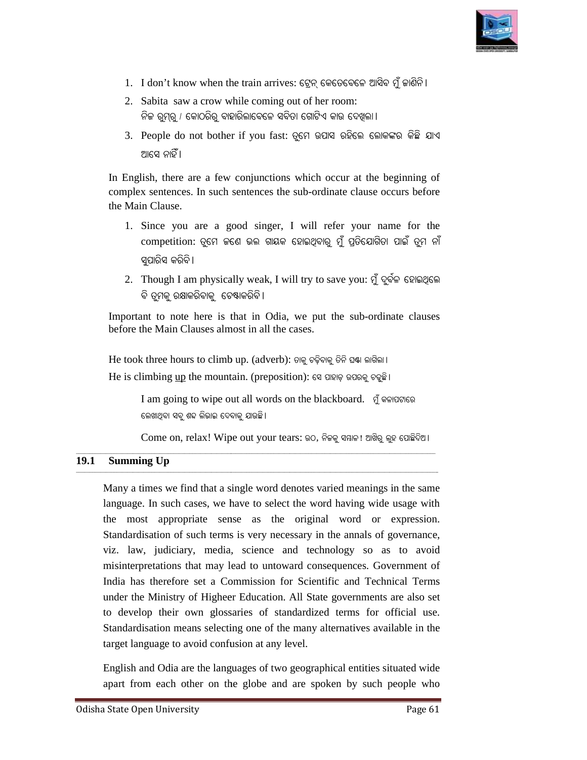1. I don't know when the train arrives: ଟ୍ରେନ୍ କେତେବେଳେ ଆସିବ ମୁଁ ଜାଣିନି।
2. Sabita saw a crow while coming out of her room: ନିଜ ରୁମ୍‌ରୁ / କୋଠରିରୁ ବାହାରିଲାବେଳେ ସବିତା ଗୋଟିଏ କାଉ ଦେଖିଲା।
3. People do not bother if you fast: ତୁମେ ଉପାସ ରହିଲେ ଲୋକଙ୍କର କିଛି ଯାଏ ଆସେ ନାହିଁ।

In English, there are a few conjunctions which occur at the beginning of complex sentences. In such sentences the sub-ordinate clause occurs before the Main Clause.

1. Since you are a good singer, I will refer your name for the competition: ତୁମେ ଜଣେ ଭଲ ଗାୟକ ହୋଇଥିବାରୁ ମୁଁ ପ୍ରତିଯୋଗିତା ପାଇଁ ତୁମ ନାଁ ସୁପାରିସ କରିବି।
2. Though I am physically weak, I will try to save you: ମୁଁ ଦୁର୍ବଳ ହୋଇଥିଲେ ବି ତୁମକୁ ରକ୍ଷାକରିବାକୁ ଚେଷ୍ଟାକରିବି।

Important to note here is that in Odia, we put the sub-ordinate clauses before the Main Clauses almost in all the cases.

He took three hours to climb up. (adverb): ତାକୁ ଚଢ଼ିବାକୁ ତିନି ଘଣ୍ଟା ଲାଗିଲା।

He is climbing up the mountain. (preposition): ସେ ପାହାଡ଼ ଉପରକୁ ଚଢ଼ୁଛି।

I am going to wipe out all words on the blackboard. ମୁଁ କଳାପଟାରେ ଲେଖାଥିବା ସବୁ ଶବ୍ଦ ଲିଭାଇ ଦେବାକୁ ଯାଉଛି।

Come on, relax! Wipe out your tears: ଉଠ, ନିଜକୁ ସମ୍ଭାଳ! ଆଖିରୁ ଲୁହ ପୋଛିଦିଅ।

## 19.1 Summing Up

Many a times we find that a single word denotes varied meanings in the same language. In such cases, we have to select the word having wide usage with the most appropriate sense as the original word or expression. Standardisation of such terms is very necessary in the annals of governance, viz. law, judiciary, media, science and technology so as to avoid misinterpretations that may lead to untoward consequences. Government of India has therefore set a Commission for Scientific and Technical Terms under the Ministry of Higheer Education. All State governments are also set to develop their own glossaries of standardized terms for official use. Standardisation means selecting one of the many alternatives available in the target language to avoid confusion at any level.

English and Odia are the languages of two geographical entities situated wide apart from each other on the globe and are spoken by such people who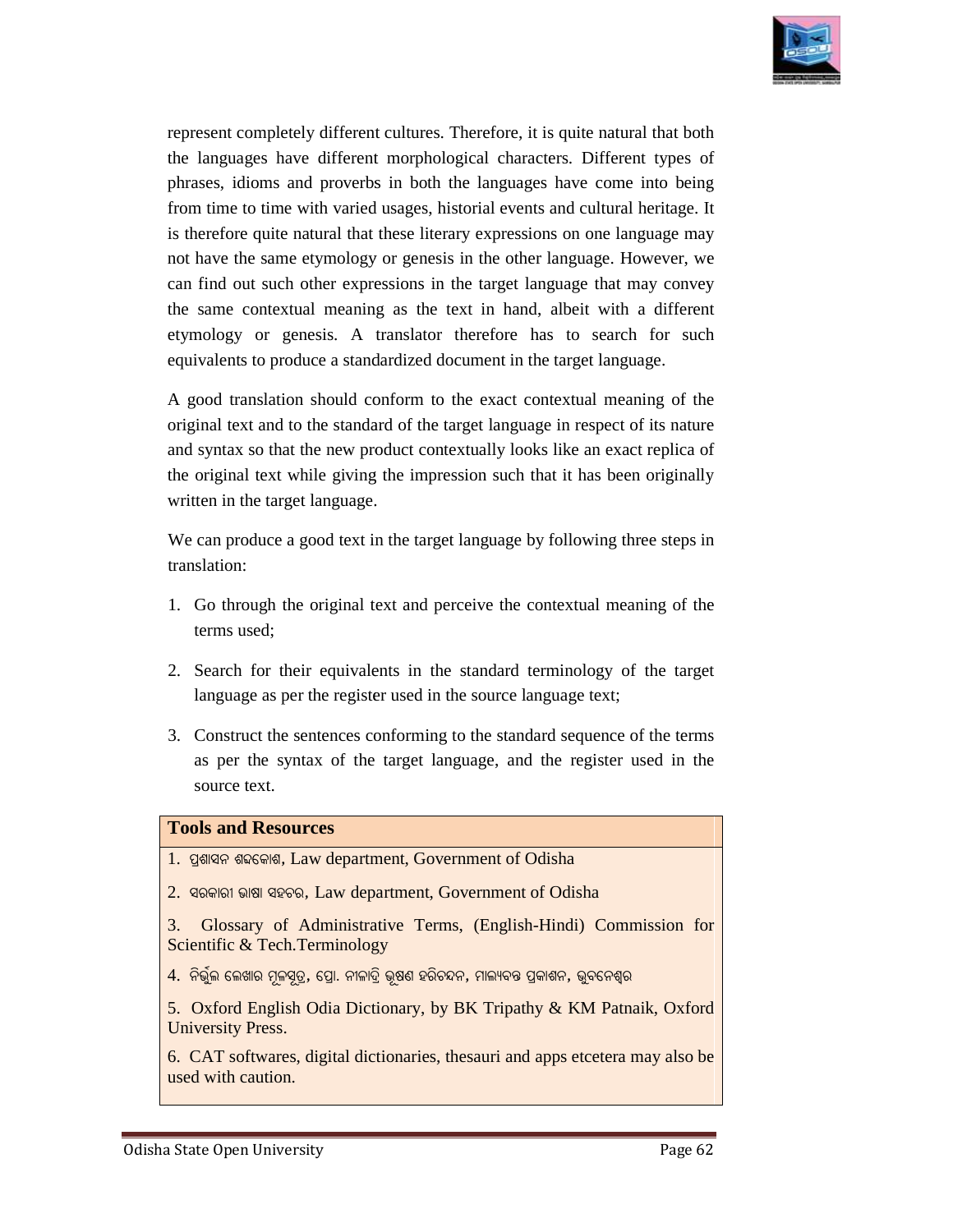represent completely different cultures. Therefore, it is quite natural that both the languages have different morphological characters. Different types of phrases, idioms and proverbs in both the languages have come into being from time to time with varied usages, historial events and cultural heritage. It is therefore quite natural that these literary expressions on one language may not have the same etymology or genesis in the other language. However, we can find out such other expressions in the target language that may convey the same contextual meaning as the text in hand, albeit with a different etymology or genesis. A translator therefore has to search for such equivalents to produce a standardized document in the target language.

A good translation should conform to the exact contextual meaning of the original text and to the standard of the target language in respect of its nature and syntax so that the new product contextually looks like an exact replica of the original text while giving the impression such that it has been originally written in the target language.

We can produce a good text in the target language by following three steps in translation:

1. Go through the original text and perceive the contextual meaning of the terms used;
2. Search for their equivalents in the standard terminology of the target language as per the register used in the source language text;
3. Construct the sentences conforming to the standard sequence of the terms as per the syntax of the target language, and the register used in the source text.

**Tools and Resources**

1. ପ୍ରଶାସନ ଶବ୍ଦକୋଶ, Law department, Government of Odisha
2. ସରକାରୀ ଭାଷା ସହଚର, Law department, Government of Odisha
3. Glossary of Administrative Terms, (English-Hindi) Commission for Scientific & Tech.Terminology
4. ନିର୍ଭୁଲ ଲେଖାର ମୂଳସୂତ୍ର, ପ୍ରୋ. ନୀଳାଦ୍ରି ଭୂଷଣ ହରିଚନ୍ଦନ, ମାଲ୍ୟବନ୍ତ ପ୍ରକାଶନ, ଭୁବନେଶ୍ୱର
5. Oxford English Odia Dictionary, by BK Tripathy & KM Patnaik, Oxford University Press.
6. CAT softwares, digital dictionaries, thesauri and apps etcetera may also be used with caution.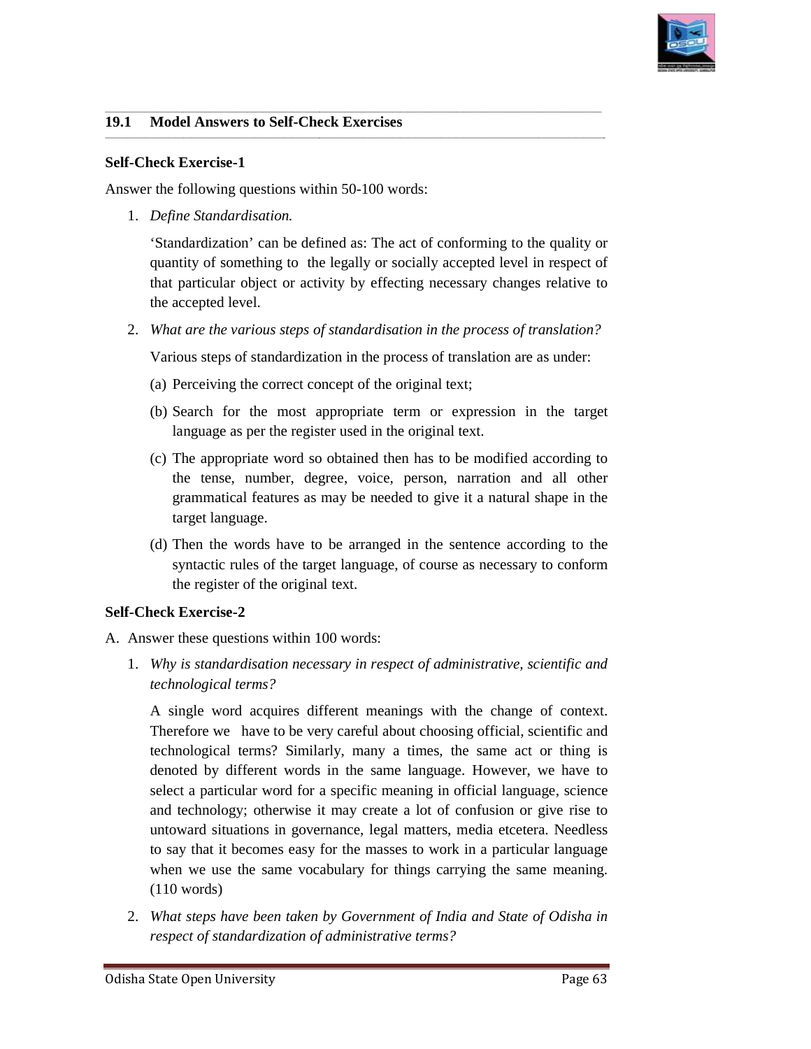## 19.1 Model Answers to Self-Check Exercises

### Self-Check Exercise-1

Answer the following questions within 50-100 words:

1. *Define Standardisation.*

   'Standardization' can be defined as: The act of conforming to the quality or quantity of something to the legally or socially accepted level in respect of that particular object or activity by effecting necessary changes relative to the accepted level.

2. *What are the various steps of standardisation in the process of translation?*

   Various steps of standardization in the process of translation are as under:

   (a) Perceiving the correct concept of the original text;

   (b) Search for the most appropriate term or expression in the target language as per the register used in the original text.

   (c) The appropriate word so obtained then has to be modified according to the tense, number, degree, voice, person, narration and all other grammatical features as may be needed to give it a natural shape in the target language.

   (d) Then the words have to be arranged in the sentence according to the syntactic rules of the target language, of course as necessary to conform the register of the original text.

### Self-Check Exercise-2

A. Answer these questions within 100 words:

1. *Why is standardisation necessary in respect of administrative, scientific and technological terms?*

   A single word acquires different meanings with the change of context. Therefore we have to be very careful about choosing official, scientific and technological terms? Similarly, many a times, the same act or thing is denoted by different words in the same language. However, we have to select a particular word for a specific meaning in official language, science and technology; otherwise it may create a lot of confusion or give rise to untoward situations in governance, legal matters, media etcetera. Needless to say that it becomes easy for the masses to work in a particular language when we use the same vocabulary for things carrying the same meaning. (110 words)

2. *What steps have been taken by Government of India and State of Odisha in respect of standardization of administrative terms?*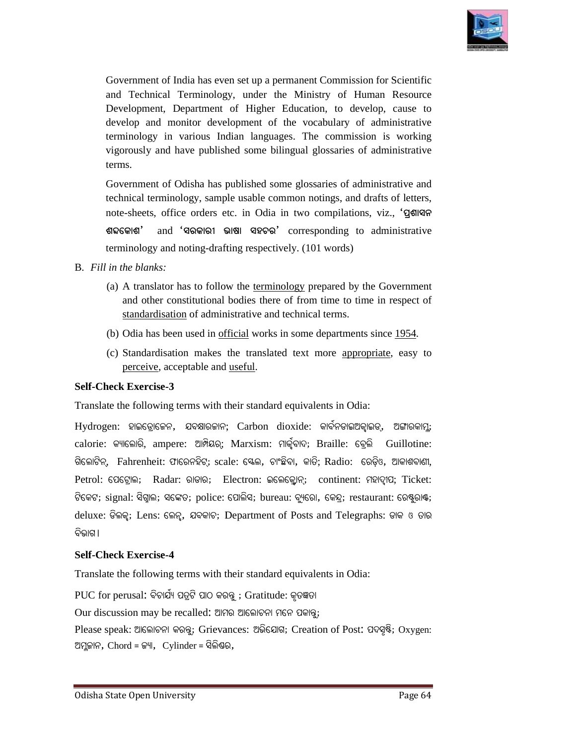Government of India has even set up a permanent Commission for Scientific and Technical Terminology, under the Ministry of Human Resource Development, Department of Higher Education, to develop, cause to develop and monitor development of the vocabulary of administrative terminology in various Indian languages. The commission is working vigorously and have published some bilingual glossaries of administrative terms.

Government of Odisha has published some glossaries of administrative and technical terminology, sample usable common notings, and drafts of letters, note-sheets, office orders etc. in Odia in two compilations, viz., **'ପ୍ରଶାସନ ଶବ୍ଦକୋଶ'** and **'ସରକାରୀ ଭାଷା ସହଚର'** corresponding to administrative terminology and noting-drafting respectively. (101 words)

B. *Fill in the blanks:*

(a) A translator has to follow the terminology prepared by the Government and other constitutional bodies there of from time to time in respect of standardisation of administrative and technical terms.

(b) Odia has been used in official works in some departments since 1954.

(c) Standardisation makes the translated text more appropriate, easy to perceive, acceptable and useful.

**Self-Check Exercise-3**

Translate the following terms with their standard equivalents in Odia:

Hydrogen: ହାଇଡ୍ରୋଜେନ, ଯବକ୍ଷାରଜାନ; Carbon dioxide: କାର୍ବନଡାଇଅକ୍ସାଇଡ୍, ଅଙ୍ଗାରକାମ୍ଳ; calorie: କ୍ୟାଲୋରି, ampere: ଆମ୍ପିୟର; Marxism: ମାର୍କ୍ସବାଦ; Braille: ବ୍ରେଲି Guillotine: ଗିଲୋଟିନ୍, Fahrenheit: ଫାରେନହିଟ୍; scale: ସ୍କେଲ, ଚାଂଛିବା, କାତି; Radio: ରେଡ଼ିଓ, ଆକାଶବାଣୀ, Petrol: ପେଟ୍ରୋଲ; Radar: ରାଡାର; Electron: ଇଲେକ୍ଟ୍ରୋନ୍; continent: ମହାଦ୍ୱୀପ; Ticket: ଟିକେଟ; signal: ସିଗ୍ନାଲ; ସଙ୍କେତ; police: ପୋଲିସ; bureau: ବ୍ୟୁରୋ, କେନ୍ଦ୍ର; restaurant: ରେଷ୍ଟୁରାଣ୍ଟ; deluxe: ଡିଲକ୍ସ; Lens: ଲେନ୍ସ, ଯବକାଚ; Department of Posts and Telegraphs: ଡାକ ଓ ତାର ବିଭାଗ।

**Self-Check Exercise-4**

Translate the following terms with their standard equivalents in Odia:

PUC for perusal: ବିଚାର୍ଯ୍ୟ ପତ୍ରଟି ପାଠ କରନ୍ତୁ ; Gratitude: କୃତଜ୍ଞତା

Our discussion may be recalled: ଆମର ଆଲୋଚନା ମନେ ପକାନ୍ତୁ;

Please speak: ଆଲୋଚନା କରନ୍ତୁ; Grievances: ଅଭିଯୋଗ; Creation of Post: ପଦସୃଷ୍ଟି; Oxygen: ଅମ୍ଳଜାନ, Chord = ଜ୍ୟା, Cylinder = ସିଲିଣ୍ଡର,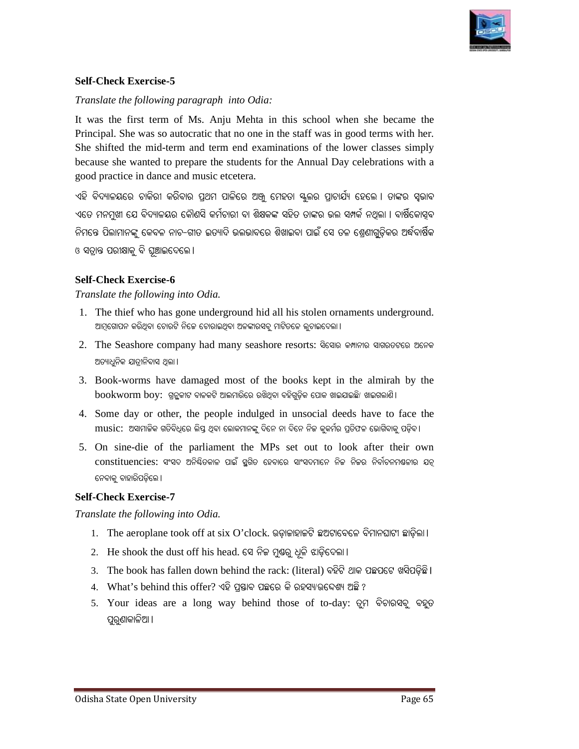**Self-Check Exercise-5**

*Translate the following paragraph into Odia:*

It was the first term of Ms. Anju Mehta in this school when she became the Principal. She was so autocratic that no one in the staff was in good terms with her. She shifted the mid-term and term end examinations of the lower classes simply because she wanted to prepare the students for the Annual Day celebrations with a good practice in dance and music etcetera.

ଏହି ବିଦ୍ୟାଳୟରେ ଚାକିରୀ କରିବାର ପ୍ରଥମ ପାଳିରେ ଅଞ୍ଜୁ ମେହତା ସ୍କୁଲର ପ୍ରାଚାର୍ଯ୍ୟ ହେଲେ । ତାଙ୍କର ସ୍ୱଭାବ ଏତେ ମନମୁଖୀ ଯେ ବିଦ୍ୟାଳୟର କୌଣସି କର୍ମଚାରୀ ବା ଶିକ୍ଷକଙ୍କ ସହିତ ତାଙ୍କର ଭଲ ସମ୍ପର୍କ ନଥିଲା । ବାର୍ଷିକୋତ୍ସବ ନିମନ୍ତେ ପିଲାମାନଙ୍କୁ କେବଳ ନାଚ-ଗୀତ ଇତ୍ୟାଦି ଭଲଭାବରେ ଶିଖାଇବା ପାଇଁ ସେ ତଳ ଶ୍ରେଣୀଗୁଡ଼ିକର ଅର୍ଦ୍ଧବାର୍ଷିକ ଓ ସତ୍ରାନ୍ତ ପରୀକ୍ଷାକୁ ବି ଘୁଞ୍ଚାଇଦେଲେ ।

**Self-Check Exercise-6**

*Translate the following into Odia.*

1. The thief who has gone underground hid all his stolen ornaments underground. ଆତ୍ମଗୋପନ କରିଥିବା ଚୋରଟି ନିଜେ ଚୋରାଇଥିବା ଅଳଙ୍କାରସବୁ ମାଟିତଳେ ଲୁଚାଇଦେଲା ।
2. The Seashore company had many seashore resorts: ସିସୋର କମ୍ପାନୀର ସାଗରତଟରେ ଅନେକ ଅତ୍ୟାଧୁନିକ ଯାତ୍ରୀନିବାସ ଥିଲା ।
3. Book-worms have damaged most of the books kept in the almirah by the bookworm boy: ଗ୍ରନ୍ଥକୀଟ ବାଳକଟି ଆଲମାରିରେ ରଖିଥିବା ବହିଗୁଡ଼ିକ ପୋକ ଖାଇଯାଇଛି/ ଖାଇଗଲାଣି ।
4. Some day or other, the people indulged in unsocial deeds have to face the music: ଅସାମାଜିକ ଗତିବିଧିରେ ଲିପ୍ତ ଥିବା ଲୋକମାନଙ୍କୁ ଦିନେ ନା ଦିନେ ନିଜ କୁକର୍ମର ପ୍ରତିଫଳ ଭୋଗିବାକୁ ପଡ଼ିବ ।
5. On sine-die of the parliament the MPs set out to look after their own constituencies: ସଂସଦ ଅନିଶ୍ଚିତକାଳ ପାଇଁ ସ୍ଥଗିତ ହେବାରେ ସାଂସଦମାନେ ନିଜ ନିଜର ନିର୍ବାଚନମଣ୍ଡଳୀର ଯତ୍ନ ନେବାକୁ ବାହାରିପଡ଼ିଲେ ।

**Self-Check Exercise-7**

*Translate the following into Odia.*

1. The aeroplane took off at six O'clock. ଉଡ଼ାଜାହାଜଟି ଛଅଟାବେଳେ ବିମାନଘାଟୀ ଛାଡ଼ିଲା ।
2. He shook the dust off his head. ସେ ନିଜ ମୁଣ୍ଡରୁ ଧୂଳି ଝାଡ଼ିଦେଲା ।
3. The book has fallen down behind the rack: (literal) ବହିଟି ଥାକ ପଛପଟେ ଖସିପଡ଼ିଛି ।
4. What's behind this offer? ଏହି ପ୍ରସ୍ତାବ ପଛରେ କି ରହସ୍ୟ/ଉଦ୍ଦେଶ୍ୟ ଅଛି ?
5. Your ideas are a long way behind those of to-day: ତୁମ ବିଚାରସବୁ ବହୁତ ପୁରୁଣାକାଳିଆ ।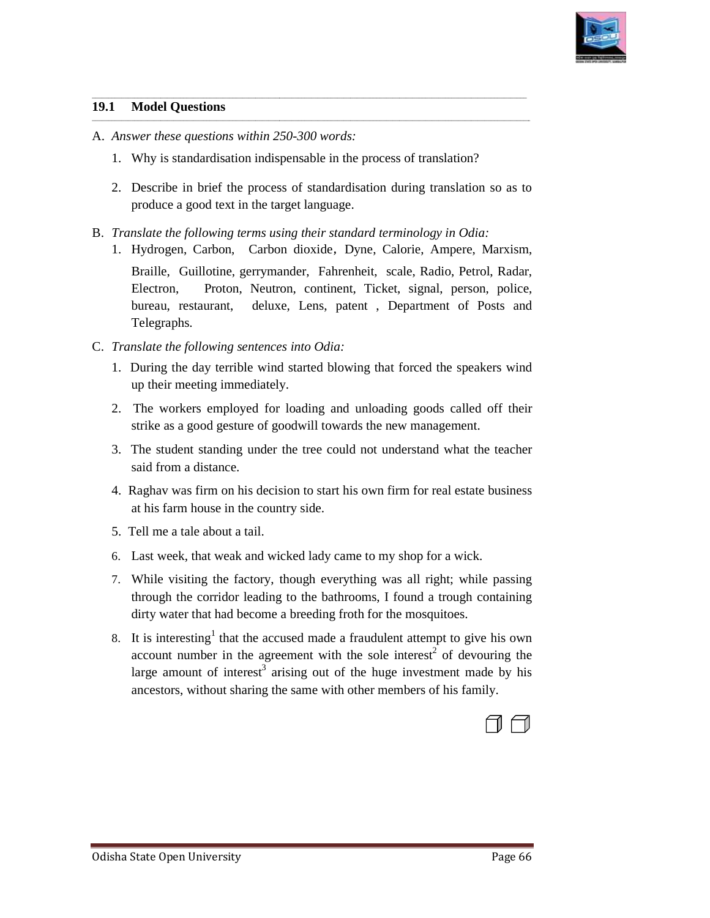## 19.1 Model Questions

A. *Answer these questions within 250-300 words:*

1. Why is standardisation indispensable in the process of translation?
2. Describe in brief the process of standardisation during translation so as to produce a good text in the target language.

B. *Translate the following terms using their standard terminology in Odia:*

1. Hydrogen, Carbon, Carbon dioxide, Dyne, Calorie, Ampere, Marxism, Braille, Guillotine, gerrymander, Fahrenheit, scale, Radio, Petrol, Radar, Electron, Proton, Neutron, continent, Ticket, signal, person, police, bureau, restaurant, deluxe, Lens, patent , Department of Posts and Telegraphs.

C. *Translate the following sentences into Odia:*

1. During the day terrible wind started blowing that forced the speakers wind up their meeting immediately.
2. The workers employed for loading and unloading goods called off their strike as a good gesture of goodwill towards the new management.
3. The student standing under the tree could not understand what the teacher said from a distance.
4. Raghav was firm on his decision to start his own firm for real estate business at his farm house in the country side.
5. Tell me a tale about a tail.
6. Last week, that weak and wicked lady came to my shop for a wick.
7. While visiting the factory, though everything was all right; while passing through the corridor leading to the bathrooms, I found a trough containing dirty water that had become a breeding froth for the mosquitoes.
8. It is interesting[1] that the accused made a fraudulent attempt to give his own account number in the agreement with the sole interest[2] of devouring the large amount of interest[3] arising out of the huge investment made by his ancestors, without sharing the same with other members of his family.